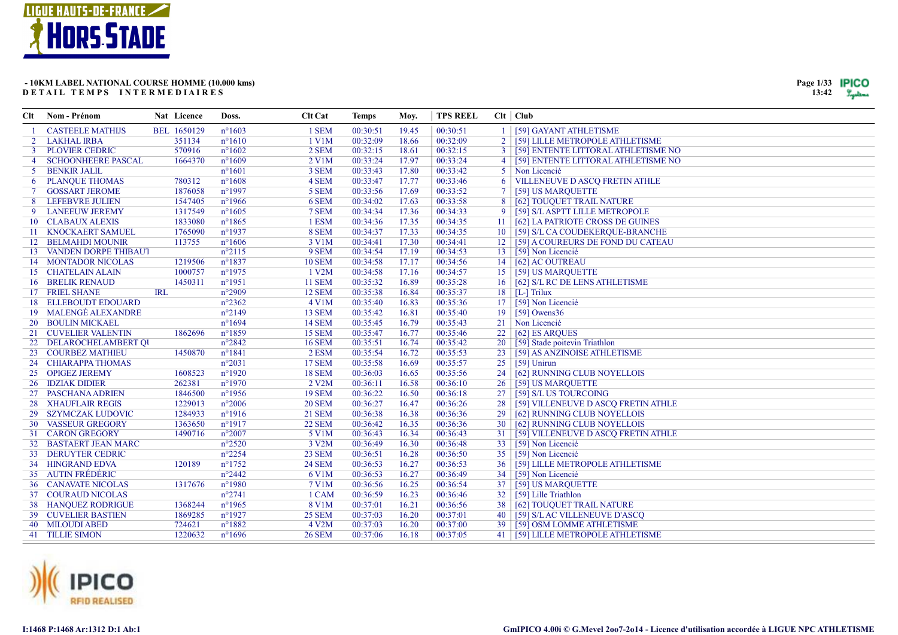## LIGUE HAUTS-DE-FRANCE HORS STADE

**- 10KM LABEL NATIONAL COURSE HOMME (10.000 kms)**
**DETAIL TEMPS INTERMEDIAIRES**

| Clt | Nom - Prénom | Nat | Licence | Doss. | Clt Cat | Temps | Moy. | TPS REEL | Clt | Club |
|---|---|---|---|---|---|---|---|---|---|---|
| 1 | CASTEELE MATHIJS | BEL | 1650129 | n°1603 | 1 SEM | 00:30:51 | 19.45 | 00:30:51 | 1 | [59] GAYANT ATHLETISME |
| 2 | LAKHAL IRBA | | 351134 | n°1610 | 1 V1M | 00:32:09 | 18.66 | 00:32:09 | 2 | [59] LILLE METROPOLE ATHLETISME |
| 3 | PLOVIER CEDRIC | | 570916 | n°1602 | 2 SEM | 00:32:15 | 18.61 | 00:32:15 | 3 | [59] ENTENTE LITTORAL ATHLETISME NO |
| 4 | SCHOONHEERE PASCAL | | 1664370 | n°1609 | 2 V1M | 00:33:24 | 17.97 | 00:33:24 | 4 | [59] ENTENTE LITTORAL ATHLETISME NO |
| 5 | BENKIR JALIL | | | n°1601 | 3 SEM | 00:33:43 | 17.80 | 00:33:42 | 5 | Non Licencié |
| 6 | PLANQUE THOMAS | | 780312 | n°1608 | 4 SEM | 00:33:47 | 17.77 | 00:33:46 | 6 | VILLENEUVE D ASCQ FRETIN ATHLE |
| 7 | GOSSART JEROME | | 1876058 | n°1997 | 5 SEM | 00:33:56 | 17.69 | 00:33:52 | 7 | [59] US MARQUETTE |
| 8 | LEFEBVRE JULIEN | | 1547405 | n°1966 | 6 SEM | 00:34:02 | 17.63 | 00:33:58 | 8 | [62] TOUQUET TRAIL NATURE |
| 9 | LANEEUW JEREMY | | 1317549 | n°1605 | 7 SEM | 00:34:34 | 17.36 | 00:34:33 | 9 | [59] S/L ASPTT LILLE METROPOLE |
| 10 | CLABAUX ALEXIS | | 1833080 | n°1865 | 1 ESM | 00:34:36 | 17.35 | 00:34:35 | 11 | [62] LA PATRIOTE CROSS DE GUINES |
| 11 | KNOCKAERT SAMUEL | | 1765090 | n°1937 | 8 SEM | 00:34:37 | 17.33 | 00:34:35 | 10 | [59] S/L CA COUDEKERQUE-BRANCHE |
| 12 | BELMAHDI MOUNIR | | 113755 | n°1606 | 3 V1M | 00:34:41 | 17.30 | 00:34:41 | 12 | [59] A COUREURS DE FOND DU CATEAU |
| 13 | VANDEN DORPE THIBAUT | | | n°2115 | 9 SEM | 00:34:54 | 17.19 | 00:34:53 | 13 | [59] Non Licencié |
| 14 | MONTADOR NICOLAS | | 1219506 | n°1837 | 10 SEM | 00:34:58 | 17.17 | 00:34:56 | 14 | [62] AC OUTREAU |
| 15 | CHATELAIN ALAIN | | 1000757 | n°1975 | 1 V2M | 00:34:58 | 17.16 | 00:34:57 | 15 | [59] US MARQUETTE |
| 16 | BRELIK RENAUD | | 1450311 | n°1951 | 11 SEM | 00:35:32 | 16.89 | 00:35:28 | 16 | [62] S/L RC DE LENS ATHLETISME |
| 17 | FRIEL SHANE | IRL | | n°2909 | 12 SEM | 00:35:38 | 16.84 | 00:35:37 | 18 | [L-] Trilux |
| 18 | ELLEBOUDT EDOUARD | | | n°2362 | 4 V1M | 00:35:40 | 16.83 | 00:35:36 | 17 | [59] Non Licencié |
| 19 | MALENGÉ ALEXANDRE | | | n°2149 | 13 SEM | 00:35:42 | 16.81 | 00:35:40 | 19 | [59] Owens36 |
| 20 | BOULIN MICKAEL | | | n°1694 | 14 SEM | 00:35:45 | 16.79 | 00:35:43 | 21 | Non Licencié |
| 21 | CUVELIER VALENTIN | | 1862696 | n°1859 | 15 SEM | 00:35:47 | 16.77 | 00:35:46 | 22 | [62] ES ARQUES |
| 22 | DELAROCHELAMBERT QU | | | n°2842 | 16 SEM | 00:35:51 | 16.74 | 00:35:42 | 20 | [59] Stade poitevin Triathlon |
| 23 | COURBEZ MATHIEU | | 1450870 | n°1841 | 2 ESM | 00:35:54 | 16.72 | 00:35:53 | 23 | [59] AS ANZINOISE ATHLETISME |
| 24 | CHIARAPPA THOMAS | | | n°2031 | 17 SEM | 00:35:58 | 16.69 | 00:35:57 | 25 | [59] Unirun |
| 25 | OPIGEZ JEREMY | | 1608523 | n°1920 | 18 SEM | 00:36:03 | 16.65 | 00:35:56 | 24 | [62] RUNNING CLUB NOYELLOIS |
| 26 | IDZIAK DIDIER | | 262381 | n°1970 | 2 V2M | 00:36:11 | 16.58 | 00:36:10 | 26 | [59] US MARQUETTE |
| 27 | PASCHANA ADRIEN | | 1846500 | n°1956 | 19 SEM | 00:36:22 | 16.50 | 00:36:18 | 27 | [59] S/L US TOURCOING |
| 28 | XHAUFLAIR REGIS | | 1229013 | n°2006 | 20 SEM | 00:36:27 | 16.47 | 00:36:26 | 28 | [59] VILLENEUVE D ASCQ FRETIN ATHLE |
| 29 | SZYMCZAK LUDOVIC | | 1284933 | n°1916 | 21 SEM | 00:36:38 | 16.38 | 00:36:36 | 29 | [62] RUNNING CLUB NOYELLOIS |
| 30 | VASSEUR GREGORY | | 1363650 | n°1917 | 22 SEM | 00:36:42 | 16.35 | 00:36:36 | 30 | [62] RUNNING CLUB NOYELLOIS |
| 31 | CARON GREGORY | | 1490716 | n°2007 | 5 V1M | 00:36:43 | 16.34 | 00:36:43 | 31 | [59] VILLENEUVE D ASCQ FRETIN ATHLE |
| 32 | BASTAERT JEAN MARC | | | n°2520 | 3 V2M | 00:36:49 | 16.30 | 00:36:48 | 33 | [59] Non Licencié |
| 33 | DERUYTER CEDRIC | | | n°2254 | 23 SEM | 00:36:51 | 16.28 | 00:36:50 | 35 | [59] Non Licencié |
| 34 | HINGRAND EDVA | | 120189 | n°1752 | 24 SEM | 00:36:53 | 16.27 | 00:36:53 | 36 | [59] LILLE METROPOLE ATHLETISME |
| 35 | AUTIN FRÉDÉRIC | | | n°2442 | 6 V1M | 00:36:53 | 16.27 | 00:36:49 | 34 | [59] Non Licencié |
| 36 | CANAVATE NICOLAS | | 1317676 | n°1980 | 7 V1M | 00:36:56 | 16.25 | 00:36:54 | 37 | [59] US MARQUETTE |
| 37 | COURAUD NICOLAS | | | n°2741 | 1 CAM | 00:36:59 | 16.23 | 00:36:46 | 32 | [59] Lille Triathlon |
| 38 | HANQUEZ RODRIGUE | | 1368244 | n°1965 | 8 V1M | 00:37:01 | 16.21 | 00:36:56 | 38 | [62] TOUQUET TRAIL NATURE |
| 39 | CUVELIER BASTIEN | | 1869285 | n°1927 | 25 SEM | 00:37:03 | 16.20 | 00:37:01 | 40 | [59] S/L AC VILLENEUVE D'ASCQ |
| 40 | MILOUDI ABED | | 724621 | n°1882 | 4 V2M | 00:37:03 | 16.20 | 00:37:00 | 39 | [59] OSM LOMME ATHLETISME |
| 41 | TILLIE SIMON | | 1220632 | n°1696 | 26 SEM | 00:37:06 | 16.18 | 00:37:05 | 41 | [59] LILLE METROPOLE ATHLETISME |

I:1468 P:1468 Ar:1312 D:1 Ab:1

GmIPICO 4.00i © G.Mevel 2oo7-2o14 - Licence d'utilisation accordée à LIGUE NPC ATHLETISME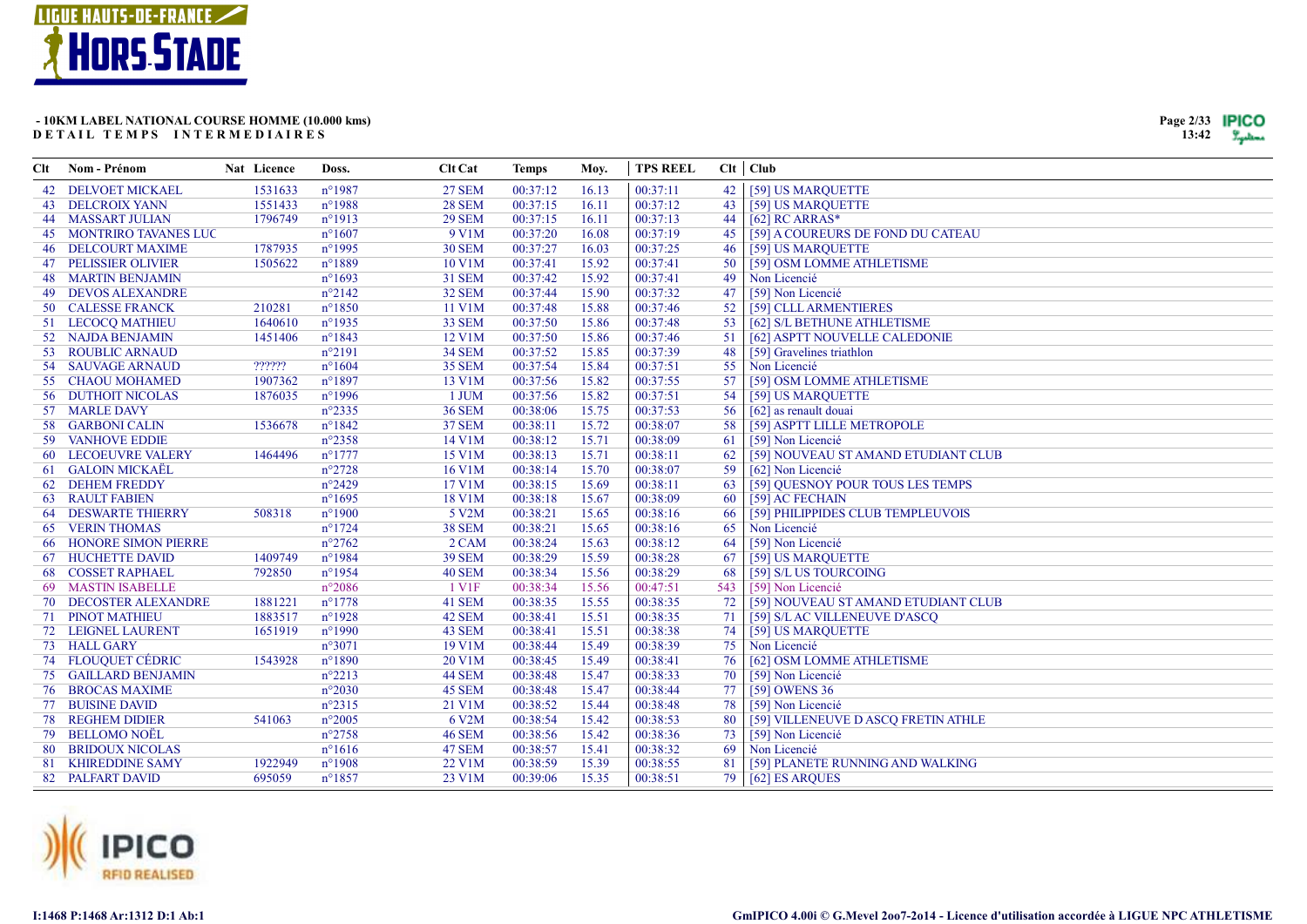**- 10KM LABEL NATIONAL COURSE HOMME (10.000 kms)**
**DETAIL TEMPS INTERMEDIAIRES**

| Clt | Nom - Prénom | Nat | Licence | Doss. | Clt Cat | Temps | Moy. | TPS REEL | Clt | Club |
|---|---|---|---|---|---|---|---|---|---|---|
| 42 | DELVOET MICKAEL | | 1531633 | n°1987 | 27 SEM | 00:37:12 | 16.13 | 00:37:11 | 42 | [59] US MARQUETTE |
| 43 | DELCROIX YANN | | 1551433 | n°1988 | 28 SEM | 00:37:15 | 16.11 | 00:37:12 | 43 | [59] US MARQUETTE |
| 44 | MASSART JULIAN | | 1796749 | n°1913 | 29 SEM | 00:37:15 | 16.11 | 00:37:13 | 44 | [62] RC ARRAS* |
| 45 | MONTRIRO TAVANES LUC | | | n°1607 | 9 V1M | 00:37:20 | 16.08 | 00:37:19 | 45 | [59] A COUREURS DE FOND DU CATEAU |
| 46 | DELCOURT MAXIME | | 1787935 | n°1995 | 30 SEM | 00:37:27 | 16.03 | 00:37:25 | 46 | [59] US MARQUETTE |
| 47 | PELISSIER OLIVIER | | 1505622 | n°1889 | 10 V1M | 00:37:41 | 15.92 | 00:37:41 | 50 | [59] OSM LOMME ATHLETISME |
| 48 | MARTIN BENJAMIN | | | n°1693 | 31 SEM | 00:37:42 | 15.92 | 00:37:41 | 49 | Non Licencié |
| 49 | DEVOS ALEXANDRE | | | n°2142 | 32 SEM | 00:37:44 | 15.90 | 00:37:32 | 47 | [59] Non Licencié |
| 50 | CALESSE FRANCK | | 210281 | n°1850 | 11 V1M | 00:37:48 | 15.88 | 00:37:46 | 52 | [59] CLLL ARMENTIERES |
| 51 | LECOCQ MATHIEU | | 1640610 | n°1935 | 33 SEM | 00:37:50 | 15.86 | 00:37:48 | 53 | [62] S/L BETHUNE ATHLETISME |
| 52 | NAJDA BENJAMIN | | 1451406 | n°1843 | 12 V1M | 00:37:50 | 15.86 | 00:37:46 | 51 | [62] ASPTT NOUVELLE CALEDONIE |
| 53 | ROUBLIC ARNAUD | | | n°2191 | 34 SEM | 00:37:52 | 15.85 | 00:37:39 | 48 | [59] Gravelines triathlon |
| 54 | SAUVAGE ARNAUD | | ?????? | n°1604 | 35 SEM | 00:37:54 | 15.84 | 00:37:51 | 55 | Non Licencié |
| 55 | CHAOU MOHAMED | | 1907362 | n°1897 | 13 V1M | 00:37:56 | 15.82 | 00:37:55 | 57 | [59] OSM LOMME ATHLETISME |
| 56 | DUTHOIT NICOLAS | | 1876035 | n°1996 | 1 JUM | 00:37:56 | 15.82 | 00:37:51 | 54 | [59] US MARQUETTE |
| 57 | MARLE DAVY | | | n°2335 | 36 SEM | 00:38:06 | 15.75 | 00:37:53 | 56 | [62] as renault douai |
| 58 | GARBONI CALIN | | 1536678 | n°1842 | 37 SEM | 00:38:11 | 15.72 | 00:38:07 | 58 | [59] ASPTT LILLE METROPOLE |
| 59 | VANHOVE EDDIE | | | n°2358 | 14 V1M | 00:38:12 | 15.71 | 00:38:09 | 61 | [59] Non Licencié |
| 60 | LECOEUVRE VALERY | | 1464496 | n°1777 | 15 V1M | 00:38:13 | 15.71 | 00:38:11 | 62 | [59] NOUVEAU ST AMAND ETUDIANT CLUB |
| 61 | GALOIN MICKAËL | | | n°2728 | 16 V1M | 00:38:14 | 15.70 | 00:38:07 | 59 | [62] Non Licencié |
| 62 | DEHEM FREDDY | | | n°2429 | 17 V1M | 00:38:15 | 15.69 | 00:38:11 | 63 | [59] QUESNOY POUR TOUS LES TEMPS |
| 63 | RAULT FABIEN | | | n°1695 | 18 V1M | 00:38:18 | 15.67 | 00:38:09 | 60 | [59] AC FECHAIN |
| 64 | DESWARTE THIERRY | | 508318 | n°1900 | 5 V2M | 00:38:21 | 15.65 | 00:38:16 | 66 | [59] PHILIPPIDES CLUB TEMPLEUVOIS |
| 65 | VERIN THOMAS | | | n°1724 | 38 SEM | 00:38:21 | 15.65 | 00:38:16 | 65 | Non Licencié |
| 66 | HONORE SIMON PIERRE | | | n°2762 | 2 CAM | 00:38:24 | 15.63 | 00:38:12 | 64 | [59] Non Licencié |
| 67 | HUCHETTE DAVID | | 1409749 | n°1984 | 39 SEM | 00:38:29 | 15.59 | 00:38:28 | 67 | [59] US MARQUETTE |
| 68 | COSSET RAPHAEL | | 792850 | n°1954 | 40 SEM | 00:38:34 | 15.56 | 00:38:29 | 68 | [59] S/L US TOURCOING |
| 69 | MASTIN ISABELLE | | | n°2086 | 1 V1F | 00:38:34 | 15.56 | 00:47:51 | 543 | [59] Non Licencié |
| 70 | DECOSTER ALEXANDRE | | 1881221 | n°1778 | 41 SEM | 00:38:35 | 15.55 | 00:38:35 | 72 | [59] NOUVEAU ST AMAND ETUDIANT CLUB |
| 71 | PINOT MATHIEU | | 1883517 | n°1928 | 42 SEM | 00:38:41 | 15.51 | 00:38:35 | 71 | [59] S/L AC VILLENEUVE D'ASCQ |
| 72 | LEIGNEL LAURENT | | 1651919 | n°1990 | 43 SEM | 00:38:41 | 15.51 | 00:38:38 | 74 | [59] US MARQUETTE |
| 73 | HALL GARY | | | n°3071 | 19 V1M | 00:38:44 | 15.49 | 00:38:39 | 75 | Non Licencié |
| 74 | FLOUQUET CÉDRIC | | 1543928 | n°1890 | 20 V1M | 00:38:45 | 15.49 | 00:38:41 | 76 | [62] OSM LOMME ATHLETISME |
| 75 | GAILLARD BENJAMIN | | | n°2213 | 44 SEM | 00:38:48 | 15.47 | 00:38:33 | 70 | [59] Non Licencié |
| 76 | BROCAS MAXIME | | | n°2030 | 45 SEM | 00:38:48 | 15.47 | 00:38:44 | 77 | [59] OWENS 36 |
| 77 | BUISINE DAVID | | | n°2315 | 21 V1M | 00:38:52 | 15.44 | 00:38:48 | 78 | [59] Non Licencié |
| 78 | REGHEM DIDIER | | 541063 | n°2005 | 6 V2M | 00:38:54 | 15.42 | 00:38:53 | 80 | [59] VILLENEUVE D ASCQ FRETIN ATHLE |
| 79 | BELLOMO NOËL | | | n°2758 | 46 SEM | 00:38:56 | 15.42 | 00:38:36 | 73 | [59] Non Licencié |
| 80 | BRIDOUX NICOLAS | | | n°1616 | 47 SEM | 00:38:57 | 15.41 | 00:38:32 | 69 | Non Licencié |
| 81 | KHIREDDINE SAMY | | 1922949 | n°1908 | 22 V1M | 00:38:59 | 15.39 | 00:38:55 | 81 | [59] PLANETE RUNNING AND WALKING |
| 82 | PALFART DAVID | | 695059 | n°1857 | 23 V1M | 00:39:06 | 15.35 | 00:38:51 | 79 | [62] ES ARQUES |

I:1468 P:1468 Ar:1312 D:1 Ab:1

GmIPICO 4.00i © G.Mevel 2oo7-2o14 - Licence d'utilisation accordée à LIGUE NPC ATHLETISME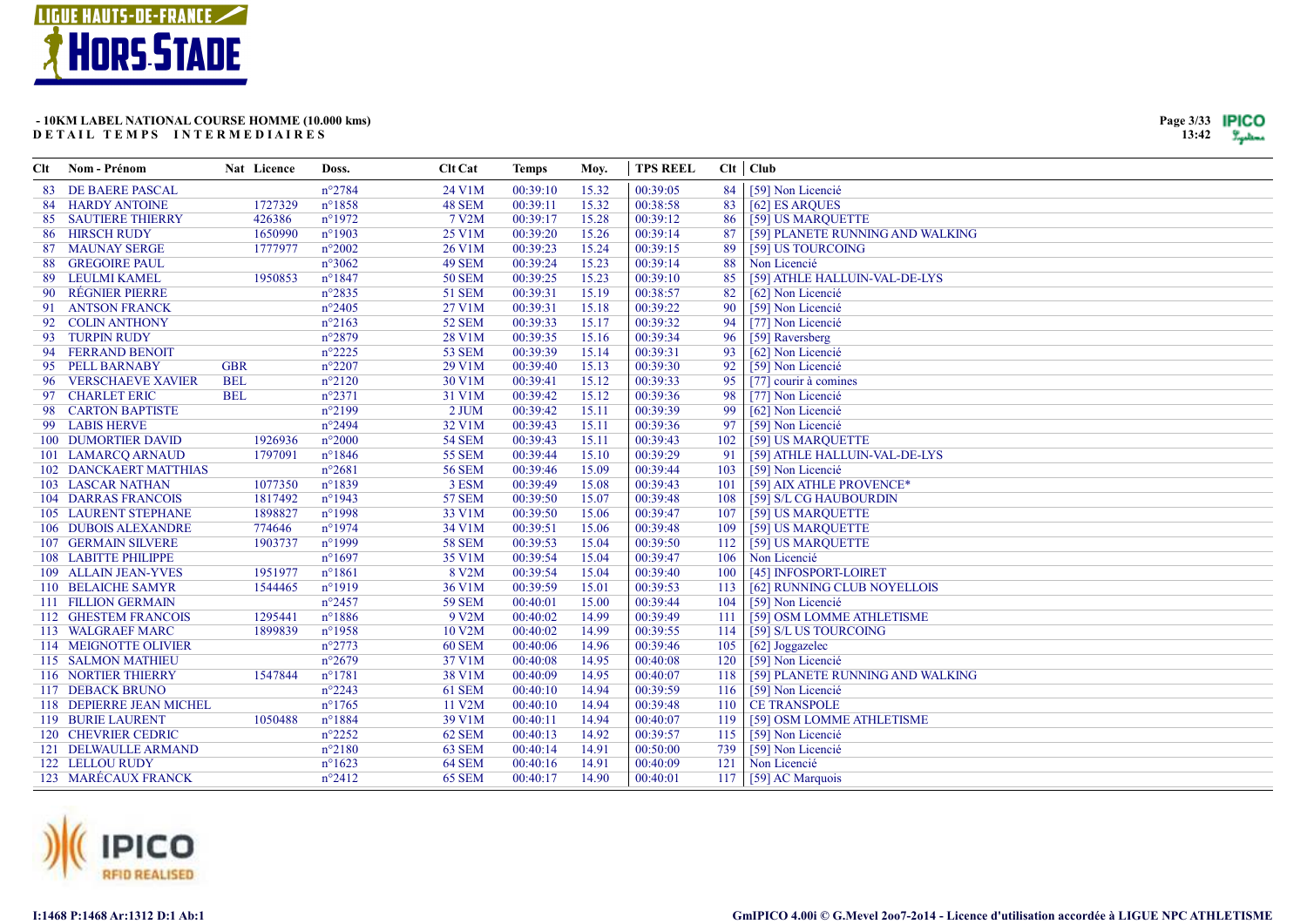**- 10KM LABEL NATIONAL COURSE HOMME (10.000 kms)**
**DETAIL TEMPS INTERMEDIAIRES**

| Clt | Nom - Prénom | Nat | Licence | Doss. | Clt Cat | Temps | Moy. | TPS REEL | Clt | Club |
|---|---|---|---|---|---|---|---|---|---|---|
| 83 | DE BAERE PASCAL | | | n°2784 | 24 V1M | 00:39:10 | 15.32 | 00:39:05 | 84 | [59] Non Licencié |
| 84 | HARDY ANTOINE | | 1727329 | n°1858 | 48 SEM | 00:39:11 | 15.32 | 00:38:58 | 83 | [62] ES ARQUES |
| 85 | SAUTIERE THIERRY | | 426386 | n°1972 | 7 V2M | 00:39:17 | 15.28 | 00:39:12 | 86 | [59] US MARQUETTE |
| 86 | HIRSCH RUDY | | 1650990 | n°1903 | 25 V1M | 00:39:20 | 15.26 | 00:39:14 | 87 | [59] PLANETE RUNNING AND WALKING |
| 87 | MAUNAY SERGE | | 1777977 | n°2002 | 26 V1M | 00:39:23 | 15.24 | 00:39:15 | 89 | [59] US TOURCOING |
| 88 | GREGOIRE PAUL | | | n°3062 | 49 SEM | 00:39:24 | 15.23 | 00:39:14 | 88 | Non Licencié |
| 89 | LEULMI KAMEL | | 1950853 | n°1847 | 50 SEM | 00:39:25 | 15.23 | 00:39:10 | 85 | [59] ATHLE HALLUIN-VAL-DE-LYS |
| 90 | RÉGNIER PIERRE | | | n°2835 | 51 SEM | 00:39:31 | 15.19 | 00:38:57 | 82 | [62] Non Licencié |
| 91 | ANTSON FRANCK | | | n°2405 | 27 V1M | 00:39:31 | 15.18 | 00:39:22 | 90 | [59] Non Licencié |
| 92 | COLIN ANTHONY | | | n°2163 | 52 SEM | 00:39:33 | 15.17 | 00:39:32 | 94 | [77] Non Licencié |
| 93 | TURPIN RUDY | | | n°2879 | 28 V1M | 00:39:35 | 15.16 | 00:39:34 | 96 | [59] Raversberg |
| 94 | FERRAND BENOIT | | | n°2225 | 53 SEM | 00:39:39 | 15.14 | 00:39:31 | 93 | [62] Non Licencié |
| 95 | PELL BARNABY | GBR | | n°2207 | 29 V1M | 00:39:40 | 15.13 | 00:39:30 | 92 | [59] Non Licencié |
| 96 | VERSCHAEVE XAVIER | BEL | | n°2120 | 30 V1M | 00:39:41 | 15.12 | 00:39:33 | 95 | [77] courir à comines |
| 97 | CHARLET ERIC | BEL | | n°2371 | 31 V1M | 00:39:42 | 15.12 | 00:39:36 | 98 | [77] Non Licencié |
| 98 | CARTON BAPTISTE | | | n°2199 | 2 JUM | 00:39:42 | 15.11 | 00:39:39 | 99 | [62] Non Licencié |
| 99 | LABIS HERVE | | | n°2494 | 32 V1M | 00:39:43 | 15.11 | 00:39:36 | 97 | [59] Non Licencié |
| 100 | DUMORTIER DAVID | | 1926936 | n°2000 | 54 SEM | 00:39:43 | 15.11 | 00:39:43 | 102 | [59] US MARQUETTE |
| 101 | LAMARCQ ARNAUD | | 1797091 | n°1846 | 55 SEM | 00:39:44 | 15.10 | 00:39:29 | 91 | [59] ATHLE HALLUIN-VAL-DE-LYS |
| 102 | DANCKAERT MATTHIAS | | | n°2681 | 56 SEM | 00:39:46 | 15.09 | 00:39:44 | 103 | [59] Non Licencié |
| 103 | LASCAR NATHAN | | 1077350 | n°1839 | 3 ESM | 00:39:49 | 15.08 | 00:39:43 | 101 | [59] AIX ATHLE PROVENCE* |
| 104 | DARRAS FRANCOIS | | 1817492 | n°1943 | 57 SEM | 00:39:50 | 15.07 | 00:39:48 | 108 | [59] S/L CG HAUBOURDIN |
| 105 | LAURENT STEPHANE | | 1898827 | n°1998 | 33 V1M | 00:39:50 | 15.06 | 00:39:47 | 107 | [59] US MARQUETTE |
| 106 | DUBOIS ALEXANDRE | | 774646 | n°1974 | 34 V1M | 00:39:51 | 15.06 | 00:39:48 | 109 | [59] US MARQUETTE |
| 107 | GERMAIN SILVERE | | 1903737 | n°1999 | 58 SEM | 00:39:53 | 15.04 | 00:39:50 | 112 | [59] US MARQUETTE |
| 108 | LABITTE PHILIPPE | | | n°1697 | 35 V1M | 00:39:54 | 15.04 | 00:39:47 | 106 | Non Licencié |
| 109 | ALLAIN JEAN-YVES | | 1951977 | n°1861 | 8 V2M | 00:39:54 | 15.04 | 00:39:40 | 100 | [45] INFOSPORT-LOIRET |
| 110 | BELAICHE SAMYR | | 1544465 | n°1919 | 36 V1M | 00:39:59 | 15.01 | 00:39:53 | 113 | [62] RUNNING CLUB NOYELLOIS |
| 111 | FILLION GERMAIN | | | n°2457 | 59 SEM | 00:40:01 | 15.00 | 00:39:44 | 104 | [59] Non Licencié |
| 112 | GHESTEM FRANCOIS | | 1295441 | n°1886 | 9 V2M | 00:40:02 | 14.99 | 00:39:49 | 111 | [59] OSM LOMME ATHLETISME |
| 113 | WALGRAEF MARC | | 1899839 | n°1958 | 10 V2M | 00:40:02 | 14.99 | 00:39:55 | 114 | [59] S/L US TOURCOING |
| 114 | MEIGNOTTE OLIVIER | | | n°2773 | 60 SEM | 00:40:06 | 14.96 | 00:39:46 | 105 | [62] Joggazelec |
| 115 | SALMON MATHIEU | | | n°2679 | 37 V1M | 00:40:08 | 14.95 | 00:40:08 | 120 | [59] Non Licencié |
| 116 | NORTIER THIERRY | | 1547844 | n°1781 | 38 V1M | 00:40:09 | 14.95 | 00:40:07 | 118 | [59] PLANETE RUNNING AND WALKING |
| 117 | DEBACK BRUNO | | | n°2243 | 61 SEM | 00:40:10 | 14.94 | 00:39:59 | 116 | [59] Non Licencié |
| 118 | DEPIERRE JEAN MICHEL | | | n°1765 | 11 V2M | 00:40:10 | 14.94 | 00:39:48 | 110 | CE TRANSPOLE |
| 119 | BURIE LAURENT | | 1050488 | n°1884 | 39 V1M | 00:40:11 | 14.94 | 00:40:07 | 119 | [59] OSM LOMME ATHLETISME |
| 120 | CHEVRIER CEDRIC | | | n°2252 | 62 SEM | 00:40:13 | 14.92 | 00:39:57 | 115 | [59] Non Licencié |
| 121 | DELWAULLE ARMAND | | | n°2180 | 63 SEM | 00:40:14 | 14.91 | 00:50:00 | 739 | [59] Non Licencié |
| 122 | LELLOU RUDY | | | n°1623 | 64 SEM | 00:40:16 | 14.91 | 00:40:09 | 121 | Non Licencié |
| 123 | MARÉCAUX FRANCK | | | n°2412 | 65 SEM | 00:40:17 | 14.90 | 00:40:01 | 117 | [59] AC Marquois |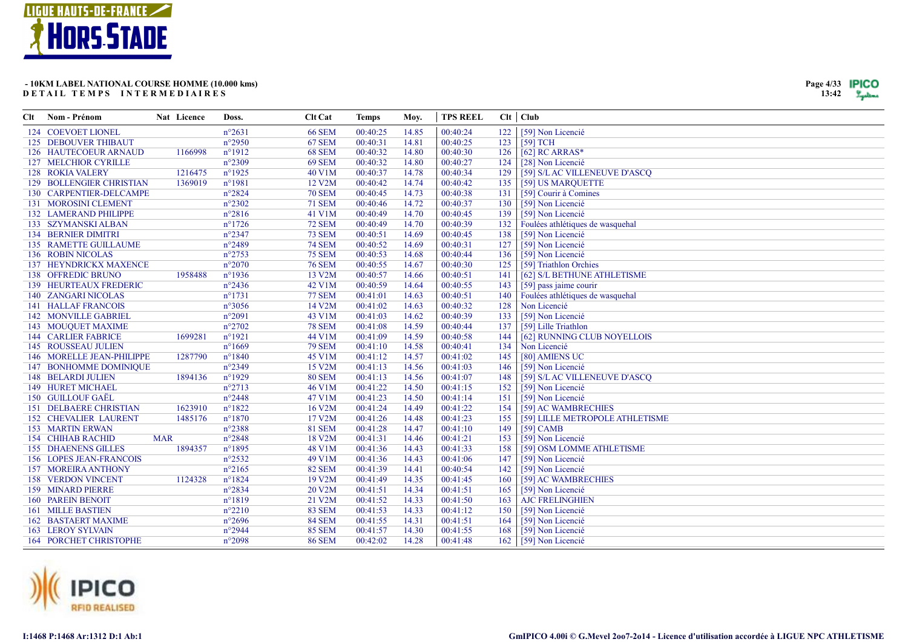**- 10KM LABEL NATIONAL COURSE HOMME (10.000 kms)**
**DETAIL TEMPS INTERMEDIAIRES**

| Clt | Nom - Prénom | Nat | Licence | Doss. | Clt Cat | Temps | Moy. | TPS REEL | Clt | Club |
|---|---|---|---|---|---|---|---|---|---|---|
| 124 | COEVOET LIONEL | | | n°2631 | 66 SEM | 00:40:25 | 14.85 | 00:40:24 | 122 | [59] Non Licencié |
| 125 | DEBOUVER THIBAUT | | | n°2950 | 67 SEM | 00:40:31 | 14.81 | 00:40:25 | 123 | [59] TCH |
| 126 | HAUTECOEUR ARNAUD | | 1166998 | n°1912 | 68 SEM | 00:40:32 | 14.80 | 00:40:30 | 126 | [62] RC ARRAS* |
| 127 | MELCHIOR CYRILLE | | | n°2309 | 69 SEM | 00:40:32 | 14.80 | 00:40:27 | 124 | [28] Non Licencié |
| 128 | ROKIA VALERY | | 1216475 | n°1925 | 40 V1M | 00:40:37 | 14.78 | 00:40:34 | 129 | [59] S/L AC VILLENEUVE D'ASCQ |
| 129 | BOLLENGIER CHRISTIAN | | 1369019 | n°1981 | 12 V2M | 00:40:42 | 14.74 | 00:40:42 | 135 | [59] US MARQUETTE |
| 130 | CARPENTIER-DELCAMPE | | | n°2824 | 70 SEM | 00:40:45 | 14.73 | 00:40:38 | 131 | [59] Courir à Comines |
| 131 | MOROSINI CLEMENT | | | n°2302 | 71 SEM | 00:40:46 | 14.72 | 00:40:37 | 130 | [59] Non Licencié |
| 132 | LAMERAND PHILIPPE | | | n°2816 | 41 V1M | 00:40:49 | 14.70 | 00:40:45 | 139 | [59] Non Licencié |
| 133 | SZYMANSKI ALBAN | | | n°1726 | 72 SEM | 00:40:49 | 14.70 | 00:40:39 | 132 | Foulées athlétiques de wasquehal |
| 134 | BERNIER DIMITRI | | | n°2347 | 73 SEM | 00:40:51 | 14.69 | 00:40:45 | 138 | [59] Non Licencié |
| 135 | RAMETTE GUILLAUME | | | n°2489 | 74 SEM | 00:40:52 | 14.69 | 00:40:31 | 127 | [59] Non Licencié |
| 136 | ROBIN NICOLAS | | | n°2753 | 75 SEM | 00:40:53 | 14.68 | 00:40:44 | 136 | [59] Non Licencié |
| 137 | HEYNDRICKX MAXENCE | | | n°2070 | 76 SEM | 00:40:55 | 14.67 | 00:40:30 | 125 | [59] Triathlon Orchies |
| 138 | OFFREDIC BRUNO | | 1958488 | n°1936 | 13 V2M | 00:40:57 | 14.66 | 00:40:51 | 141 | [62] S/L BETHUNE ATHLETISME |
| 139 | HEURTEAUX FREDERIC | | | n°2436 | 42 V1M | 00:40:59 | 14.64 | 00:40:55 | 143 | [59] pass jaime courir |
| 140 | ZANGARI NICOLAS | | | n°1731 | 77 SEM | 00:41:01 | 14.63 | 00:40:51 | 140 | Foulées athlétiques de wasquehal |
| 141 | HALLAF FRANCOIS | | | n°3056 | 14 V2M | 00:41:02 | 14.63 | 00:40:32 | 128 | Non Licencié |
| 142 | MONVILLE GABRIEL | | | n°2091 | 43 V1M | 00:41:03 | 14.62 | 00:40:39 | 133 | [59] Non Licencié |
| 143 | MOUQUET MAXIME | | | n°2702 | 78 SEM | 00:41:08 | 14.59 | 00:40:44 | 137 | [59] Lille Triathlon |
| 144 | CARLIER FABRICE | | 1699281 | n°1921 | 44 V1M | 00:41:09 | 14.59 | 00:40:58 | 144 | [62] RUNNING CLUB NOYELLOIS |
| 145 | ROUSSEAU JULIEN | | | n°1669 | 79 SEM | 00:41:10 | 14.58 | 00:40:41 | 134 | Non Licencié |
| 146 | MORELLE JEAN-PHILIPPE | | 1287790 | n°1840 | 45 V1M | 00:41:12 | 14.57 | 00:41:02 | 145 | [80] AMIENS UC |
| 147 | BONHOMME DOMINIQUE | | | n°2349 | 15 V2M | 00:41:13 | 14.56 | 00:41:03 | 146 | [59] Non Licencié |
| 148 | BELARDI JULIEN | | 1894136 | n°1929 | 80 SEM | 00:41:13 | 14.56 | 00:41:07 | 148 | [59] S/L AC VILLENEUVE D'ASCQ |
| 149 | HURET MICHAEL | | | n°2713 | 46 V1M | 00:41:22 | 14.50 | 00:41:15 | 152 | [59] Non Licencié |
| 150 | GUILLOUF GAËL | | | n°2448 | 47 V1M | 00:41:23 | 14.50 | 00:41:14 | 151 | [59] Non Licencié |
| 151 | DELBAERE CHRISTIAN | | 1623910 | n°1822 | 16 V2M | 00:41:24 | 14.49 | 00:41:22 | 154 | [59] AC WAMBRECHIES |
| 152 | CHEVALIER LAURENT | | 1485176 | n°1870 | 17 V2M | 00:41:26 | 14.48 | 00:41:23 | 155 | [59] LILLE METROPOLE ATHLETISME |
| 153 | MARTIN ERWAN | | | n°2388 | 81 SEM | 00:41:28 | 14.47 | 00:41:10 | 149 | [59] CAMB |
| 154 | CHIHAB RACHID | MAR | | n°2848 | 18 V2M | 00:41:31 | 14.46 | 00:41:21 | 153 | [59] Non Licencié |
| 155 | DHAENENS GILLES | | 1894357 | n°1895 | 48 V1M | 00:41:36 | 14.43 | 00:41:33 | 158 | [59] OSM LOMME ATHLETISME |
| 156 | LOPES JEAN-FRANCOIS | | | n°2532 | 49 V1M | 00:41:36 | 14.43 | 00:41:06 | 147 | [59] Non Licencié |
| 157 | MOREIRA ANTHONY | | | n°2165 | 82 SEM | 00:41:39 | 14.41 | 00:40:54 | 142 | [59] Non Licencié |
| 158 | VERDON VINCENT | | 1124328 | n°1824 | 19 V2M | 00:41:49 | 14.35 | 00:41:45 | 160 | [59] AC WAMBRECHIES |
| 159 | MINARD PIERRE | | | n°2834 | 20 V2M | 00:41:51 | 14.34 | 00:41:51 | 165 | [59] Non Licencié |
| 160 | PAREIN BENOIT | | | n°1819 | 21 V2M | 00:41:52 | 14.33 | 00:41:50 | 163 | AJC FRELINGHIEN |
| 161 | MILLE BASTIEN | | | n°2210 | 83 SEM | 00:41:53 | 14.33 | 00:41:12 | 150 | [59] Non Licencié |
| 162 | BASTAERT MAXIME | | | n°2696 | 84 SEM | 00:41:55 | 14.31 | 00:41:51 | 164 | [59] Non Licencié |
| 163 | LEROY SYLVAIN | | | n°2944 | 85 SEM | 00:41:57 | 14.30 | 00:41:55 | 168 | [59] Non Licencié |
| 164 | PORCHET CHRISTOPHE | | | n°2098 | 86 SEM | 00:42:02 | 14.28 | 00:41:48 | 162 | [59] Non Licencié |

I:1468 P:1468 Ar:1312 D:1 Ab:1

GmIPICO 4.00i © G.Mevel 2oo7-2o14 - Licence d'utilisation accordée à LIGUE NPC ATHLETISME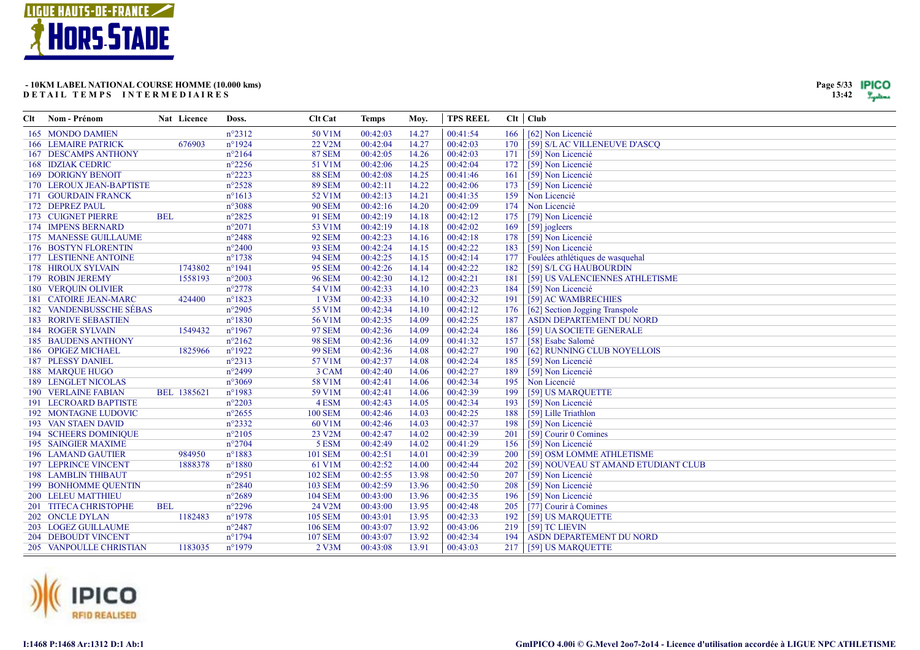**- 10KM LABEL NATIONAL COURSE HOMME (10.000 kms)**
**DETAIL TEMPS INTERMEDIAIRES**

| Clt | Nom - Prénom | Nat | Licence | Doss. | Clt Cat | Temps | Moy. | TPS REEL | Clt | Club |
|---|---|---|---|---|---|---|---|---|---|---|
| 165 | MONDO DAMIEN | | | n°2312 | 50 V1M | 00:42:03 | 14.27 | 00:41:54 | 166 | [62] Non Licencié |
| 166 | LEMAIRE PATRICK | | 676903 | n°1924 | 22 V2M | 00:42:04 | 14.27 | 00:42:03 | 170 | [59] S/L AC VILLENEUVE D'ASCQ |
| 167 | DESCAMPS ANTHONY | | | n°2164 | 87 SEM | 00:42:05 | 14.26 | 00:42:03 | 171 | [59] Non Licencié |
| 168 | IDZIAK CEDRIC | | | n°2256 | 51 V1M | 00:42:06 | 14.25 | 00:42:04 | 172 | [59] Non Licencié |
| 169 | DORIGNY BENOIT | | | n°2223 | 88 SEM | 00:42:08 | 14.25 | 00:41:46 | 161 | [59] Non Licencié |
| 170 | LEROUX JEAN-BAPTISTE | | | n°2528 | 89 SEM | 00:42:11 | 14.22 | 00:42:06 | 173 | [59] Non Licencié |
| 171 | GOURDAIN FRANCK | | | n°1613 | 52 V1M | 00:42:13 | 14.21 | 00:41:35 | 159 | Non Licencié |
| 172 | DEPREZ PAUL | | | n°3088 | 90 SEM | 00:42:16 | 14.20 | 00:42:09 | 174 | Non Licencié |
| 173 | CUIGNET PIERRE | BEL | | n°2825 | 91 SEM | 00:42:19 | 14.18 | 00:42:12 | 175 | [79] Non Licencié |
| 174 | IMPENS BERNARD | | | n°2071 | 53 V1M | 00:42:19 | 14.18 | 00:42:02 | 169 | [59] jogleers |
| 175 | MANESSE GUILLAUME | | | n°2488 | 92 SEM | 00:42:23 | 14.16 | 00:42:18 | 178 | [59] Non Licencié |
| 176 | BOSTYN FLORENTIN | | | n°2400 | 93 SEM | 00:42:24 | 14.15 | 00:42:22 | 183 | [59] Non Licencié |
| 177 | LESTIENNE ANTOINE | | | n°1738 | 94 SEM | 00:42:25 | 14.15 | 00:42:14 | 177 | Foulées athlétiques de wasquehal |
| 178 | HIROUX SYLVAIN | | 1743802 | n°1941 | 95 SEM | 00:42:26 | 14.14 | 00:42:22 | 182 | [59] S/L CG HAUBOURDIN |
| 179 | ROBIN JEREMY | | 1558193 | n°2003 | 96 SEM | 00:42:30 | 14.12 | 00:42:21 | 181 | [59] US VALENCIENNES ATHLETISME |
| 180 | VERQUIN OLIVIER | | | n°2778 | 54 V1M | 00:42:33 | 14.10 | 00:42:23 | 184 | [59] Non Licencié |
| 181 | CATOIRE JEAN-MARC | | 424400 | n°1823 | 1 V3M | 00:42:33 | 14.10 | 00:42:32 | 191 | [59] AC WAMBRECHIES |
| 182 | VANDENBUSSCHE SÉBAS | | | n°2905 | 55 V1M | 00:42:34 | 14.10 | 00:42:12 | 176 | [62] Section Jogging Transpole |
| 183 | RORIVE SEBASTIEN | | | n°1830 | 56 V1M | 00:42:35 | 14.09 | 00:42:25 | 187 | ASDN DEPARTEMENT DU NORD |
| 184 | ROGER SYLVAIN | | 1549432 | n°1967 | 97 SEM | 00:42:36 | 14.09 | 00:42:24 | 186 | [59] UA SOCIETE GENERALE |
| 185 | BAUDENS ANTHONY | | | n°2162 | 98 SEM | 00:42:36 | 14.09 | 00:41:32 | 157 | [58] Esabc Salomé |
| 186 | OPIGEZ MICHAEL | | 1825966 | n°1922 | 99 SEM | 00:42:36 | 14.08 | 00:42:27 | 190 | [62] RUNNING CLUB NOYELLOIS |
| 187 | PLESSY DANIEL | | | n°2313 | 57 V1M | 00:42:37 | 14.08 | 00:42:24 | 185 | [59] Non Licencié |
| 188 | MARQUE HUGO | | | n°2499 | 3 CAM | 00:42:40 | 14.06 | 00:42:27 | 189 | [59] Non Licencié |
| 189 | LENGLET NICOLAS | | | n°3069 | 58 V1M | 00:42:41 | 14.06 | 00:42:34 | 195 | Non Licencié |
| 190 | VERLAINE FABIAN | BEL | 1385621 | n°1983 | 59 V1M | 00:42:41 | 14.06 | 00:42:39 | 199 | [59] US MARQUETTE |
| 191 | LECROARD BAPTISTE | | | n°2203 | 4 ESM | 00:42:43 | 14.05 | 00:42:34 | 193 | [59] Non Licencié |
| 192 | MONTAGNE LUDOVIC | | | n°2655 | 100 SEM | 00:42:46 | 14.03 | 00:42:25 | 188 | [59] Lille Triathlon |
| 193 | VAN STAEN DAVID | | | n°2332 | 60 V1M | 00:42:46 | 14.03 | 00:42:37 | 198 | [59] Non Licencié |
| 194 | SCHEERS DOMINIQUE | | | n°2105 | 23 V2M | 00:42:47 | 14.02 | 00:42:39 | 201 | [59] Courir 0 Comines |
| 195 | SAINGIER MAXIME | | | n°2704 | 5 ESM | 00:42:49 | 14.02 | 00:41:29 | 156 | [59] Non Licencié |
| 196 | LAMAND GAUTIER | | 984950 | n°1883 | 101 SEM | 00:42:51 | 14.01 | 00:42:39 | 200 | [59] OSM LOMME ATHLETISME |
| 197 | LEPRINCE VINCENT | | 1888378 | n°1880 | 61 V1M | 00:42:52 | 14.00 | 00:42:44 | 202 | [59] NOUVEAU ST AMAND ETUDIANT CLUB |
| 198 | LAMBLIN THIBAUT | | | n°2951 | 102 SEM | 00:42:55 | 13.98 | 00:42:50 | 207 | [59] Non Licencié |
| 199 | BONHOMME QUENTIN | | | n°2840 | 103 SEM | 00:42:59 | 13.96 | 00:42:50 | 208 | [59] Non Licencié |
| 200 | LELEU MATTHIEU | | | n°2689 | 104 SEM | 00:43:00 | 13.96 | 00:42:35 | 196 | [59] Non Licencié |
| 201 | TITECA CHRISTOPHE | BEL | | n°2296 | 24 V2M | 00:43:00 | 13.95 | 00:42:48 | 205 | [77] Courir à Comines |
| 202 | ONCLE DYLAN | | 1182483 | n°1978 | 105 SEM | 00:43:01 | 13.95 | 00:42:33 | 192 | [59] US MARQUETTE |
| 203 | LOGEZ GUILLAUME | | | n°2487 | 106 SEM | 00:43:07 | 13.92 | 00:43:06 | 219 | [59] TC LIEVIN |
| 204 | DEBOUDT VINCENT | | | n°1794 | 107 SEM | 00:43:07 | 13.92 | 00:42:34 | 194 | ASDN DEPARTEMENT DU NORD |
| 205 | VANPOULLE CHRISTIAN | | 1183035 | n°1979 | 2 V3M | 00:43:08 | 13.91 | 00:43:03 | 217 | [59] US MARQUETTE |

I:1468 P:1468 Ar:1312 D:1 Ab:1

GmIPICO 4.00i © G.Mevel 2oo7-2o14 - Licence d'utilisation accordée à LIGUE NPC ATHLETISME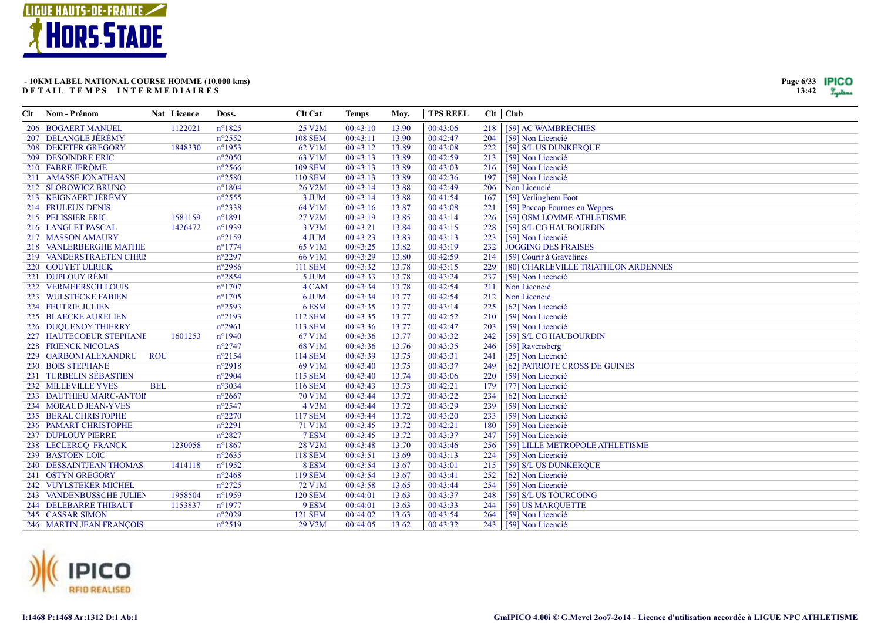**- 10KM LABEL NATIONAL COURSE HOMME (10.000 kms)**
**DETAIL TEMPS INTERMEDIAIRES**

| Clt | Nom - Prénom | Nat | Licence | Doss. | Clt Cat | Temps | Moy. | TPS REEL | Clt | Club |
|---|---|---|---|---|---|---|---|---|---|---|
| 206 | BOGAERT MANUEL | | 1122021 | n°1825 | 25 V2M | 00:43:10 | 13.90 | 00:43:06 | 218 | [59] AC WAMBRECHIES |
| 207 | DELANGLE JÉRÉMY | | | n°2552 | 108 SEM | 00:43:11 | 13.90 | 00:42:47 | 204 | [59] Non Licencié |
| 208 | DEKETER GREGORY | | 1848330 | n°1953 | 62 V1M | 00:43:12 | 13.89 | 00:43:08 | 222 | [59] S/L US DUNKERQUE |
| 209 | DESOINDRE ERIC | | | n°2050 | 63 V1M | 00:43:13 | 13.89 | 00:42:59 | 213 | [59] Non Licencié |
| 210 | FABRE JÉRÔME | | | n°2566 | 109 SEM | 00:43:13 | 13.89 | 00:43:03 | 216 | [59] Non Licencié |
| 211 | AMASSE JONATHAN | | | n°2580 | 110 SEM | 00:43:13 | 13.89 | 00:42:36 | 197 | [59] Non Licencié |
| 212 | SLOROWICZ BRUNO | | | n°1804 | 26 V2M | 00:43:14 | 13.88 | 00:42:49 | 206 | Non Licencié |
| 213 | KEIGNAERT JÉRÉMY | | | n°2555 | 3 JUM | 00:43:14 | 13.88 | 00:41:54 | 167 | [59] Verlinghem Foot |
| 214 | FRULEUX DENIS | | | n°2338 | 64 V1M | 00:43:16 | 13.87 | 00:43:08 | 221 | [59] Paccap Fournes en Weppes |
| 215 | PELISSIER ERIC | | 1581159 | n°1891 | 27 V2M | 00:43:19 | 13.85 | 00:43:14 | 226 | [59] OSM LOMME ATHLETISME |
| 216 | LANGLET PASCAL | | 1426472 | n°1939 | 3 V3M | 00:43:21 | 13.84 | 00:43:15 | 228 | [59] S/L CG HAUBOURDIN |
| 217 | MASSON AMAURY | | | n°2159 | 4 JUM | 00:43:23 | 13.83 | 00:43:13 | 223 | [59] Non Licencié |
| 218 | VANLERBERGHE MATHIE | | | n°1774 | 65 V1M | 00:43:25 | 13.82 | 00:43:19 | 232 | JOGGING DES FRAISES |
| 219 | VANDERSTRAETEN CHRI | | | n°2297 | 66 V1M | 00:43:29 | 13.80 | 00:42:59 | 214 | [59] Courir à Gravelines |
| 220 | GOUYET ULRICK | | | n°2986 | 111 SEM | 00:43:32 | 13.78 | 00:43:15 | 229 | [80] CHARLEVILLE TRIATHLON ARDENNES |
| 221 | DUPLOUY RÉMI | | | n°2854 | 5 JUM | 00:43:33 | 13.78 | 00:43:24 | 237 | [59] Non Licencié |
| 222 | VERMEERSCH LOUIS | | | n°1707 | 4 CAM | 00:43:34 | 13.78 | 00:42:54 | 211 | Non Licencié |
| 223 | WULSTECKE FABIEN | | | n°1705 | 6 JUM | 00:43:34 | 13.77 | 00:42:54 | 212 | Non Licencié |
| 224 | FEUTRIE JULIEN | | | n°2593 | 6 ESM | 00:43:35 | 13.77 | 00:43:14 | 225 | [62] Non Licencié |
| 225 | BLAECKE AURELIEN | | | n°2193 | 112 SEM | 00:43:35 | 13.77 | 00:42:52 | 210 | [59] Non Licencié |
| 226 | DUQUENOY THIERRY | | | n°2961 | 113 SEM | 00:43:36 | 13.77 | 00:42:47 | 203 | [59] Non Licencié |
| 227 | HAUTECOEUR STEPHANE | | 1601253 | n°1940 | 67 V1M | 00:43:36 | 13.77 | 00:43:32 | 242 | [59] S/L CG HAUBOURDIN |
| 228 | FRIENCK NICOLAS | | | n°2747 | 68 V1M | 00:43:36 | 13.76 | 00:43:35 | 246 | [59] Ravensberg |
| 229 | GARBONI ALEXANDRU | ROU | | n°2154 | 114 SEM | 00:43:39 | 13.75 | 00:43:31 | 241 | [25] Non Licencié |
| 230 | BOIS STEPHANE | | | n°2918 | 69 V1M | 00:43:40 | 13.75 | 00:43:37 | 249 | [62] PATRIOTE CROSS DE GUINES |
| 231 | TURBELIN SÉBASTIEN | | | n°2904 | 115 SEM | 00:43:40 | 13.74 | 00:43:06 | 220 | [59] Non Licencié |
| 232 | MILLEVILLE YVES | BEL | | n°3034 | 116 SEM | 00:43:43 | 13.73 | 00:42:21 | 179 | [77] Non Licencié |
| 233 | DAUTHIEU MARC-ANTOI | | | n°2667 | 70 V1M | 00:43:44 | 13.72 | 00:43:22 | 234 | [62] Non Licencié |
| 234 | MORAUD JEAN-YVES | | | n°2547 | 4 V3M | 00:43:44 | 13.72 | 00:43:29 | 239 | [59] Non Licencié |
| 235 | BERAL CHRISTOPHE | | | n°2270 | 117 SEM | 00:43:44 | 13.72 | 00:43:20 | 233 | [59] Non Licencié |
| 236 | PAMART CHRISTOPHE | | | n°2291 | 71 V1M | 00:43:45 | 13.72 | 00:42:21 | 180 | [59] Non Licencié |
| 237 | DUPLOUY PIERRE | | | n°2827 | 7 ESM | 00:43:45 | 13.72 | 00:43:37 | 247 | [59] Non Licencié |
| 238 | LECLERCQ FRANCK | | 1230058 | n°1867 | 28 V2M | 00:43:48 | 13.70 | 00:43:46 | 256 | [59] LILLE METROPOLE ATHLETISME |
| 239 | BASTOEN LOIC | | | n°2635 | 118 SEM | 00:43:51 | 13.69 | 00:43:13 | 224 | [59] Non Licencié |
| 240 | DESSAINTJEAN THOMAS | | 1414118 | n°1952 | 8 ESM | 00:43:54 | 13.67 | 00:43:01 | 215 | [59] S/L US DUNKERQUE |
| 241 | OSTYN GREGORY | | | n°2468 | 119 SEM | 00:43:54 | 13.67 | 00:43:41 | 252 | [62] Non Licencié |
| 242 | VUYLSTEKER MICHEL | | | n°2725 | 72 V1M | 00:43:58 | 13.65 | 00:43:44 | 254 | [59] Non Licencié |
| 243 | VANDENBUSSCHE JULIEN | | 1958504 | n°1959 | 120 SEM | 00:44:01 | 13.63 | 00:43:37 | 248 | [59] S/L US TOURCOING |
| 244 | DELEBARRE THIBAUT | | 1153837 | n°1977 | 9 ESM | 00:44:01 | 13.63 | 00:43:33 | 244 | [59] US MARQUETTE |
| 245 | CASSAR SIMON | | | n°2029 | 121 SEM | 00:44:02 | 13.63 | 00:43:54 | 264 | [59] Non Licencié |
| 246 | MARTIN JEAN FRANÇOIS | | | n°2519 | 29 V2M | 00:44:05 | 13.62 | 00:43:32 | 243 | [59] Non Licencié |

I:1468 P:1468 Ar:1312 D:1 Ab:1

GmIPICO 4.00i © G.Mevel 2oo7-2o14 - Licence d'utilisation accordée à LIGUE NPC ATHLETISME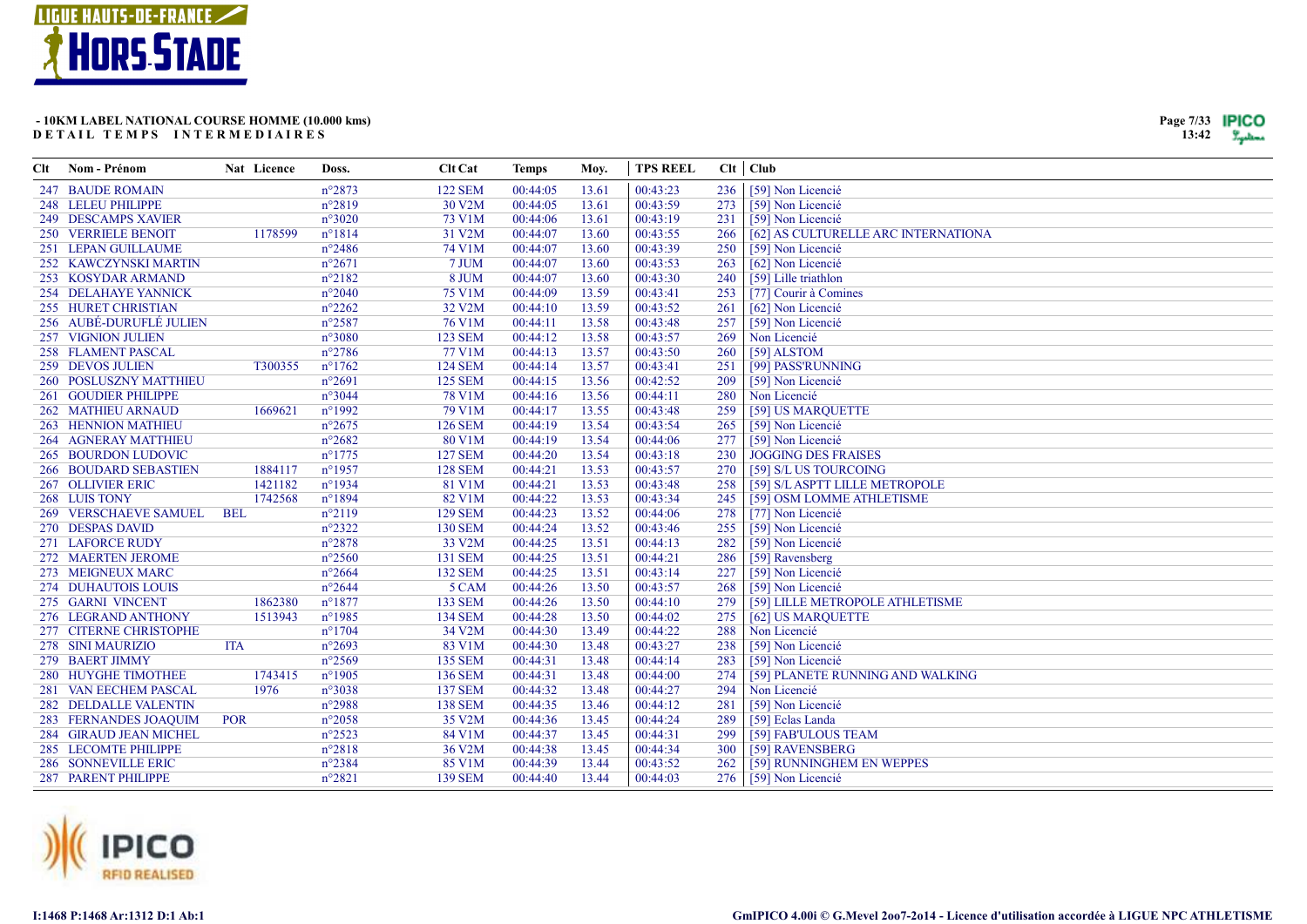**- 10KM LABEL NATIONAL COURSE HOMME (10.000 kms)**
**DETAIL TEMPS INTERMEDIAIRES**

| Clt | Nom - Prénom | Nat | Licence | Doss. | Clt Cat | Temps | Moy. | TPS REEL | Clt | Club |
|---|---|---|---|---|---|---|---|---|---|---|
| 247 | BAUDE ROMAIN | | | n°2873 | 122 SEM | 00:44:05 | 13.61 | 00:43:23 | 236 | [59] Non Licencié |
| 248 | LELEU PHILIPPE | | | n°2819 | 30 V2M | 00:44:05 | 13.61 | 00:43:59 | 273 | [59] Non Licencié |
| 249 | DESCAMPS XAVIER | | | n°3020 | 73 V1M | 00:44:06 | 13.61 | 00:43:19 | 231 | [59] Non Licencié |
| 250 | VERRIELE BENOIT | | 1178599 | n°1814 | 31 V2M | 00:44:07 | 13.60 | 00:43:55 | 266 | [62] AS CULTURELLE ARC INTERNATIONA |
| 251 | LEPAN GUILLAUME | | | n°2486 | 74 V1M | 00:44:07 | 13.60 | 00:43:39 | 250 | [59] Non Licencié |
| 252 | KAWCZYNSKI MARTIN | | | n°2671 | 7 JUM | 00:44:07 | 13.60 | 00:43:53 | 263 | [62] Non Licencié |
| 253 | KOSYDAR ARMAND | | | n°2182 | 8 JUM | 00:44:07 | 13.60 | 00:43:30 | 240 | [59] Lille triathlon |
| 254 | DELAHAYE YANNICK | | | n°2040 | 75 V1M | 00:44:09 | 13.59 | 00:43:41 | 253 | [77] Courir à Comines |
| 255 | HURET CHRISTIAN | | | n°2262 | 32 V2M | 00:44:10 | 13.59 | 00:43:52 | 261 | [62] Non Licencié |
| 256 | AUBÉ-DURUFLÉ JULIEN | | | n°2587 | 76 V1M | 00:44:11 | 13.58 | 00:43:48 | 257 | [59] Non Licencié |
| 257 | VIGNION JULIEN | | | n°3080 | 123 SEM | 00:44:12 | 13.58 | 00:43:57 | 269 | Non Licencié |
| 258 | FLAMENT PASCAL | | | n°2786 | 77 V1M | 00:44:13 | 13.57 | 00:43:50 | 260 | [59] ALSTOM |
| 259 | DEVOS JULIEN | | T300355 | n°1762 | 124 SEM | 00:44:14 | 13.57 | 00:43:41 | 251 | [99] PASS'RUNNING |
| 260 | POSLUSZNY MATTHIEU | | | n°2691 | 125 SEM | 00:44:15 | 13.56 | 00:42:52 | 209 | [59] Non Licencié |
| 261 | GOUDIER PHILIPPE | | | n°3044 | 78 V1M | 00:44:16 | 13.56 | 00:44:11 | 280 | Non Licencié |
| 262 | MATHIEU ARNAUD | | 1669621 | n°1992 | 79 V1M | 00:44:17 | 13.55 | 00:43:48 | 259 | [59] US MARQUETTE |
| 263 | HENNION MATHIEU | | | n°2675 | 126 SEM | 00:44:19 | 13.54 | 00:43:54 | 265 | [59] Non Licencié |
| 264 | AGNERAY MATTHIEU | | | n°2682 | 80 V1M | 00:44:19 | 13.54 | 00:44:06 | 277 | [59] Non Licencié |
| 265 | BOURDON LUDOVIC | | | n°1775 | 127 SEM | 00:44:20 | 13.54 | 00:43:18 | 230 | JOGGING DES FRAISES |
| 266 | BOUDARD SEBASTIEN | | 1884117 | n°1957 | 128 SEM | 00:44:21 | 13.53 | 00:43:57 | 270 | [59] S/L US TOURCOING |
| 267 | OLLIVIER ERIC | | 1421182 | n°1934 | 81 V1M | 00:44:21 | 13.53 | 00:43:48 | 258 | [59] S/L ASPTT LILLE METROPOLE |
| 268 | LUIS TONY | | 1742568 | n°1894 | 82 V1M | 00:44:22 | 13.53 | 00:43:34 | 245 | [59] OSM LOMME ATHLETISME |
| 269 | VERSCHAEVE SAMUEL | BEL | | n°2119 | 129 SEM | 00:44:23 | 13.52 | 00:44:06 | 278 | [77] Non Licencié |
| 270 | DESPAS DAVID | | | n°2322 | 130 SEM | 00:44:24 | 13.52 | 00:43:46 | 255 | [59] Non Licencié |
| 271 | LAFORCE RUDY | | | n°2878 | 33 V2M | 00:44:25 | 13.51 | 00:44:13 | 282 | [59] Non Licencié |
| 272 | MAERTEN JEROME | | | n°2560 | 131 SEM | 00:44:25 | 13.51 | 00:44:21 | 286 | [59] Ravensberg |
| 273 | MEIGNEUX MARC | | | n°2664 | 132 SEM | 00:44:25 | 13.51 | 00:43:14 | 227 | [59] Non Licencié |
| 274 | DUHAUTOIS LOUIS | | | n°2644 | 5 CAM | 00:44:26 | 13.50 | 00:43:57 | 268 | [59] Non Licencié |
| 275 | GARNI VINCENT | | 1862380 | n°1877 | 133 SEM | 00:44:26 | 13.50 | 00:44:10 | 279 | [59] LILLE METROPOLE ATHLETISME |
| 276 | LEGRAND ANTHONY | | 1513943 | n°1985 | 134 SEM | 00:44:28 | 13.50 | 00:44:02 | 275 | [62] US MARQUETTE |
| 277 | CITERNE CHRISTOPHE | | | n°1704 | 34 V2M | 00:44:30 | 13.49 | 00:44:22 | 288 | Non Licencié |
| 278 | SINI MAURIZIO | ITA | | n°2693 | 83 V1M | 00:44:30 | 13.48 | 00:43:27 | 238 | [59] Non Licencié |
| 279 | BAERT JIMMY | | | n°2569 | 135 SEM | 00:44:31 | 13.48 | 00:44:14 | 283 | [59] Non Licencié |
| 280 | HUYGHE TIMOTHEE | | 1743415 | n°1905 | 136 SEM | 00:44:31 | 13.48 | 00:44:00 | 274 | [59] PLANETE RUNNING AND WALKING |
| 281 | VAN EECHEM PASCAL | | 1976 | n°3038 | 137 SEM | 00:44:32 | 13.48 | 00:44:27 | 294 | Non Licencié |
| 282 | DELDALLE VALENTIN | | | n°2988 | 138 SEM | 00:44:35 | 13.46 | 00:44:12 | 281 | [59] Non Licencié |
| 283 | FERNANDES JOAQUIM | POR | | n°2058 | 35 V2M | 00:44:36 | 13.45 | 00:44:24 | 289 | [59] Eclas Landa |
| 284 | GIRAUD JEAN MICHEL | | | n°2523 | 84 V1M | 00:44:37 | 13.45 | 00:44:31 | 299 | [59] FAB'ULOUS TEAM |
| 285 | LECOMTE PHILIPPE | | | n°2818 | 36 V2M | 00:44:38 | 13.45 | 00:44:34 | 300 | [59] RAVENSBERG |
| 286 | SONNEVILLE ERIC | | | n°2384 | 85 V1M | 00:44:39 | 13.44 | 00:43:52 | 262 | [59] RUNNINGHEM EN WEPPES |
| 287 | PARENT PHILIPPE | | | n°2821 | 139 SEM | 00:44:40 | 13.44 | 00:44:03 | 276 | [59] Non Licencié |

I:1468 P:1468 Ar:1312 D:1 Ab:1

GmIPICO 4.00i © G.Mevel 2oo7-2o14 - Licence d'utilisation accordée à LIGUE NPC ATHLETISME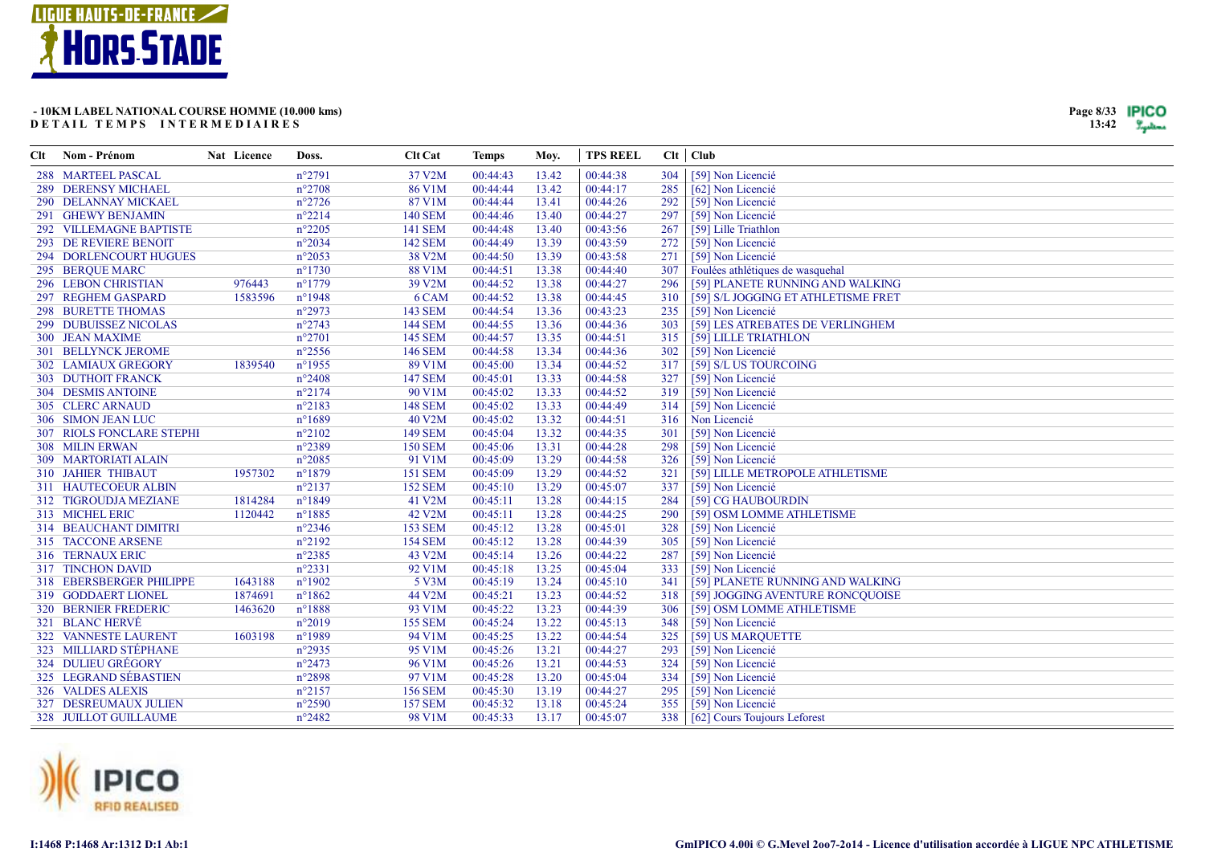**- 10KM LABEL NATIONAL COURSE HOMME (10.000 kms)**
**DETAIL TEMPS INTERMEDIAIRES**

| Clt | Nom - Prénom | Nat | Licence | Doss. | Clt Cat | Temps | Moy. | TPS REEL | Clt | Club |
|---|---|---|---|---|---|---|---|---|---|---|
| 288 | MARTEEL PASCAL | | | n°2791 | 37 V2M | 00:44:43 | 13.42 | 00:44:38 | 304 | [59] Non Licencié |
| 289 | DERENSY MICHAEL | | | n°2708 | 86 V1M | 00:44:44 | 13.42 | 00:44:17 | 285 | [62] Non Licencié |
| 290 | DELANNAY MICKAEL | | | n°2726 | 87 V1M | 00:44:44 | 13.41 | 00:44:26 | 292 | [59] Non Licencié |
| 291 | GHEWY BENJAMIN | | | n°2214 | 140 SEM | 00:44:46 | 13.40 | 00:44:27 | 297 | [59] Non Licencié |
| 292 | VILLEMAGNE BAPTISTE | | | n°2205 | 141 SEM | 00:44:48 | 13.40 | 00:43:56 | 267 | [59] Lille Triathlon |
| 293 | DE REVIERE BENOIT | | | n°2034 | 142 SEM | 00:44:49 | 13.39 | 00:43:59 | 272 | [59] Non Licencié |
| 294 | DORLENCOURT HUGUES | | | n°2053 | 38 V2M | 00:44:50 | 13.39 | 00:43:58 | 271 | [59] Non Licencié |
| 295 | BERQUE MARC | | | n°1730 | 88 V1M | 00:44:51 | 13.38 | 00:44:40 | 307 | Foulées athlétiques de wasquehal |
| 296 | LEBON CHRISTIAN | | 976443 | n°1779 | 39 V2M | 00:44:52 | 13.38 | 00:44:27 | 296 | [59] PLANETE RUNNING AND WALKING |
| 297 | REGHEM GASPARD | | 1583596 | n°1948 | 6 CAM | 00:44:52 | 13.38 | 00:44:45 | 310 | [59] S/L JOGGING ET ATHLETISME FRET |
| 298 | BURETTE THOMAS | | | n°2973 | 143 SEM | 00:44:54 | 13.36 | 00:43:23 | 235 | [59] Non Licencié |
| 299 | DUBUISSEZ NICOLAS | | | n°2743 | 144 SEM | 00:44:55 | 13.36 | 00:44:36 | 303 | [59] LES ATREBATES DE VERLINGHEM |
| 300 | JEAN MAXIME | | | n°2701 | 145 SEM | 00:44:57 | 13.35 | 00:44:51 | 315 | [59] LILLE TRIATHLON |
| 301 | BELLYNCK JEROME | | | n°2556 | 146 SEM | 00:44:58 | 13.34 | 00:44:36 | 302 | [59] Non Licencié |
| 302 | LAMIAUX GREGORY | | 1839540 | n°1955 | 89 V1M | 00:45:00 | 13.34 | 00:44:52 | 317 | [59] S/L US TOURCOING |
| 303 | DUTHOIT FRANCK | | | n°2408 | 147 SEM | 00:45:01 | 13.33 | 00:44:58 | 327 | [59] Non Licencié |
| 304 | DESMIS ANTOINE | | | n°2174 | 90 V1M | 00:45:02 | 13.33 | 00:44:52 | 319 | [59] Non Licencié |
| 305 | CLERC ARNAUD | | | n°2183 | 148 SEM | 00:45:02 | 13.33 | 00:44:49 | 314 | [59] Non Licencié |
| 306 | SIMON JEAN LUC | | | n°1689 | 40 V2M | 00:45:02 | 13.32 | 00:44:51 | 316 | Non Licencié |
| 307 | RIOLS FONCLARE STEPHI | | | n°2102 | 149 SEM | 00:45:04 | 13.32 | 00:44:35 | 301 | [59] Non Licencié |
| 308 | MILIN ERWAN | | | n°2389 | 150 SEM | 00:45:06 | 13.31 | 00:44:28 | 298 | [59] Non Licencié |
| 309 | MARTORIATI ALAIN | | | n°2085 | 91 V1M | 00:45:09 | 13.29 | 00:44:58 | 326 | [59] Non Licencié |
| 310 | JAHIER THIBAUT | | 1957302 | n°1879 | 151 SEM | 00:45:09 | 13.29 | 00:44:52 | 321 | [59] LILLE METROPOLE ATHLETISME |
| 311 | HAUTECOEUR ALBIN | | | n°2137 | 152 SEM | 00:45:10 | 13.29 | 00:45:07 | 337 | [59] Non Licencié |
| 312 | TIGROUDJA MEZIANE | | 1814284 | n°1849 | 41 V2M | 00:45:11 | 13.28 | 00:44:15 | 284 | [59] CG HAUBOURDIN |
| 313 | MICHEL ERIC | | 1120442 | n°1885 | 42 V2M | 00:45:11 | 13.28 | 00:44:25 | 290 | [59] OSM LOMME ATHLETISME |
| 314 | BEAUCHANT DIMITRI | | | n°2346 | 153 SEM | 00:45:12 | 13.28 | 00:45:01 | 328 | [59] Non Licencié |
| 315 | TACCONE ARSENE | | | n°2192 | 154 SEM | 00:45:12 | 13.28 | 00:44:39 | 305 | [59] Non Licencié |
| 316 | TERNAUX ERIC | | | n°2385 | 43 V2M | 00:45:14 | 13.26 | 00:44:22 | 287 | [59] Non Licencié |
| 317 | TINCHON DAVID | | | n°2331 | 92 V1M | 00:45:18 | 13.25 | 00:45:04 | 333 | [59] Non Licencié |
| 318 | EBERSBERGER PHILIPPE | | 1643188 | n°1902 | 5 V3M | 00:45:19 | 13.24 | 00:45:10 | 341 | [59] PLANETE RUNNING AND WALKING |
| 319 | GODDAERT LIONEL | | 1874691 | n°1862 | 44 V2M | 00:45:21 | 13.23 | 00:44:52 | 318 | [59] JOGGING AVENTURE RONCQUOISE |
| 320 | BERNIER FREDERIC | | 1463620 | n°1888 | 93 V1M | 00:45:22 | 13.23 | 00:44:39 | 306 | [59] OSM LOMME ATHLETISME |
| 321 | BLANC HERVÉ | | | n°2019 | 155 SEM | 00:45:24 | 13.22 | 00:45:13 | 348 | [59] Non Licencié |
| 322 | VANNESTE LAURENT | | 1603198 | n°1989 | 94 V1M | 00:45:25 | 13.22 | 00:44:54 | 325 | [59] US MARQUETTE |
| 323 | MILLIARD STÉPHANE | | | n°2935 | 95 V1M | 00:45:26 | 13.21 | 00:44:27 | 293 | [59] Non Licencié |
| 324 | DULIEU GRÉGORY | | | n°2473 | 96 V1M | 00:45:26 | 13.21 | 00:44:53 | 324 | [59] Non Licencié |
| 325 | LEGRAND SÉBASTIEN | | | n°2898 | 97 V1M | 00:45:28 | 13.20 | 00:45:04 | 334 | [59] Non Licencié |
| 326 | VALDES ALEXIS | | | n°2157 | 156 SEM | 00:45:30 | 13.19 | 00:44:27 | 295 | [59] Non Licencié |
| 327 | DESREUMAUX JULIEN | | | n°2590 | 157 SEM | 00:45:32 | 13.18 | 00:45:24 | 355 | [59] Non Licencié |
| 328 | JUILLOT GUILLAUME | | | n°2482 | 98 V1M | 00:45:33 | 13.17 | 00:45:07 | 338 | [62] Cours Toujours Leforest |

I:1468 P:1468 Ar:1312 D:1 Ab:1

GmIPICO 4.00i © G.Mevel 2oo7-2o14 - Licence d'utilisation accordée à LIGUE NPC ATHLETISME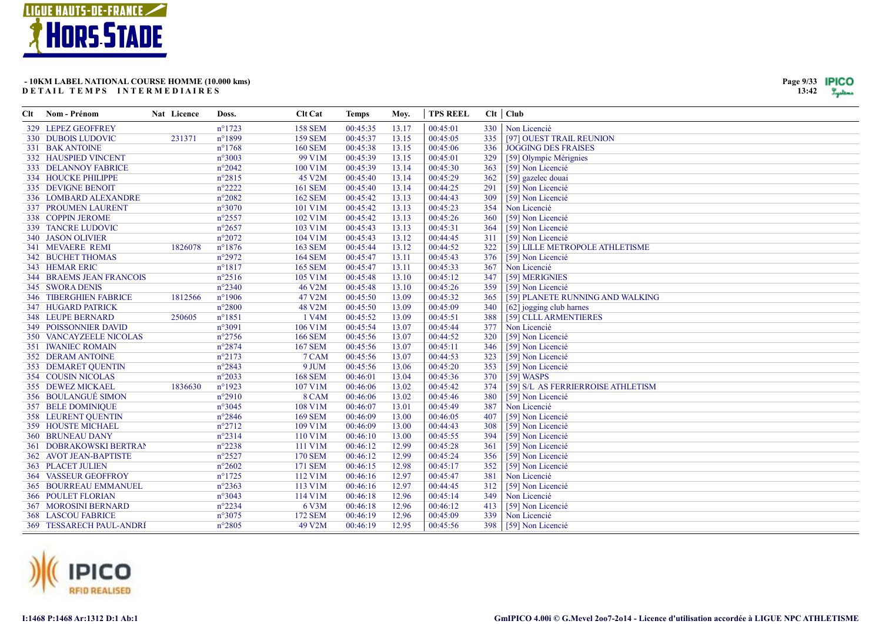**- 10KM LABEL NATIONAL COURSE HOMME (10.000 kms)**
**DETAIL TEMPS INTERMEDIAIRES**

| Clt | Nom - Prénom | Nat | Licence | Doss. | Clt Cat | Temps | Moy. | TPS REEL | Clt | Club |
|---|---|---|---|---|---|---|---|---|---|---|
| 329 | LEPEZ GEOFFREY | | | n°1723 | 158 SEM | 00:45:35 | 13.17 | 00:45:01 | 330 | Non Licencié |
| 330 | DUBOIS LUDOVIC | | 231371 | n°1899 | 159 SEM | 00:45:37 | 13.15 | 00:45:05 | 335 | [97] OUEST TRAIL REUNION |
| 331 | BAK ANTOINE | | | n°1768 | 160 SEM | 00:45:38 | 13.15 | 00:45:06 | 336 | JOGGING DES FRAISES |
| 332 | HAUSPIED VINCENT | | | n°3003 | 99 V1M | 00:45:39 | 13.15 | 00:45:01 | 329 | [59] Olympic Mérignies |
| 333 | DELANNOY FABRICE | | | n°2042 | 100 V1M | 00:45:39 | 13.14 | 00:45:30 | 363 | [59] Non Licencié |
| 334 | HOUCKE PHILIPPE | | | n°2815 | 45 V2M | 00:45:40 | 13.14 | 00:45:29 | 362 | [59] gazelec douai |
| 335 | DEVIGNE BENOIT | | | n°2222 | 161 SEM | 00:45:40 | 13.14 | 00:44:25 | 291 | [59] Non Licencié |
| 336 | LOMBARD ALEXANDRE | | | n°2082 | 162 SEM | 00:45:42 | 13.13 | 00:44:43 | 309 | [59] Non Licencié |
| 337 | PROUMEN LAURENT | | | n°3070 | 101 V1M | 00:45:42 | 13.13 | 00:45:23 | 354 | Non Licencié |
| 338 | COPPIN JEROME | | | n°2557 | 102 V1M | 00:45:42 | 13.13 | 00:45:26 | 360 | [59] Non Licencié |
| 339 | TANCRE LUDOVIC | | | n°2657 | 103 V1M | 00:45:43 | 13.13 | 00:45:31 | 364 | [59] Non Licencié |
| 340 | JASON OLIVIER | | | n°2072 | 104 V1M | 00:45:43 | 13.12 | 00:44:45 | 311 | [59] Non Licencié |
| 341 | MEVAERE REMI | | 1826078 | n°1876 | 163 SEM | 00:45:44 | 13.12 | 00:44:52 | 322 | [59] LILLE METROPOLE ATHLETISME |
| 342 | BUCHET THOMAS | | | n°2972 | 164 SEM | 00:45:47 | 13.11 | 00:45:43 | 376 | [59] Non Licencié |
| 343 | HEMAR ERIC | | | n°1817 | 165 SEM | 00:45:47 | 13.11 | 00:45:33 | 367 | Non Licencié |
| 344 | BRAEMS JEAN FRANCOIS | | | n°2516 | 105 V1M | 00:45:48 | 13.10 | 00:45:12 | 347 | [59] MERIGNIES |
| 345 | SWORA DENIS | | | n°2340 | 46 V2M | 00:45:48 | 13.10 | 00:45:26 | 359 | [59] Non Licencié |
| 346 | TIBERGHIEN FABRICE | | 1812566 | n°1906 | 47 V2M | 00:45:50 | 13.09 | 00:45:32 | 365 | [59] PLANETE RUNNING AND WALKING |
| 347 | HUGARD PATRICK | | | n°2800 | 48 V2M | 00:45:50 | 13.09 | 00:45:09 | 340 | [62] jogging club harnes |
| 348 | LEUPE BERNARD | | 250605 | n°1851 | 1 V4M | 00:45:52 | 13.09 | 00:45:51 | 388 | [59] CLLL ARMENTIERES |
| 349 | POISSONNIER DAVID | | | n°3091 | 106 V1M | 00:45:54 | 13.07 | 00:45:44 | 377 | Non Licencié |
| 350 | VANCAYZEELE NICOLAS | | | n°2756 | 166 SEM | 00:45:56 | 13.07 | 00:44:52 | 320 | [59] Non Licencié |
| 351 | IWANIEC ROMAIN | | | n°2874 | 167 SEM | 00:45:56 | 13.07 | 00:45:11 | 346 | [59] Non Licencié |
| 352 | DERAM ANTOINE | | | n°2173 | 7 CAM | 00:45:56 | 13.07 | 00:44:53 | 323 | [59] Non Licencié |
| 353 | DEMARET QUENTIN | | | n°2843 | 9 JUM | 00:45:56 | 13.06 | 00:45:20 | 353 | [59] Non Licencié |
| 354 | COUSIN NICOLAS | | | n°2033 | 168 SEM | 00:46:01 | 13.04 | 00:45:36 | 370 | [59] WASPS |
| 355 | DEWEZ MICKAEL | | 1836630 | n°1923 | 107 V1M | 00:46:06 | 13.02 | 00:45:42 | 374 | [59] S/L AS FERRIERROISE ATHLETISM |
| 356 | BOULANGUÉ SIMON | | | n°2910 | 8 CAM | 00:46:06 | 13.02 | 00:45:46 | 380 | [59] Non Licencié |
| 357 | BELE DOMINIQUE | | | n°3045 | 108 V1M | 00:46:07 | 13.01 | 00:45:49 | 387 | Non Licencié |
| 358 | LEURENT QUENTIN | | | n°2846 | 169 SEM | 00:46:09 | 13.00 | 00:46:05 | 407 | [59] Non Licencié |
| 359 | HOUSTE MICHAEL | | | n°2712 | 109 V1M | 00:46:09 | 13.00 | 00:44:43 | 308 | [59] Non Licencié |
| 360 | BRUNEAU DANY | | | n°2314 | 110 V1M | 00:46:10 | 13.00 | 00:45:55 | 394 | [59] Non Licencié |
| 361 | DOBRAKOWSKI BERTRAN | | | n°2238 | 111 V1M | 00:46:12 | 12.99 | 00:45:28 | 361 | [59] Non Licencié |
| 362 | AVOT JEAN-BAPTISTE | | | n°2527 | 170 SEM | 00:46:12 | 12.99 | 00:45:24 | 356 | [59] Non Licencié |
| 363 | PLACET JULIEN | | | n°2602 | 171 SEM | 00:46:15 | 12.98 | 00:45:17 | 352 | [59] Non Licencié |
| 364 | VASSEUR GEOFFROY | | | n°1725 | 112 V1M | 00:46:16 | 12.97 | 00:45:47 | 381 | Non Licencié |
| 365 | BOURREAU EMMANUEL | | | n°2363 | 113 V1M | 00:46:16 | 12.97 | 00:44:45 | 312 | [59] Non Licencié |
| 366 | POULET FLORIAN | | | n°3043 | 114 V1M | 00:46:18 | 12.96 | 00:45:14 | 349 | Non Licencié |
| 367 | MOROSINI BERNARD | | | n°2234 | 6 V3M | 00:46:18 | 12.96 | 00:46:12 | 413 | [59] Non Licencié |
| 368 | LASCOU FABRICE | | | n°3075 | 172 SEM | 00:46:19 | 12.96 | 00:45:09 | 339 | Non Licencié |
| 369 | TESSARECH PAUL-ANDRÉ | | | n°2805 | 49 V2M | 00:46:19 | 12.95 | 00:45:56 | 398 | [59] Non Licencié |

I:1468 P:1468 Ar:1312 D:1 Ab:1

GmIPICO 4.00i © G.Mevel 2oo7-2o14 - Licence d'utilisation accordée à LIGUE NPC ATHLETISME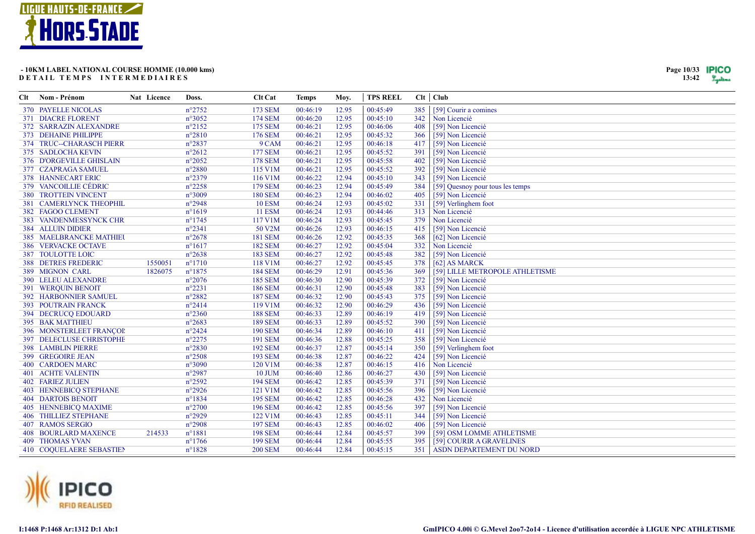**- 10KM LABEL NATIONAL COURSE HOMME (10.000 kms)**
**DETAIL TEMPS INTERMEDIAIRES**

| Clt | Nom - Prénom | Nat | Licence | Doss. | Clt Cat | Temps | Moy. | TPS REEL | Clt | Club |
|---|---|---|---|---|---|---|---|---|---|---|
| 370 | PAYELLE NICOLAS | | | n°2752 | 173 SEM | 00:46:19 | 12.95 | 00:45:49 | 385 | [59] Courir a comines |
| 371 | DIACRE FLORENT | | | n°3052 | 174 SEM | 00:46:20 | 12.95 | 00:45:10 | 342 | Non Licencié |
| 372 | SARRAZIN ALEXANDRE | | | n°2152 | 175 SEM | 00:46:21 | 12.95 | 00:46:06 | 408 | [59] Non Licencié |
| 373 | DEHAINE PHILIPPE | | | n°2810 | 176 SEM | 00:46:21 | 12.95 | 00:45:32 | 366 | [59] Non Licencié |
| 374 | TRUC--CHARASCH PIERR | | | n°2837 | 9 CAM | 00:46:21 | 12.95 | 00:46:18 | 417 | [59] Non Licencié |
| 375 | SADLOCHA KEVIN | | | n°2612 | 177 SEM | 00:46:21 | 12.95 | 00:45:52 | 391 | [59] Non Licencié |
| 376 | D'ORGEVILLE GHISLAIN | | | n°2052 | 178 SEM | 00:46:21 | 12.95 | 00:45:58 | 402 | [59] Non Licencié |
| 377 | CZAPRAGA SAMUEL | | | n°2880 | 115 V1M | 00:46:21 | 12.95 | 00:45:52 | 392 | [59] Non Licencié |
| 378 | HANNECART ERIC | | | n°2379 | 116 V1M | 00:46:22 | 12.94 | 00:45:10 | 343 | [59] Non Licencié |
| 379 | VANCOILLIE CÉDRIC | | | n°2258 | 179 SEM | 00:46:23 | 12.94 | 00:45:49 | 384 | [59] Quesnoy pour tous les temps |
| 380 | TROTTEIN VINCENT | | | n°3009 | 180 SEM | 00:46:23 | 12.94 | 00:46:02 | 405 | [59] Non Licencié |
| 381 | CAMERLYNCK THEOPHIL | | | n°2948 | 10 ESM | 00:46:24 | 12.93 | 00:45:02 | 331 | [59] Verlinghem foot |
| 382 | FAGOO CLEMENT | | | n°1619 | 11 ESM | 00:46:24 | 12.93 | 00:44:46 | 313 | Non Licencié |
| 383 | VANDENMESSYNCK CHR | | | n°1745 | 117 V1M | 00:46:24 | 12.93 | 00:45:45 | 379 | Non Licencié |
| 384 | ALLUIN DIDIER | | | n°2341 | 50 V2M | 00:46:26 | 12.93 | 00:46:15 | 415 | [59] Non Licencié |
| 385 | MAELBRANCKE MATHIEU | | | n°2678 | 181 SEM | 00:46:26 | 12.92 | 00:45:35 | 368 | [62] Non Licencié |
| 386 | VERVACKE OCTAVE | | | n°1617 | 182 SEM | 00:46:27 | 12.92 | 00:45:04 | 332 | Non Licencié |
| 387 | TOULOTTE LOIC | | | n°2638 | 183 SEM | 00:46:27 | 12.92 | 00:45:48 | 382 | [59] Non Licencié |
| 388 | DETRES FREDERIC | | 1550051 | n°1710 | 118 V1M | 00:46:27 | 12.92 | 00:45:45 | 378 | [62] AS MARCK |
| 389 | MIGNON CARL | | 1826075 | n°1875 | 184 SEM | 00:46:29 | 12.91 | 00:45:36 | 369 | [59] LILLE METROPOLE ATHLETISME |
| 390 | LELEU ALEXANDRE | | | n°2076 | 185 SEM | 00:46:30 | 12.90 | 00:45:39 | 372 | [59] Non Licencié |
| 391 | WERQUIN BENOIT | | | n°2231 | 186 SEM | 00:46:31 | 12.90 | 00:45:48 | 383 | [59] Non Licencié |
| 392 | HARBONNIER SAMUEL | | | n°2882 | 187 SEM | 00:46:32 | 12.90 | 00:45:43 | 375 | [59] Non Licencié |
| 393 | POUTRAIN FRANCK | | | n°2414 | 119 V1M | 00:46:32 | 12.90 | 00:46:29 | 436 | [59] Non Licencié |
| 394 | DECRUCQ EDOUARD | | | n°2360 | 188 SEM | 00:46:33 | 12.89 | 00:46:19 | 419 | [59] Non Licencié |
| 395 | BAK MATTHIEU | | | n°2683 | 189 SEM | 00:46:33 | 12.89 | 00:45:52 | 390 | [59] Non Licencié |
| 396 | MONSTERLEET FRANÇOI | | | n°2424 | 190 SEM | 00:46:34 | 12.89 | 00:46:10 | 411 | [59] Non Licencié |
| 397 | DELECLUSE CHRISTOPHE | | | n°2275 | 191 SEM | 00:46:36 | 12.88 | 00:45:25 | 358 | [59] Non Licencié |
| 398 | LAMBLIN PIERRE | | | n°2830 | 192 SEM | 00:46:37 | 12.87 | 00:45:14 | 350 | [59] Verlinghem foot |
| 399 | GREGOIRE JEAN | | | n°2508 | 193 SEM | 00:46:38 | 12.87 | 00:46:22 | 424 | [59] Non Licencié |
| 400 | CARDOEN MARC | | | n°3090 | 120 V1M | 00:46:38 | 12.87 | 00:46:15 | 416 | Non Licencié |
| 401 | ACHTE VALENTIN | | | n°2987 | 10 JUM | 00:46:40 | 12.86 | 00:46:27 | 430 | [59] Non Licencié |
| 402 | FARIEZ JULIEN | | | n°2592 | 194 SEM | 00:46:42 | 12.85 | 00:45:39 | 371 | [59] Non Licencié |
| 403 | HENNEBICQ STEPHANE | | | n°2926 | 121 V1M | 00:46:42 | 12.85 | 00:45:56 | 396 | [59] Non Licencié |
| 404 | DARTOIS BENOIT | | | n°1834 | 195 SEM | 00:46:42 | 12.85 | 00:46:28 | 432 | Non Licencié |
| 405 | HENNEBICQ MAXIME | | | n°2700 | 196 SEM | 00:46:42 | 12.85 | 00:45:56 | 397 | [59] Non Licencié |
| 406 | THILLIEZ STEPHANE | | | n°2929 | 122 V1M | 00:46:43 | 12.85 | 00:45:11 | 344 | [59] Non Licencié |
| 407 | RAMOS SERGIO | | | n°2908 | 197 SEM | 00:46:43 | 12.85 | 00:46:02 | 406 | [59] Non Licencié |
| 408 | BOURLARD MAXENCE | | 214533 | n°1881 | 198 SEM | 00:46:44 | 12.84 | 00:45:57 | 399 | [59] OSM LOMME ATHLETISME |
| 409 | THOMAS YVAN | | | n°1766 | 199 SEM | 00:46:44 | 12.84 | 00:45:55 | 395 | [59] COURIR A GRAVELINES |
| 410 | COQUELAERE SEBASTIEN | | | n°1828 | 200 SEM | 00:46:44 | 12.84 | 00:45:15 | 351 | ASDN DEPARTEMENT DU NORD |

I:1468 P:1468 Ar:1312 D:1 Ab:1

GmIPICO 4.00i © G.Mevel 2oo7-2o14 - Licence d'utilisation accordée à LIGUE NPC ATHLETISME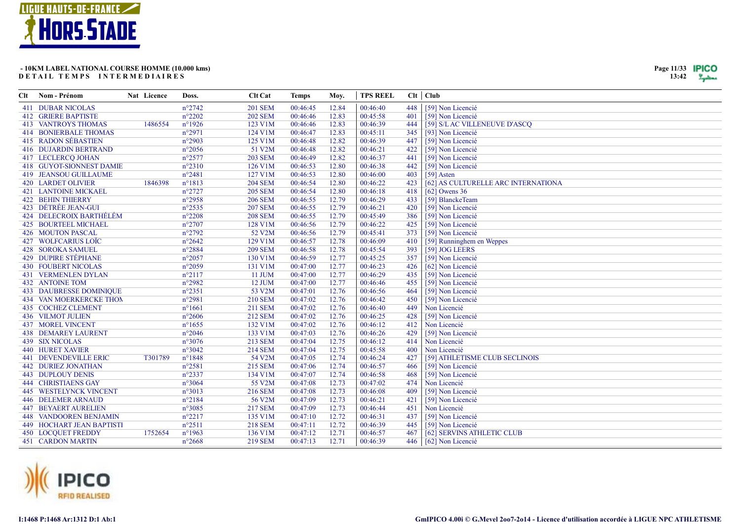**- 10KM LABEL NATIONAL COURSE HOMME (10.000 kms)**
**DETAIL TEMPS INTERMEDIAIRES**

| Clt | Nom - Prénom | Nat | Licence | Doss. | Clt Cat | Temps | Moy. | TPS REEL | Clt | Club |
|---|---|---|---|---|---|---|---|---|---|---|
| 411 | DUBAR NICOLAS | | | n°2742 | 201 SEM | 00:46:45 | 12.84 | 00:46:40 | 448 | [59] Non Licencié |
| 412 | GRIERE BAPTISTE | | | n°2202 | 202 SEM | 00:46:46 | 12.83 | 00:45:58 | 401 | [59] Non Licencié |
| 413 | VANTROYS THOMAS | | 1486554 | n°1926 | 123 V1M | 00:46:46 | 12.83 | 00:46:39 | 444 | [59] S/L AC VILLENEUVE D'ASCQ |
| 414 | BONIERBALE THOMAS | | | n°2971 | 124 V1M | 00:46:47 | 12.83 | 00:45:11 | 345 | [93] Non Licencié |
| 415 | RADON SÉBASTIEN | | | n°2903 | 125 V1M | 00:46:48 | 12.82 | 00:46:39 | 447 | [59] Non Licencié |
| 416 | DUJARDIN BERTRAND | | | n°2056 | 51 V2M | 00:46:48 | 12.82 | 00:46:21 | 422 | [59] Non Licencié |
| 417 | LECLERCQ JOHAN | | | n°2577 | 203 SEM | 00:46:49 | 12.82 | 00:46:37 | 441 | [59] Non Licencié |
| 418 | GUYOT-SIONNEST DAMIE | | | n°2310 | 126 V1M | 00:46:53 | 12.80 | 00:46:38 | 442 | [59] Non Licencié |
| 419 | JEANSOU GUILLAUME | | | n°2481 | 127 V1M | 00:46:53 | 12.80 | 00:46:00 | 403 | [59] Asten |
| 420 | LARDET OLIVIER | | 1846398 | n°1813 | 204 SEM | 00:46:54 | 12.80 | 00:46:22 | 423 | [62] AS CULTURELLE ARC INTERNATIONA |
| 421 | LANTOINE MICKAEL | | | n°2727 | 205 SEM | 00:46:54 | 12.80 | 00:46:18 | 418 | [62] Owens 36 |
| 422 | BEHIN THIERRY | | | n°2958 | 206 SEM | 00:46:55 | 12.79 | 00:46:29 | 433 | [59] BlanckeTeam |
| 423 | DÉTRÉE JEAN-GUI | | | n°2535 | 207 SEM | 00:46:55 | 12.79 | 00:46:21 | 420 | [59] Non Licencié |
| 424 | DELECROIX BARTHÉLÉM | | | n°2208 | 208 SEM | 00:46:55 | 12.79 | 00:45:49 | 386 | [59] Non Licencié |
| 425 | BOURTEEL MICHAEL | | | n°2707 | 128 V1M | 00:46:56 | 12.79 | 00:46:22 | 425 | [59] Non Licencié |
| 426 | MOUTON PASCAL | | | n°2792 | 52 V2M | 00:46:56 | 12.79 | 00:45:41 | 373 | [59] Non Licencié |
| 427 | WOLFCARIUS LOÏC | | | n°2642 | 129 V1M | 00:46:57 | 12.78 | 00:46:09 | 410 | [59] Runninghem en Weppes |
| 428 | SOROKA SAMUEL | | | n°2884 | 209 SEM | 00:46:58 | 12.78 | 00:45:54 | 393 | [59] JOG LEERS |
| 429 | DUPIRE STÉPHANE | | | n°2057 | 130 V1M | 00:46:59 | 12.77 | 00:45:25 | 357 | [59] Non Licencié |
| 430 | FOUBERT NICOLAS | | | n°2059 | 131 V1M | 00:47:00 | 12.77 | 00:46:23 | 426 | [62] Non Licencié |
| 431 | VERMENLEN DYLAN | | | n°2117 | 11 JUM | 00:47:00 | 12.77 | 00:46:29 | 435 | [59] Non Licencié |
| 432 | ANTOINE TOM | | | n°2982 | 12 JUM | 00:47:00 | 12.77 | 00:46:46 | 455 | [59] Non Licencié |
| 433 | DAUBRESSE DOMINIQUE | | | n°2351 | 53 V2M | 00:47:01 | 12.76 | 00:46:56 | 464 | [59] Non Licencié |
| 434 | VAN MOERKERCKE THON | | | n°2981 | 210 SEM | 00:47:02 | 12.76 | 00:46:42 | 450 | [59] Non Licencié |
| 435 | COCHEZ CLEMENT | | | n°1661 | 211 SEM | 00:47:02 | 12.76 | 00:46:40 | 449 | Non Licencié |
| 436 | VILMOT JULIEN | | | n°2606 | 212 SEM | 00:47:02 | 12.76 | 00:46:25 | 428 | [59] Non Licencié |
| 437 | MOREL VINCENT | | | n°1655 | 132 V1M | 00:47:02 | 12.76 | 00:46:12 | 412 | Non Licencié |
| 438 | DEMAREY LAURENT | | | n°2046 | 133 V1M | 00:47:03 | 12.76 | 00:46:26 | 429 | [59] Non Licencié |
| 439 | SIX NICOLAS | | | n°3076 | 213 SEM | 00:47:04 | 12.75 | 00:46:12 | 414 | Non Licencié |
| 440 | HURET XAVIER | | | n°3042 | 214 SEM | 00:47:04 | 12.75 | 00:45:58 | 400 | Non Licencié |
| 441 | DEVENDEVILLE ERIC | | T301789 | n°1848 | 54 V2M | 00:47:05 | 12.74 | 00:46:24 | 427 | [59] ATHLETISME CLUB SECLINOIS |
| 442 | DURIEZ JONATHAN | | | n°2581 | 215 SEM | 00:47:06 | 12.74 | 00:46:57 | 466 | [59] Non Licencié |
| 443 | DUPLOUY DENIS | | | n°2337 | 134 V1M | 00:47:07 | 12.74 | 00:46:58 | 468 | [59] Non Licencié |
| 444 | CHRISTIAENS GAY | | | n°3064 | 55 V2M | 00:47:08 | 12.73 | 00:47:02 | 474 | Non Licencié |
| 445 | WESTELYNCK VINCENT | | | n°3013 | 216 SEM | 00:47:08 | 12.73 | 00:46:08 | 409 | [59] Non Licencié |
| 446 | DELEMER ARNAUD | | | n°2184 | 56 V2M | 00:47:09 | 12.73 | 00:46:21 | 421 | [59] Non Licencié |
| 447 | BEYAERT AURELIEN | | | n°3085 | 217 SEM | 00:47:09 | 12.73 | 00:46:44 | 451 | Non Licencié |
| 448 | VANDOOREN BENJAMIN | | | n°2217 | 135 V1M | 00:47:10 | 12.72 | 00:46:31 | 437 | [59] Non Licencié |
| 449 | HOCHART JEAN BAPTISTI | | | n°2511 | 218 SEM | 00:47:11 | 12.72 | 00:46:39 | 445 | [59] Non Licencié |
| 450 | LOCQUET FREDDY | | 1752654 | n°1963 | 136 V1M | 00:47:12 | 12.71 | 00:46:57 | 467 | [62] SERVINS ATHLETIC CLUB |
| 451 | CARDON MARTIN | | | n°2668 | 219 SEM | 00:47:13 | 12.71 | 00:46:39 | 446 | [62] Non Licencié |

I:1468 P:1468 Ar:1312 D:1 Ab:1

GmIPICO 4.00i © G.Mevel 2oo7-2o14 - Licence d'utilisation accordée à LIGUE NPC ATHLETISME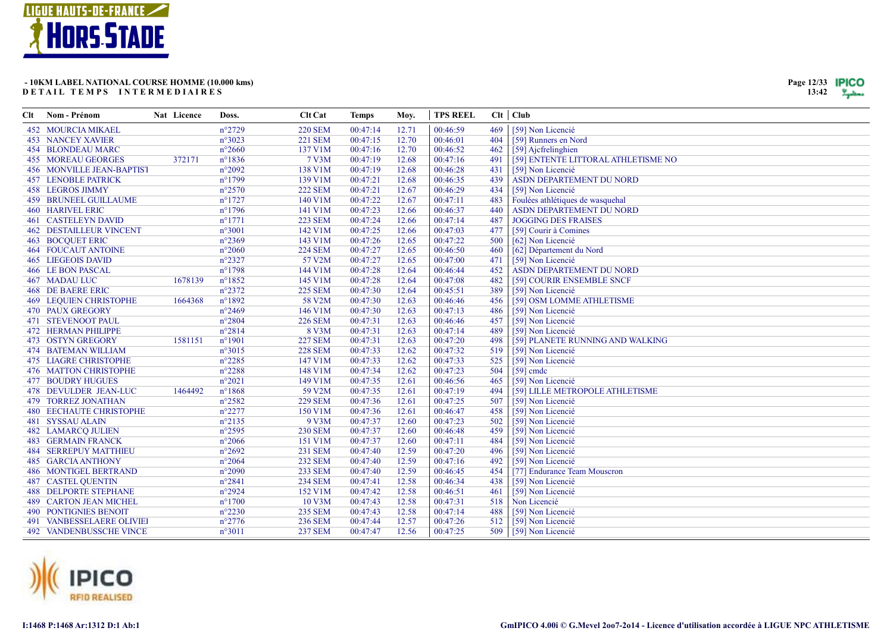**- 10KM LABEL NATIONAL COURSE HOMME (10.000 kms)**
**DETAIL TEMPS INTERMEDIAIRES**

| Clt | Nom - Prénom | Nat | Licence | Doss. | Clt Cat | Temps | Moy. | TPS REEL | Clt | Club |
|---|---|---|---|---|---|---|---|---|---|---|
| 452 | MOURCIA MIKAEL | | | n°2729 | 220 SEM | 00:47:14 | 12.71 | 00:46:59 | 469 | [59] Non Licencié |
| 453 | NANCEY XAVIER | | | n°3023 | 221 SEM | 00:47:15 | 12.70 | 00:46:01 | 404 | [59] Runners en Nord |
| 454 | BLONDEAU MARC | | | n°2660 | 137 V1M | 00:47:16 | 12.70 | 00:46:52 | 462 | [59] Ajcfrelinghien |
| 455 | MOREAU GEORGES | | 372171 | n°1836 | 7 V3M | 00:47:19 | 12.68 | 00:47:16 | 491 | [59] ENTENTE LITTORAL ATHLETISME NO |
| 456 | MONVILLE JEAN-BAPTIST | | | n°2092 | 138 V1M | 00:47:19 | 12.68 | 00:46:28 | 431 | [59] Non Licencié |
| 457 | LENOBLE PATRICK | | | n°1799 | 139 V1M | 00:47:21 | 12.68 | 00:46:35 | 439 | ASDN DEPARTEMENT DU NORD |
| 458 | LEGROS JIMMY | | | n°2570 | 222 SEM | 00:47:21 | 12.67 | 00:46:29 | 434 | [59] Non Licencié |
| 459 | BRUNEEL GUILLAUME | | | n°1727 | 140 V1M | 00:47:22 | 12.67 | 00:47:11 | 483 | Foulées athlétiques de wasquehal |
| 460 | HARIVEL ERIC | | | n°1796 | 141 V1M | 00:47:23 | 12.66 | 00:46:37 | 440 | ASDN DEPARTEMENT DU NORD |
| 461 | CASTELEYN DAVID | | | n°1771 | 223 SEM | 00:47:24 | 12.66 | 00:47:14 | 487 | JOGGING DES FRAISES |
| 462 | DESTAILLEUR VINCENT | | | n°3001 | 142 V1M | 00:47:25 | 12.66 | 00:47:03 | 477 | [59] Courir à Comines |
| 463 | BOCQUET ERIC | | | n°2369 | 143 V1M | 00:47:26 | 12.65 | 00:47:22 | 500 | [62] Non Licencié |
| 464 | FOUCAUT ANTOINE | | | n°2060 | 224 SEM | 00:47:27 | 12.65 | 00:46:50 | 460 | [62] Département du Nord |
| 465 | LIEGEOIS DAVID | | | n°2327 | 57 V2M | 00:47:27 | 12.65 | 00:47:00 | 471 | [59] Non Licencié |
| 466 | LE BON PASCAL | | | n°1798 | 144 V1M | 00:47:28 | 12.64 | 00:46:44 | 452 | ASDN DEPARTEMENT DU NORD |
| 467 | MADAU LUC | | 1678139 | n°1852 | 145 V1M | 00:47:28 | 12.64 | 00:47:08 | 482 | [59] COURIR ENSEMBLE SNCF |
| 468 | DE BAERE ERIC | | | n°2372 | 225 SEM | 00:47:30 | 12.64 | 00:45:51 | 389 | [59] Non Licencié |
| 469 | LEQUIEN CHRISTOPHE | | 1664368 | n°1892 | 58 V2M | 00:47:30 | 12.63 | 00:46:46 | 456 | [59] OSM LOMME ATHLETISME |
| 470 | PAUX GREGORY | | | n°2469 | 146 V1M | 00:47:30 | 12.63 | 00:47:13 | 486 | [59] Non Licencié |
| 471 | STEVENOOT PAUL | | | n°2804 | 226 SEM | 00:47:31 | 12.63 | 00:46:46 | 457 | [59] Non Licencié |
| 472 | HERMAN PHILIPPE | | | n°2814 | 8 V3M | 00:47:31 | 12.63 | 00:47:14 | 489 | [59] Non Licencié |
| 473 | OSTYN GREGORY | | 1581151 | n°1901 | 227 SEM | 00:47:31 | 12.63 | 00:47:20 | 498 | [59] PLANETE RUNNING AND WALKING |
| 474 | BATEMAN WILLIAM | | | n°3015 | 228 SEM | 00:47:33 | 12.62 | 00:47:32 | 519 | [59] Non Licencié |
| 475 | LIAGRE CHRISTOPHE | | | n°2285 | 147 V1M | 00:47:33 | 12.62 | 00:47:33 | 525 | [59] Non Licencié |
| 476 | MATTON CHRISTOPHE | | | n°2288 | 148 V1M | 00:47:34 | 12.62 | 00:47:23 | 504 | [59] cmdc |
| 477 | BOUDRY HUGUES | | | n°2021 | 149 V1M | 00:47:35 | 12.61 | 00:46:56 | 465 | [59] Non Licencié |
| 478 | DEVULDER JEAN-LUC | | 1464492 | n°1868 | 59 V2M | 00:47:35 | 12.61 | 00:47:19 | 494 | [59] LILLE METROPOLE ATHLETISME |
| 479 | TORREZ JONATHAN | | | n°2582 | 229 SEM | 00:47:36 | 12.61 | 00:47:25 | 507 | [59] Non Licencié |
| 480 | EECHAUTE CHRISTOPHE | | | n°2277 | 150 V1M | 00:47:36 | 12.61 | 00:46:47 | 458 | [59] Non Licencié |
| 481 | SYSSAU ALAIN | | | n°2135 | 9 V3M | 00:47:37 | 12.60 | 00:47:23 | 502 | [59] Non Licencié |
| 482 | LAMARCQ JULIEN | | | n°2595 | 230 SEM | 00:47:37 | 12.60 | 00:46:48 | 459 | [59] Non Licencié |
| 483 | GERMAIN FRANCK | | | n°2066 | 151 V1M | 00:47:37 | 12.60 | 00:47:11 | 484 | [59] Non Licencié |
| 484 | SERREPUY MATTHIEU | | | n°2692 | 231 SEM | 00:47:40 | 12.59 | 00:47:20 | 496 | [59] Non Licencié |
| 485 | GARCIA ANTHONY | | | n°2064 | 232 SEM | 00:47:40 | 12.59 | 00:47:16 | 492 | [59] Non Licencié |
| 486 | MONTIGEL BERTRAND | | | n°2090 | 233 SEM | 00:47:40 | 12.59 | 00:46:45 | 454 | [77] Endurance Team Mouscron |
| 487 | CASTEL QUENTIN | | | n°2841 | 234 SEM | 00:47:41 | 12.58 | 00:46:34 | 438 | [59] Non Licencié |
| 488 | DELPORTE STEPHANE | | | n°2924 | 152 V1M | 00:47:42 | 12.58 | 00:46:51 | 461 | [59] Non Licencié |
| 489 | CARTON JEAN MICHEL | | | n°1700 | 10 V3M | 00:47:43 | 12.58 | 00:47:31 | 518 | Non Licencié |
| 490 | PONTIGNIES BENOIT | | | n°2230 | 235 SEM | 00:47:43 | 12.58 | 00:47:14 | 488 | [59] Non Licencié |
| 491 | VANBESSELAERE OLIVIEI | | | n°2776 | 236 SEM | 00:47:44 | 12.57 | 00:47:26 | 512 | [59] Non Licencié |
| 492 | VANDENBUSSCHE VINCE | | | n°3011 | 237 SEM | 00:47:47 | 12.56 | 00:47:25 | 509 | [59] Non Licencié |

I:1468 P:1468 Ar:1312 D:1 Ab:1

GmIPICO 4.00i © G.Mevel 2oo7-2o14 - Licence d'utilisation accordée à LIGUE NPC ATHLETISME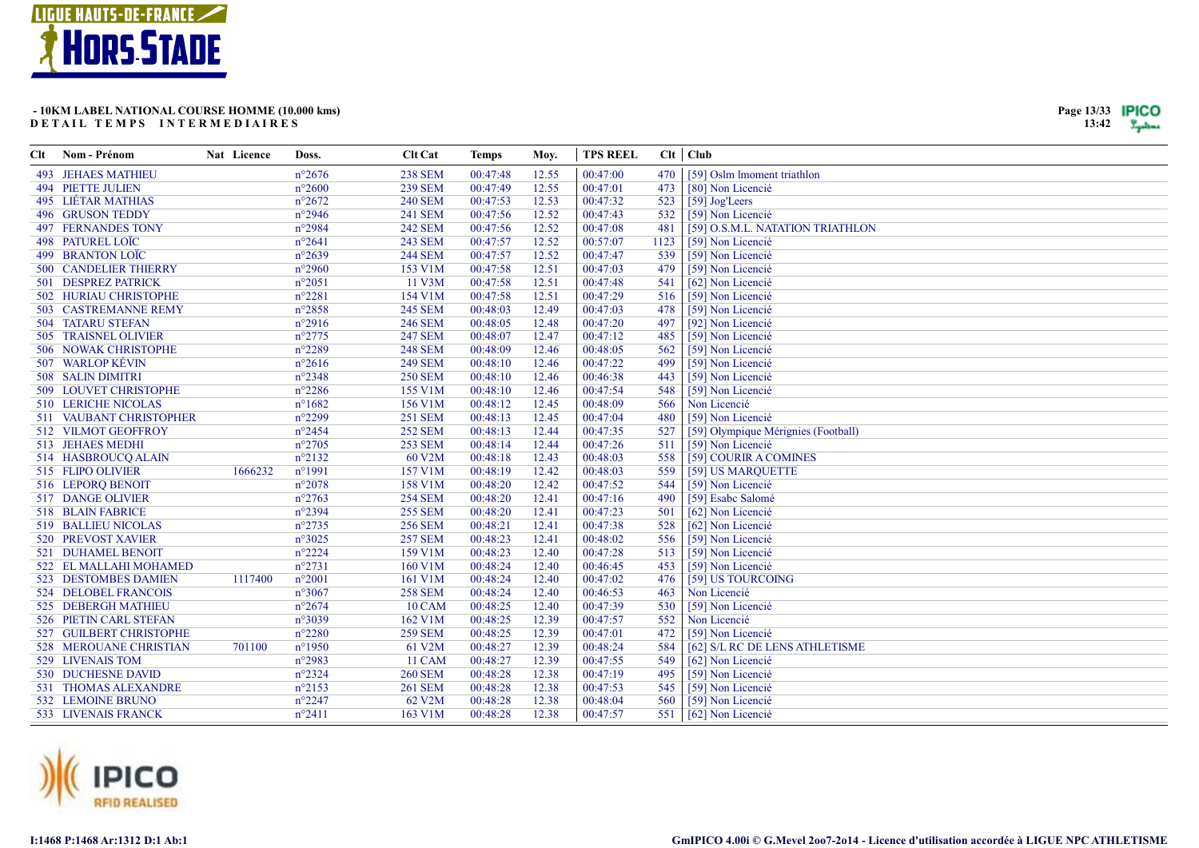**- 10KM LABEL NATIONAL COURSE HOMME (10.000 kms)**
**DETAIL TEMPS INTERMEDIAIRES**

| Clt | Nom - Prénom | Nat | Licence | Doss. | Clt Cat | Temps | Moy. | TPS REEL | Clt | Club |
|---|---|---|---|---|---|---|---|---|---|---|
| 493 | JEHAES MATHIEU | | | n°2676 | 238 SEM | 00:47:48 | 12.55 | 00:47:00 | 470 | [59] Oslm lmoment triathlon |
| 494 | PIETTE JULIEN | | | n°2600 | 239 SEM | 00:47:49 | 12.55 | 00:47:01 | 473 | [80] Non Licencié |
| 495 | LIÉTAR MATHIAS | | | n°2672 | 240 SEM | 00:47:53 | 12.53 | 00:47:32 | 523 | [59] Jog'Leers |
| 496 | GRUSON TEDDY | | | n°2946 | 241 SEM | 00:47:56 | 12.52 | 00:47:43 | 532 | [59] Non Licencié |
| 497 | FERNANDES TONY | | | n°2984 | 242 SEM | 00:47:56 | 12.52 | 00:47:08 | 481 | [59] O.S.M.L. NATATION TRIATHLON |
| 498 | PATUREL LOÏC | | | n°2641 | 243 SEM | 00:47:57 | 12.52 | 00:57:07 | 1123 | [59] Non Licencié |
| 499 | BRANTON LOÏC | | | n°2639 | 244 SEM | 00:47:57 | 12.52 | 00:47:47 | 539 | [59] Non Licencié |
| 500 | CANDELIER THIERRY | | | n°2960 | 153 V1M | 00:47:58 | 12.51 | 00:47:03 | 479 | [59] Non Licencié |
| 501 | DESPREZ PATRICK | | | n°2051 | 11 V3M | 00:47:58 | 12.51 | 00:47:48 | 541 | [62] Non Licencié |
| 502 | HURIAU CHRISTOPHE | | | n°2281 | 154 V1M | 00:47:58 | 12.51 | 00:47:29 | 516 | [59] Non Licencié |
| 503 | CASTREMANNE REMY | | | n°2858 | 245 SEM | 00:48:03 | 12.49 | 00:47:03 | 478 | [59] Non Licencié |
| 504 | TATARU STEFAN | | | n°2916 | 246 SEM | 00:48:05 | 12.48 | 00:47:20 | 497 | [92] Non Licencié |
| 505 | TRAISNEL OLIVIER | | | n°2775 | 247 SEM | 00:48:07 | 12.47 | 00:47:12 | 485 | [59] Non Licencié |
| 506 | NOWAK CHRISTOPHE | | | n°2289 | 248 SEM | 00:48:09 | 12.46 | 00:48:05 | 562 | [59] Non Licencié |
| 507 | WARLOP KÉVIN | | | n°2616 | 249 SEM | 00:48:10 | 12.46 | 00:47:22 | 499 | [59] Non Licencié |
| 508 | SALIN DIMITRI | | | n°2348 | 250 SEM | 00:48:10 | 12.46 | 00:46:38 | 443 | [59] Non Licencié |
| 509 | LOUVET CHRISTOPHE | | | n°2286 | 155 V1M | 00:48:10 | 12.46 | 00:47:54 | 548 | [59] Non Licencié |
| 510 | LERICHE NICOLAS | | | n°1682 | 156 V1M | 00:48:12 | 12.45 | 00:48:09 | 566 | Non Licencié |
| 511 | VAUBANT CHRISTOPHER | | | n°2299 | 251 SEM | 00:48:13 | 12.45 | 00:47:04 | 480 | [59] Non Licencié |
| 512 | VILMOT GEOFFROY | | | n°2454 | 252 SEM | 00:48:13 | 12.44 | 00:47:35 | 527 | [59] Olympique Mérignies (Football) |
| 513 | JEHAES MEDHI | | | n°2705 | 253 SEM | 00:48:14 | 12.44 | 00:47:26 | 511 | [59] Non Licencié |
| 514 | HASBROUCQ ALAIN | | | n°2132 | 60 V2M | 00:48:18 | 12.43 | 00:48:03 | 558 | [59] COURIR A COMINES |
| 515 | FLIPO OLIVIER | | 1666232 | n°1991 | 157 V1M | 00:48:19 | 12.42 | 00:48:03 | 559 | [59] US MARQUETTE |
| 516 | LEPORQ BENOIT | | | n°2078 | 158 V1M | 00:48:20 | 12.42 | 00:47:52 | 544 | [59] Non Licencié |
| 517 | DANGE OLIVIER | | | n°2763 | 254 SEM | 00:48:20 | 12.41 | 00:47:16 | 490 | [59] Esabc Salomé |
| 518 | BLAIN FABRICE | | | n°2394 | 255 SEM | 00:48:20 | 12.41 | 00:47:23 | 501 | [62] Non Licencié |
| 519 | BALLIEU NICOLAS | | | n°2735 | 256 SEM | 00:48:21 | 12.41 | 00:47:38 | 528 | [62] Non Licencié |
| 520 | PREVOST XAVIER | | | n°3025 | 257 SEM | 00:48:23 | 12.41 | 00:48:02 | 556 | [59] Non Licencié |
| 521 | DUHAMEL BENOIT | | | n°2224 | 159 V1M | 00:48:23 | 12.40 | 00:47:28 | 513 | [59] Non Licencié |
| 522 | EL MALLAHI MOHAMED | | | n°2731 | 160 V1M | 00:48:24 | 12.40 | 00:46:45 | 453 | [59] Non Licencié |
| 523 | DESTOMBES DAMIEN | | 1117400 | n°2001 | 161 V1M | 00:48:24 | 12.40 | 00:47:02 | 476 | [59] US TOURCOING |
| 524 | DELOBEL FRANCOIS | | | n°3067 | 258 SEM | 00:48:24 | 12.40 | 00:46:53 | 463 | Non Licencié |
| 525 | DEBERGH MATHIEU | | | n°2674 | 10 CAM | 00:48:25 | 12.40 | 00:47:39 | 530 | [59] Non Licencié |
| 526 | PIETIN CARL STEFAN | | | n°3039 | 162 V1M | 00:48:25 | 12.39 | 00:47:57 | 552 | Non Licencié |
| 527 | GUILBERT CHRISTOPHE | | | n°2280 | 259 SEM | 00:48:25 | 12.39 | 00:47:01 | 472 | [59] Non Licencié |
| 528 | MEROUANE CHRISTIAN | | 701100 | n°1950 | 61 V2M | 00:48:27 | 12.39 | 00:48:24 | 584 | [62] S/L RC DE LENS ATHLETISME |
| 529 | LIVENAIS TOM | | | n°2983 | 11 CAM | 00:48:27 | 12.39 | 00:47:55 | 549 | [62] Non Licencié |
| 530 | DUCHESNE DAVID | | | n°2324 | 260 SEM | 00:48:28 | 12.38 | 00:47:19 | 495 | [59] Non Licencié |
| 531 | THOMAS ALEXANDRE | | | n°2153 | 261 SEM | 00:48:28 | 12.38 | 00:47:53 | 545 | [59] Non Licencié |
| 532 | LEMOINE BRUNO | | | n°2247 | 62 V2M | 00:48:28 | 12.38 | 00:48:04 | 560 | [59] Non Licencié |
| 533 | LIVENAIS FRANCK | | | n°2411 | 163 V1M | 00:48:28 | 12.38 | 00:47:57 | 551 | [62] Non Licencié |

I:1468 P:1468 Ar:1312 D:1 Ab:1

GmIPICO 4.00i © G.Mevel 2oo7-2o14 - Licence d'utilisation accordée à LIGUE NPC ATHLETISME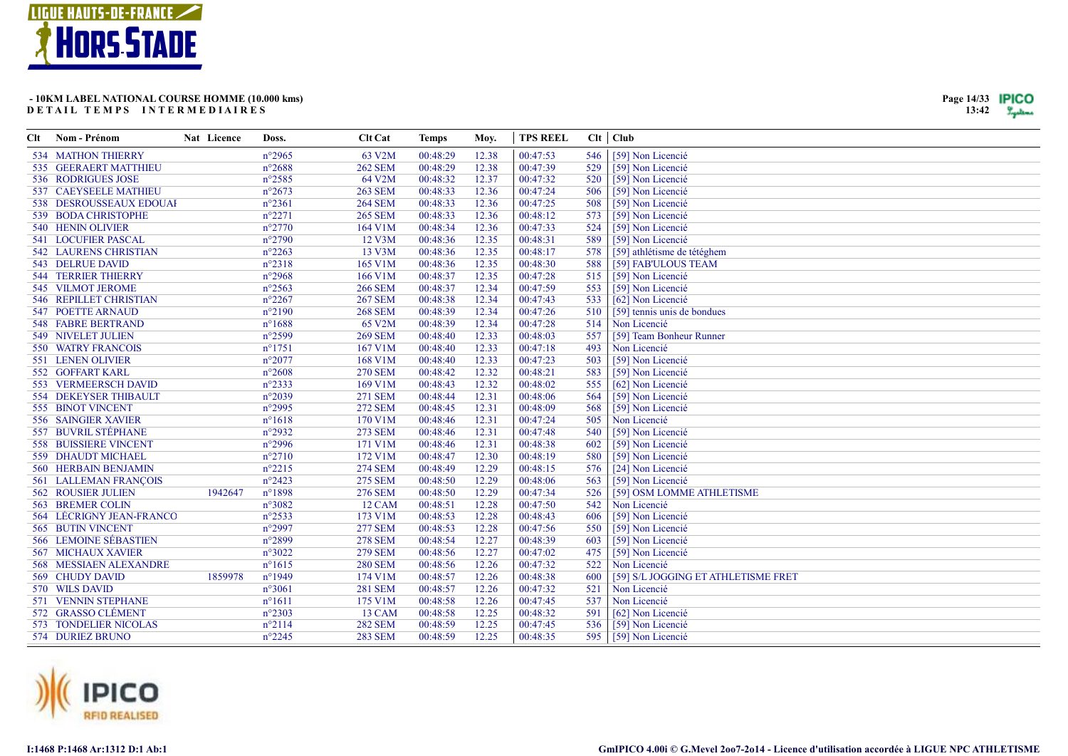- 10KM LABEL NATIONAL COURSE HOMME (10.000 kms)
**DETAIL TEMPS INTERMEDIAIRES**

| Clt | Nom - Prénom | Nat | Licence | Doss. | Clt Cat | Temps | Moy. | TPS REEL | Clt | Club |
|---|---|---|---|---|---|---|---|---|---|---|
| 534 | MATHON THIERRY | | | n°2965 | 63 V2M | 00:48:29 | 12.38 | 00:47:53 | 546 | [59] Non Licencié |
| 535 | GEERAERT MATTHIEU | | | n°2688 | 262 SEM | 00:48:29 | 12.38 | 00:47:39 | 529 | [59] Non Licencié |
| 536 | RODRIGUES JOSE | | | n°2585 | 64 V2M | 00:48:32 | 12.37 | 00:47:32 | 520 | [59] Non Licencié |
| 537 | CAEYSEELE MATHIEU | | | n°2673 | 263 SEM | 00:48:33 | 12.36 | 00:47:24 | 506 | [59] Non Licencié |
| 538 | DESROUSSEAUX EDOUAI | | | n°2361 | 264 SEM | 00:48:33 | 12.36 | 00:47:25 | 508 | [59] Non Licencié |
| 539 | BODA CHRISTOPHE | | | n°2271 | 265 SEM | 00:48:33 | 12.36 | 00:48:12 | 573 | [59] Non Licencié |
| 540 | HENIN OLIVIER | | | n°2770 | 164 V1M | 00:48:34 | 12.36 | 00:47:33 | 524 | [59] Non Licencié |
| 541 | LOCUFIER PASCAL | | | n°2790 | 12 V3M | 00:48:36 | 12.35 | 00:48:31 | 589 | [59] Non Licencié |
| 542 | LAURENS CHRISTIAN | | | n°2263 | 13 V3M | 00:48:36 | 12.35 | 00:48:17 | 578 | [59] athlétisme de téteghem |
| 543 | DELRUE DAVID | | | n°2318 | 165 V1M | 00:48:36 | 12.35 | 00:48:30 | 588 | [59] FAB'ULOUS TEAM |
| 544 | TERRIER THIERRY | | | n°2968 | 166 V1M | 00:48:37 | 12.35 | 00:47:28 | 515 | [59] Non Licencié |
| 545 | VILMOT JEROME | | | n°2563 | 266 SEM | 00:48:37 | 12.34 | 00:47:59 | 553 | [59] Non Licencié |
| 546 | REPILLET CHRISTIAN | | | n°2267 | 267 SEM | 00:48:38 | 12.34 | 00:47:43 | 533 | [62] Non Licencié |
| 547 | POETTE ARNAUD | | | n°2190 | 268 SEM | 00:48:39 | 12.34 | 00:47:26 | 510 | [59] tennis unis de bondues |
| 548 | FABRE BERTRAND | | | n°1688 | 65 V2M | 00:48:39 | 12.34 | 00:47:28 | 514 | Non Licencié |
| 549 | NIVELET JULIEN | | | n°2599 | 269 SEM | 00:48:40 | 12.33 | 00:48:03 | 557 | [59] Team Bonheur Runner |
| 550 | WATRY FRANCOIS | | | n°1751 | 167 V1M | 00:48:40 | 12.33 | 00:47:18 | 493 | Non Licencié |
| 551 | LENEN OLIVIER | | | n°2077 | 168 V1M | 00:48:40 | 12.33 | 00:47:23 | 503 | [59] Non Licencié |
| 552 | GOFFART KARL | | | n°2608 | 270 SEM | 00:48:42 | 12.32 | 00:48:21 | 583 | [59] Non Licencié |
| 553 | VERMEERSCH DAVID | | | n°2333 | 169 V1M | 00:48:43 | 12.32 | 00:48:02 | 555 | [62] Non Licencié |
| 554 | DEKEYSER THIBAULT | | | n°2039 | 271 SEM | 00:48:44 | 12.31 | 00:48:06 | 564 | [59] Non Licencié |
| 555 | BINOT VINCENT | | | n°2995 | 272 SEM | 00:48:45 | 12.31 | 00:48:09 | 568 | [59] Non Licencié |
| 556 | SAINGIER XAVIER | | | n°1618 | 170 V1M | 00:48:46 | 12.31 | 00:47:24 | 505 | Non Licencié |
| 557 | BUVRIL STÉPHANE | | | n°2932 | 273 SEM | 00:48:46 | 12.31 | 00:47:48 | 540 | [59] Non Licencié |
| 558 | BUISSIERE VINCENT | | | n°2996 | 171 V1M | 00:48:46 | 12.31 | 00:48:38 | 602 | [59] Non Licencié |
| 559 | DHAUDT MICHAEL | | | n°2710 | 172 V1M | 00:48:47 | 12.30 | 00:48:19 | 580 | [59] Non Licencié |
| 560 | HERBAIN BENJAMIN | | | n°2215 | 274 SEM | 00:48:49 | 12.29 | 00:48:15 | 576 | [24] Non Licencié |
| 561 | LALLEMAN FRANÇOIS | | | n°2423 | 275 SEM | 00:48:50 | 12.29 | 00:48:06 | 563 | [59] Non Licencié |
| 562 | ROUSIER JULIEN | | 1942647 | n°1898 | 276 SEM | 00:48:50 | 12.29 | 00:47:34 | 526 | [59] OSM LOMME ATHLETISME |
| 563 | BREMER COLIN | | | n°3082 | 12 CAM | 00:48:51 | 12.28 | 00:47:50 | 542 | Non Licencié |
| 564 | LÉCRIGNY JEAN-FRANCO | | | n°2533 | 173 V1M | 00:48:53 | 12.28 | 00:48:43 | 606 | [59] Non Licencié |
| 565 | BUTIN VINCENT | | | n°2997 | 277 SEM | 00:48:53 | 12.28 | 00:47:56 | 550 | [59] Non Licencié |
| 566 | LEMOINE SÉBASTIEN | | | n°2899 | 278 SEM | 00:48:54 | 12.27 | 00:48:39 | 603 | [59] Non Licencié |
| 567 | MICHAUX XAVIER | | | n°3022 | 279 SEM | 00:48:56 | 12.27 | 00:47:02 | 475 | [59] Non Licencié |
| 568 | MESSIAEN ALEXANDRE | | | n°1615 | 280 SEM | 00:48:56 | 12.26 | 00:47:32 | 522 | Non Licencié |
| 569 | CHUDY DAVID | | 1859978 | n°1949 | 174 V1M | 00:48:57 | 12.26 | 00:48:38 | 600 | [59] S/L JOGGING ET ATHLETISME FRET |
| 570 | WILS DAVID | | | n°3061 | 281 SEM | 00:48:57 | 12.26 | 00:47:32 | 521 | Non Licencié |
| 571 | VENNIN STEPHANE | | | n°1611 | 175 V1M | 00:48:58 | 12.26 | 00:47:45 | 537 | Non Licencié |
| 572 | GRASSO CLÉMENT | | | n°2303 | 13 CAM | 00:48:58 | 12.25 | 00:48:32 | 591 | [62] Non Licencié |
| 573 | TONDELIER NICOLAS | | | n°2114 | 282 SEM | 00:48:59 | 12.25 | 00:47:45 | 536 | [59] Non Licencié |
| 574 | DURIEZ BRUNO | | | n°2245 | 283 SEM | 00:48:59 | 12.25 | 00:48:35 | 595 | [59] Non Licencié |

I:1468 P:1468 Ar:1312 D:1 Ab:1

GmIPICO 4.00i © G.Mevel 2oo7-2o14 - Licence d'utilisation accordée à LIGUE NPC ATHLETISME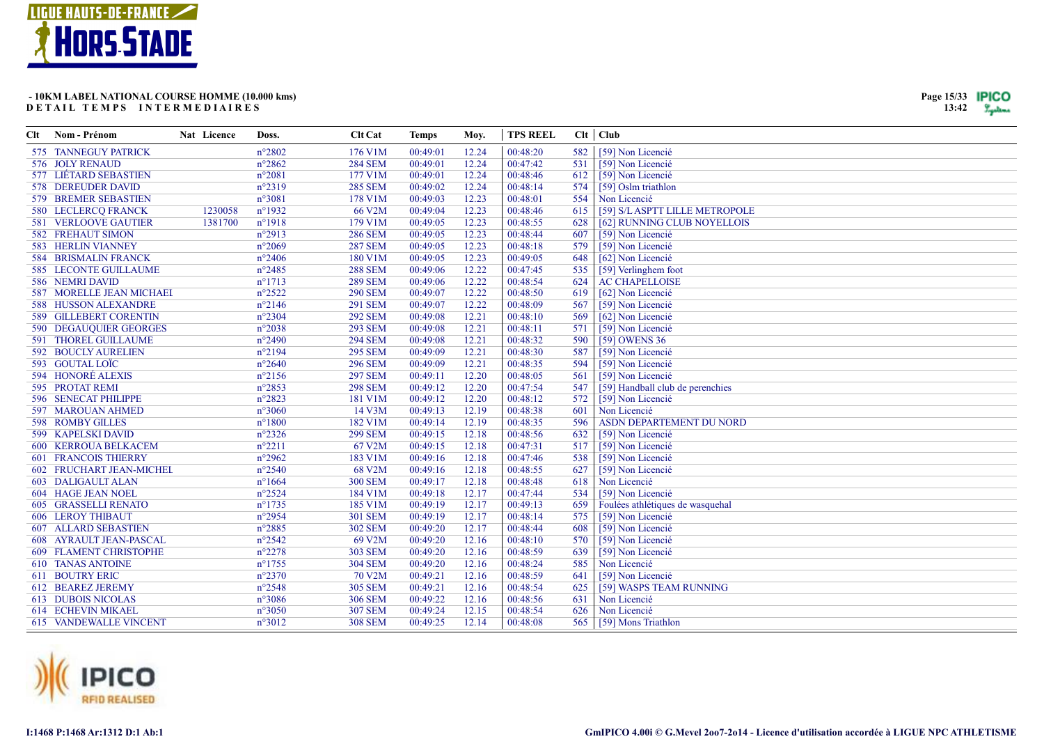**- 10KM LABEL NATIONAL COURSE HOMME (10.000 kms)**
**DETAIL TEMPS INTERMEDIAIRES**

| Clt | Nom - Prénom | Nat | Licence | Doss. | Clt Cat | Temps | Moy. | TPS REEL | Clt | Club |
|---|---|---|---|---|---|---|---|---|---|---|
| 575 | TANNEGUY PATRICK | | | n°2802 | 176 V1M | 00:49:01 | 12.24 | 00:48:20 | 582 | [59] Non Licencié |
| 576 | JOLY RENAUD | | | n°2862 | 284 SEM | 00:49:01 | 12.24 | 00:47:42 | 531 | [59] Non Licencié |
| 577 | LIÉTARD SEBASTIEN | | | n°2081 | 177 V1M | 00:49:01 | 12.24 | 00:48:46 | 612 | [59] Non Licencié |
| 578 | DEREUDER DAVID | | | n°2319 | 285 SEM | 00:49:02 | 12.24 | 00:48:14 | 574 | [59] Oslm triathlon |
| 579 | BREMER SEBASTIEN | | | n°3081 | 178 V1M | 00:49:03 | 12.23 | 00:48:01 | 554 | Non Licencié |
| 580 | LECLERCQ FRANCK | | 1230058 | n°1932 | 66 V2M | 00:49:04 | 12.23 | 00:48:46 | 615 | [59] S/L ASPTT LILLE METROPOLE |
| 581 | VERLOOVE GAUTIER | | 1381700 | n°1918 | 179 V1M | 00:49:05 | 12.23 | 00:48:55 | 628 | [62] RUNNING CLUB NOYELLOIS |
| 582 | FREHAUT SIMON | | | n°2913 | 286 SEM | 00:49:05 | 12.23 | 00:48:44 | 607 | [59] Non Licencié |
| 583 | HERLIN VIANNEY | | | n°2069 | 287 SEM | 00:49:05 | 12.23 | 00:48:18 | 579 | [59] Non Licencié |
| 584 | BRISMALIN FRANCK | | | n°2406 | 180 V1M | 00:49:05 | 12.23 | 00:49:05 | 648 | [62] Non Licencié |
| 585 | LECONTE GUILLAUME | | | n°2485 | 288 SEM | 00:49:06 | 12.22 | 00:47:45 | 535 | [59] Verlinghem foot |
| 586 | NEMRI DAVID | | | n°1713 | 289 SEM | 00:49:06 | 12.22 | 00:48:54 | 624 | AC CHAPELLOISE |
| 587 | MORELLE JEAN MICHAEI | | | n°2522 | 290 SEM | 00:49:07 | 12.22 | 00:48:50 | 619 | [62] Non Licencié |
| 588 | HUSSON ALEXANDRE | | | n°2146 | 291 SEM | 00:49:07 | 12.22 | 00:48:09 | 567 | [59] Non Licencié |
| 589 | GILLEBERT CORENTIN | | | n°2304 | 292 SEM | 00:49:08 | 12.21 | 00:48:10 | 569 | [62] Non Licencié |
| 590 | DEGAUQUIER GEORGES | | | n°2038 | 293 SEM | 00:49:08 | 12.21 | 00:48:11 | 571 | [59] Non Licencié |
| 591 | THOREL GUILLAUME | | | n°2490 | 294 SEM | 00:49:08 | 12.21 | 00:48:32 | 590 | [59] OWENS 36 |
| 592 | BOUCLY AURELIEN | | | n°2194 | 295 SEM | 00:49:09 | 12.21 | 00:48:30 | 587 | [59] Non Licencié |
| 593 | GOUTAL LOÏC | | | n°2640 | 296 SEM | 00:49:09 | 12.21 | 00:48:35 | 594 | [59] Non Licencié |
| 594 | HONORÉ ALEXIS | | | n°2156 | 297 SEM | 00:49:11 | 12.20 | 00:48:05 | 561 | [59] Non Licencié |
| 595 | PROTAT REMI | | | n°2853 | 298 SEM | 00:49:12 | 12.20 | 00:47:54 | 547 | [59] Handball club de perenchies |
| 596 | SENECAT PHILIPPE | | | n°2823 | 181 V1M | 00:49:12 | 12.20 | 00:48:12 | 572 | [59] Non Licencié |
| 597 | MAROUAN AHMED | | | n°3060 | 14 V3M | 00:49:13 | 12.19 | 00:48:38 | 601 | Non Licencié |
| 598 | ROMBY GILLES | | | n°1800 | 182 V1M | 00:49:14 | 12.19 | 00:48:35 | 596 | ASDN DEPARTEMENT DU NORD |
| 599 | KAPELSKI DAVID | | | n°2326 | 299 SEM | 00:49:15 | 12.18 | 00:48:56 | 632 | [59] Non Licencié |
| 600 | KERROUA BELKACEM | | | n°2211 | 67 V2M | 00:49:15 | 12.18 | 00:47:31 | 517 | [59] Non Licencié |
| 601 | FRANCOIS THIERRY | | | n°2962 | 183 V1M | 00:49:16 | 12.18 | 00:47:46 | 538 | [59] Non Licencié |
| 602 | FRUCHART JEAN-MICHEL | | | n°2540 | 68 V2M | 00:49:16 | 12.18 | 00:48:55 | 627 | [59] Non Licencié |
| 603 | DALIGAULT ALAN | | | n°1664 | 300 SEM | 00:49:17 | 12.18 | 00:48:48 | 618 | Non Licencié |
| 604 | HAGE JEAN NOEL | | | n°2524 | 184 V1M | 00:49:18 | 12.17 | 00:47:44 | 534 | [59] Non Licencié |
| 605 | GRASSELLI RENATO | | | n°1735 | 185 V1M | 00:49:19 | 12.17 | 00:49:13 | 659 | Foulées athlétiques de wasquehal |
| 606 | LEROY THIBAUT | | | n°2954 | 301 SEM | 00:49:19 | 12.17 | 00:48:14 | 575 | [59] Non Licencié |
| 607 | ALLARD SEBASTIEN | | | n°2885 | 302 SEM | 00:49:20 | 12.17 | 00:48:44 | 608 | [59] Non Licencié |
| 608 | AYRAULT JEAN-PASCAL | | | n°2542 | 69 V2M | 00:49:20 | 12.16 | 00:48:10 | 570 | [59] Non Licencié |
| 609 | FLAMENT CHRISTOPHE | | | n°2278 | 303 SEM | 00:49:20 | 12.16 | 00:48:59 | 639 | [59] Non Licencié |
| 610 | TANAS ANTOINE | | | n°1755 | 304 SEM | 00:49:20 | 12.16 | 00:48:24 | 585 | Non Licencié |
| 611 | BOUTRY ERIC | | | n°2370 | 70 V2M | 00:49:21 | 12.16 | 00:48:59 | 641 | [59] Non Licencié |
| 612 | BEAREZ JEREMY | | | n°2548 | 305 SEM | 00:49:21 | 12.16 | 00:48:54 | 625 | [59] WASPS TEAM RUNNING |
| 613 | DUBOIS NICOLAS | | | n°3086 | 306 SEM | 00:49:22 | 12.16 | 00:48:56 | 631 | Non Licencié |
| 614 | ECHEVIN MIKAEL | | | n°3050 | 307 SEM | 00:49:24 | 12.15 | 00:48:54 | 626 | Non Licencié |
| 615 | VANDEWALLE VINCENT | | | n°3012 | 308 SEM | 00:49:25 | 12.14 | 00:48:08 | 565 | [59] Mons Triathlon |

I:1468 P:1468 Ar:1312 D:1 Ab:1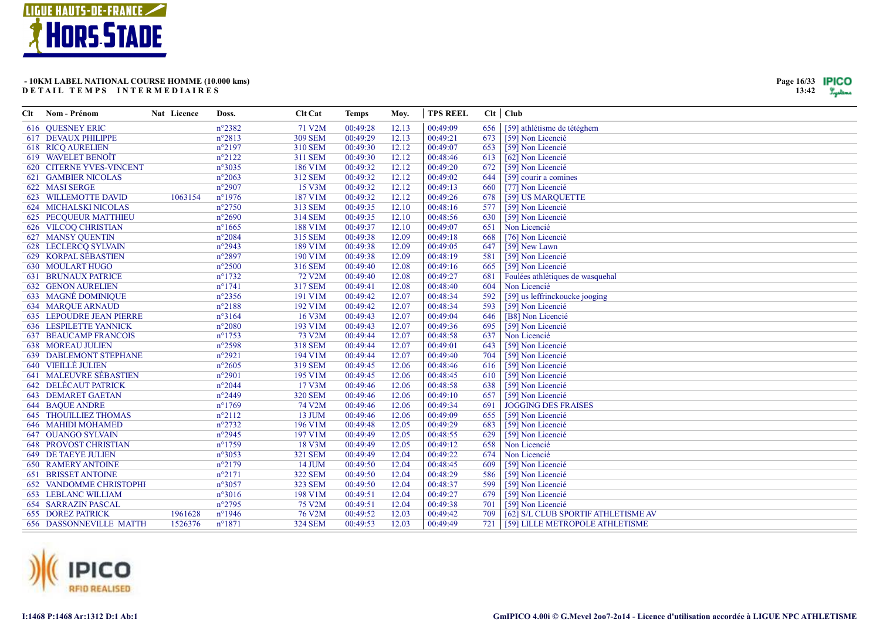**- 10KM LABEL NATIONAL COURSE HOMME (10.000 kms)**
**DETAIL TEMPS INTERMEDIAIRES**

| Clt | Nom - Prénom | Nat | Licence | Doss. | Clt Cat | Temps | Moy. | TPS REEL | Clt | Club |
|---|---|---|---|---|---|---|---|---|---|---|
| 616 | QUESNEY ERIC | | | n°2382 | 71 V2M | 00:49:28 | 12.13 | 00:49:09 | 656 | [59] athlétisme de tétéghem |
| 617 | DEVAUX PHILIPPE | | | n°2813 | 309 SEM | 00:49:29 | 12.13 | 00:49:21 | 673 | [59] Non Licencié |
| 618 | RICQ AURELIEN | | | n°2197 | 310 SEM | 00:49:30 | 12.12 | 00:49:07 | 653 | [59] Non Licencié |
| 619 | WAVELET BENOÎT | | | n°2122 | 311 SEM | 00:49:30 | 12.12 | 00:48:46 | 613 | [62] Non Licencié |
| 620 | CITERNE YVES-VINCENT | | | n°3035 | 186 V1M | 00:49:32 | 12.12 | 00:49:20 | 672 | [59] Non Licencié |
| 621 | GAMBIER NICOLAS | | | n°2063 | 312 SEM | 00:49:32 | 12.12 | 00:49:02 | 644 | [59] courir a comines |
| 622 | MASI SERGE | | | n°2907 | 15 V3M | 00:49:32 | 12.12 | 00:49:13 | 660 | [77] Non Licencié |
| 623 | WILLEMOTTE DAVID | | 1063154 | n°1976 | 187 V1M | 00:49:32 | 12.12 | 00:49:26 | 678 | [59] US MARQUETTE |
| 624 | MICHALSKI NICOLAS | | | n°2750 | 313 SEM | 00:49:35 | 12.10 | 00:48:16 | 577 | [59] Non Licencié |
| 625 | PECQUEUR MATTHIEU | | | n°2690 | 314 SEM | 00:49:35 | 12.10 | 00:48:56 | 630 | [59] Non Licencié |
| 626 | VILCOQ CHRISTIAN | | | n°1665 | 188 V1M | 00:49:37 | 12.10 | 00:49:07 | 651 | Non Licencié |
| 627 | MANSY QUENTIN | | | n°2084 | 315 SEM | 00:49:38 | 12.09 | 00:49:18 | 668 | [76] Non Licencié |
| 628 | LECLERCQ SYLVAIN | | | n°2943 | 189 V1M | 00:49:38 | 12.09 | 00:49:05 | 647 | [59] New Lawn |
| 629 | KORPAL SÉBASTIEN | | | n°2897 | 190 V1M | 00:49:38 | 12.09 | 00:48:19 | 581 | [59] Non Licencié |
| 630 | MOULART HUGO | | | n°2500 | 316 SEM | 00:49:40 | 12.08 | 00:49:16 | 665 | [59] Non Licencié |
| 631 | BRUNAUX PATRICE | | | n°1732 | 72 V2M | 00:49:40 | 12.08 | 00:49:27 | 681 | Foulées athlétiques de wasquehal |
| 632 | GENON AURELIEN | | | n°1741 | 317 SEM | 00:49:41 | 12.08 | 00:48:40 | 604 | Non Licencié |
| 633 | MAGNÉ DOMINIQUE | | | n°2356 | 191 V1M | 00:49:42 | 12.07 | 00:48:34 | 592 | [59] us leffrinckoucke jooging |
| 634 | MARQUE ARNAUD | | | n°2188 | 192 V1M | 00:49:42 | 12.07 | 00:48:34 | 593 | [59] Non Licencié |
| 635 | LEPOUDRE JEAN PIERRE | | | n°3164 | 16 V3M | 00:49:43 | 12.07 | 00:49:04 | 646 | [B8] Non Licencié |
| 636 | LESPILETTE YANNICK | | | n°2080 | 193 V1M | 00:49:43 | 12.07 | 00:49:36 | 695 | [59] Non Licencié |
| 637 | BEAUCAMP FRANCOIS | | | n°1753 | 73 V2M | 00:49:44 | 12.07 | 00:48:58 | 637 | Non Licencié |
| 638 | MOREAU JULIEN | | | n°2598 | 318 SEM | 00:49:44 | 12.07 | 00:49:01 | 643 | [59] Non Licencié |
| 639 | DABLEMONT STEPHANE | | | n°2921 | 194 V1M | 00:49:44 | 12.07 | 00:49:40 | 704 | [59] Non Licencié |
| 640 | VIEILLÉ JULIEN | | | n°2605 | 319 SEM | 00:49:45 | 12.06 | 00:48:46 | 616 | [59] Non Licencié |
| 641 | MALEUVRE SÉBASTIEN | | | n°2901 | 195 V1M | 00:49:45 | 12.06 | 00:48:45 | 610 | [59] Non Licencié |
| 642 | DELÉCAUT PATRICK | | | n°2044 | 17 V3M | 00:49:46 | 12.06 | 00:48:58 | 638 | [59] Non Licencié |
| 643 | DEMARET GAETAN | | | n°2449 | 320 SEM | 00:49:46 | 12.06 | 00:49:10 | 657 | [59] Non Licencié |
| 644 | BAQUE ANDRE | | | n°1769 | 74 V2M | 00:49:46 | 12.06 | 00:49:34 | 691 | JOGGING DES FRAISES |
| 645 | THOUILLIEZ THOMAS | | | n°2112 | 13 JUM | 00:49:46 | 12.06 | 00:49:09 | 655 | [59] Non Licencié |
| 646 | MAHIDI MOHAMED | | | n°2732 | 196 V1M | 00:49:48 | 12.05 | 00:49:29 | 683 | [59] Non Licencié |
| 647 | OUANGO SYLVAIN | | | n°2945 | 197 V1M | 00:49:49 | 12.05 | 00:48:55 | 629 | [59] Non Licencié |
| 648 | PROVOST CHRISTIAN | | | n°1759 | 18 V3M | 00:49:49 | 12.05 | 00:49:12 | 658 | Non Licencié |
| 649 | DE TAEYE JULIEN | | | n°3053 | 321 SEM | 00:49:49 | 12.04 | 00:49:22 | 674 | Non Licencié |
| 650 | RAMERY ANTOINE | | | n°2179 | 14 JUM | 00:49:50 | 12.04 | 00:48:45 | 609 | [59] Non Licencié |
| 651 | BRISSET ANTOINE | | | n°2171 | 322 SEM | 00:49:50 | 12.04 | 00:48:29 | 586 | [59] Non Licencié |
| 652 | VANDOMME CHRISTOPHI | | | n°3057 | 323 SEM | 00:49:50 | 12.04 | 00:48:37 | 599 | [59] Non Licencié |
| 653 | LEBLANC WILLIAM | | | n°3016 | 198 V1M | 00:49:51 | 12.04 | 00:49:27 | 679 | [59] Non Licencié |
| 654 | SARRAZIN PASCAL | | | n°2795 | 75 V2M | 00:49:51 | 12.04 | 00:49:38 | 701 | [59] Non Licencié |
| 655 | DOREZ PATRICK | | 1961628 | n°1946 | 76 V2M | 00:49:52 | 12.03 | 00:49:42 | 709 | [62] S/L CLUB SPORTIF ATHLETISME AV |
| 656 | DASSONNEVILLE MATTH | | 1526376 | n°1871 | 324 SEM | 00:49:53 | 12.03 | 00:49:49 | 721 | [59] LILLE METROPOLE ATHLETISME |

I:1468 P:1468 Ar:1312 D:1 Ab:1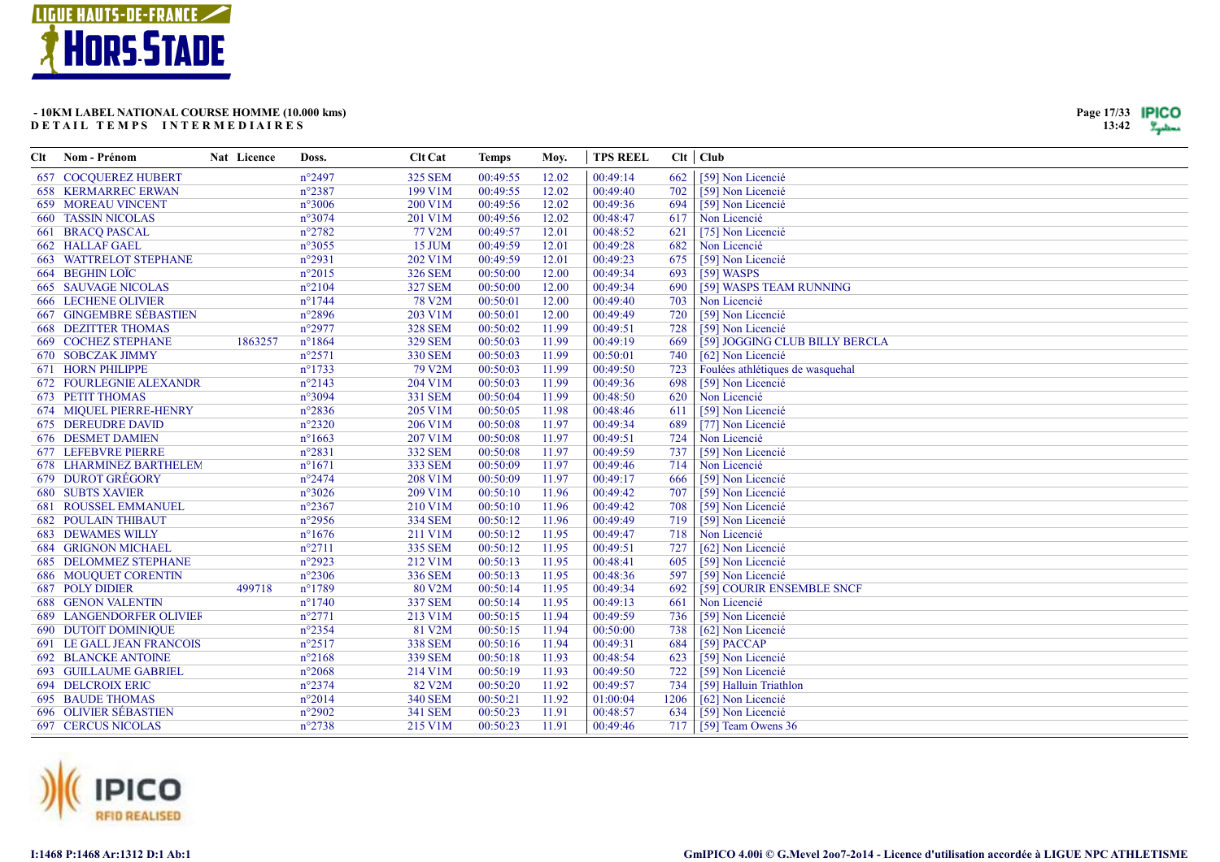**- 10KM LABEL NATIONAL COURSE HOMME (10.000 kms)**
**DETAIL TEMPS INTERMEDIAIRES**

| Clt | Nom - Prénom | Nat | Licence | Doss. | Clt Cat | Temps | Moy. | TPS REEL | Clt | Club |
|---|---|---|---|---|---|---|---|---|---|---|
| 657 | COCQUEREZ HUBERT | | | n°2497 | 325 SEM | 00:49:55 | 12.02 | 00:49:14 | 662 | [59] Non Licencié |
| 658 | KERMARREC ERWAN | | | n°2387 | 199 V1M | 00:49:55 | 12.02 | 00:49:40 | 702 | [59] Non Licencié |
| 659 | MOREAU VINCENT | | | n°3006 | 200 V1M | 00:49:56 | 12.02 | 00:49:36 | 694 | [59] Non Licencié |
| 660 | TASSIN NICOLAS | | | n°3074 | 201 V1M | 00:49:56 | 12.02 | 00:48:47 | 617 | Non Licencié |
| 661 | BRACQ PASCAL | | | n°2782 | 77 V2M | 00:49:57 | 12.01 | 00:48:52 | 621 | [75] Non Licencié |
| 662 | HALLAF GAEL | | | n°3055 | 15 JUM | 00:49:59 | 12.01 | 00:49:28 | 682 | Non Licencié |
| 663 | WATTRELOT STEPHANE | | | n°2931 | 202 V1M | 00:49:59 | 12.01 | 00:49:23 | 675 | [59] Non Licencié |
| 664 | BEGHIN LOÏC | | | n°2015 | 326 SEM | 00:50:00 | 12.00 | 00:49:34 | 693 | [59] WASPS |
| 665 | SAUVAGE NICOLAS | | | n°2104 | 327 SEM | 00:50:00 | 12.00 | 00:49:34 | 690 | [59] WASPS TEAM RUNNING |
| 666 | LECHENE OLIVIER | | | n°1744 | 78 V2M | 00:50:01 | 12.00 | 00:49:40 | 703 | Non Licencié |
| 667 | GINGEMBRE SÉBASTIEN | | | n°2896 | 203 V1M | 00:50:01 | 12.00 | 00:49:49 | 720 | [59] Non Licencié |
| 668 | DEZITTER THOMAS | | | n°2977 | 328 SEM | 00:50:02 | 11.99 | 00:49:51 | 728 | [59] Non Licencié |
| 669 | COCHEZ STEPHANE | | 1863257 | n°1864 | 329 SEM | 00:50:03 | 11.99 | 00:49:19 | 669 | [59] JOGGING CLUB BILLY BERCLA |
| 670 | SOBCZAK JIMMY | | | n°2571 | 330 SEM | 00:50:03 | 11.99 | 00:50:01 | 740 | [62] Non Licencié |
| 671 | HORN PHILIPPE | | | n°1733 | 79 V2M | 00:50:03 | 11.99 | 00:49:50 | 723 | Foulées athlétiques de wasquehal |
| 672 | FOURLEGNIE ALEXANDR | | | n°2143 | 204 V1M | 00:50:03 | 11.99 | 00:49:36 | 698 | [59] Non Licencié |
| 673 | PETIT THOMAS | | | n°3094 | 331 SEM | 00:50:04 | 11.99 | 00:48:50 | 620 | Non Licencié |
| 674 | MIQUEL PIERRE-HENRY | | | n°2836 | 205 V1M | 00:50:05 | 11.98 | 00:48:46 | 611 | [59] Non Licencié |
| 675 | DEREUDRE DAVID | | | n°2320 | 206 V1M | 00:50:08 | 11.97 | 00:49:34 | 689 | [77] Non Licencié |
| 676 | DESMET DAMIEN | | | n°1663 | 207 V1M | 00:50:08 | 11.97 | 00:49:51 | 724 | Non Licencié |
| 677 | LEFEBVRE PIERRE | | | n°2831 | 332 SEM | 00:50:08 | 11.97 | 00:49:59 | 737 | [59] Non Licencié |
| 678 | LHARMINEZ BARTHELEM | | | n°1671 | 333 SEM | 00:50:09 | 11.97 | 00:49:46 | 714 | Non Licencié |
| 679 | DUROT GRÉGORY | | | n°2474 | 208 V1M | 00:50:09 | 11.97 | 00:49:17 | 666 | [59] Non Licencié |
| 680 | SUBTS XAVIER | | | n°3026 | 209 V1M | 00:50:10 | 11.96 | 00:49:42 | 707 | [59] Non Licencié |
| 681 | ROUSSEL EMMANUEL | | | n°2367 | 210 V1M | 00:50:10 | 11.96 | 00:49:42 | 708 | [59] Non Licencié |
| 682 | POULAIN THIBAUT | | | n°2956 | 334 SEM | 00:50:12 | 11.96 | 00:49:49 | 719 | [59] Non Licencié |
| 683 | DEWAMES WILLY | | | n°1676 | 211 V1M | 00:50:12 | 11.95 | 00:49:47 | 718 | Non Licencié |
| 684 | GRIGNON MICHAEL | | | n°2711 | 335 SEM | 00:50:12 | 11.95 | 00:49:51 | 727 | [62] Non Licencié |
| 685 | DELOMMEZ STEPHANE | | | n°2923 | 212 V1M | 00:50:13 | 11.95 | 00:48:41 | 605 | [59] Non Licencié |
| 686 | MOUQUET CORENTIN | | | n°2306 | 336 SEM | 00:50:13 | 11.95 | 00:48:36 | 597 | [59] Non Licencié |
| 687 | POLY DIDIER | | 499718 | n°1789 | 80 V2M | 00:50:14 | 11.95 | 00:49:34 | 692 | [59] COURIR ENSEMBLE SNCF |
| 688 | GENON VALENTIN | | | n°1740 | 337 SEM | 00:50:14 | 11.95 | 00:49:13 | 661 | Non Licencié |
| 689 | LANGENDORFER OLIVIEF | | | n°2771 | 213 V1M | 00:50:15 | 11.94 | 00:49:59 | 736 | [59] Non Licencié |
| 690 | DUTOIT DOMINIQUE | | | n°2354 | 81 V2M | 00:50:15 | 11.94 | 00:50:00 | 738 | [62] Non Licencié |
| 691 | LE GALL JEAN FRANCOIS | | | n°2517 | 338 SEM | 00:50:16 | 11.94 | 00:49:31 | 684 | [59] PACCAP |
| 692 | BLANCKE ANTOINE | | | n°2168 | 339 SEM | 00:50:18 | 11.93 | 00:48:54 | 623 | [59] Non Licencié |
| 693 | GUILLAUME GABRIEL | | | n°2068 | 214 V1M | 00:50:19 | 11.93 | 00:49:50 | 722 | [59] Non Licencié |
| 694 | DELCROIX ERIC | | | n°2374 | 82 V2M | 00:50:20 | 11.92 | 00:49:57 | 734 | [59] Halluin Triathlon |
| 695 | BAUDE THOMAS | | | n°2014 | 340 SEM | 00:50:21 | 11.92 | 01:00:04 | 1206 | [62] Non Licencié |
| 696 | OLIVIER SÉBASTIEN | | | n°2902 | 341 SEM | 00:50:23 | 11.91 | 00:48:57 | 634 | [59] Non Licencié |
| 697 | CERCUS NICOLAS | | | n°2738 | 215 V1M | 00:50:23 | 11.91 | 00:49:46 | 717 | [59] Team Owens 36 |

I:1468 P:1468 Ar:1312 D:1 Ab:1

GmIPICO 4.00i © G.Mevel 2oo7-2o14 - Licence d'utilisation accordée à LIGUE NPC ATHLETISME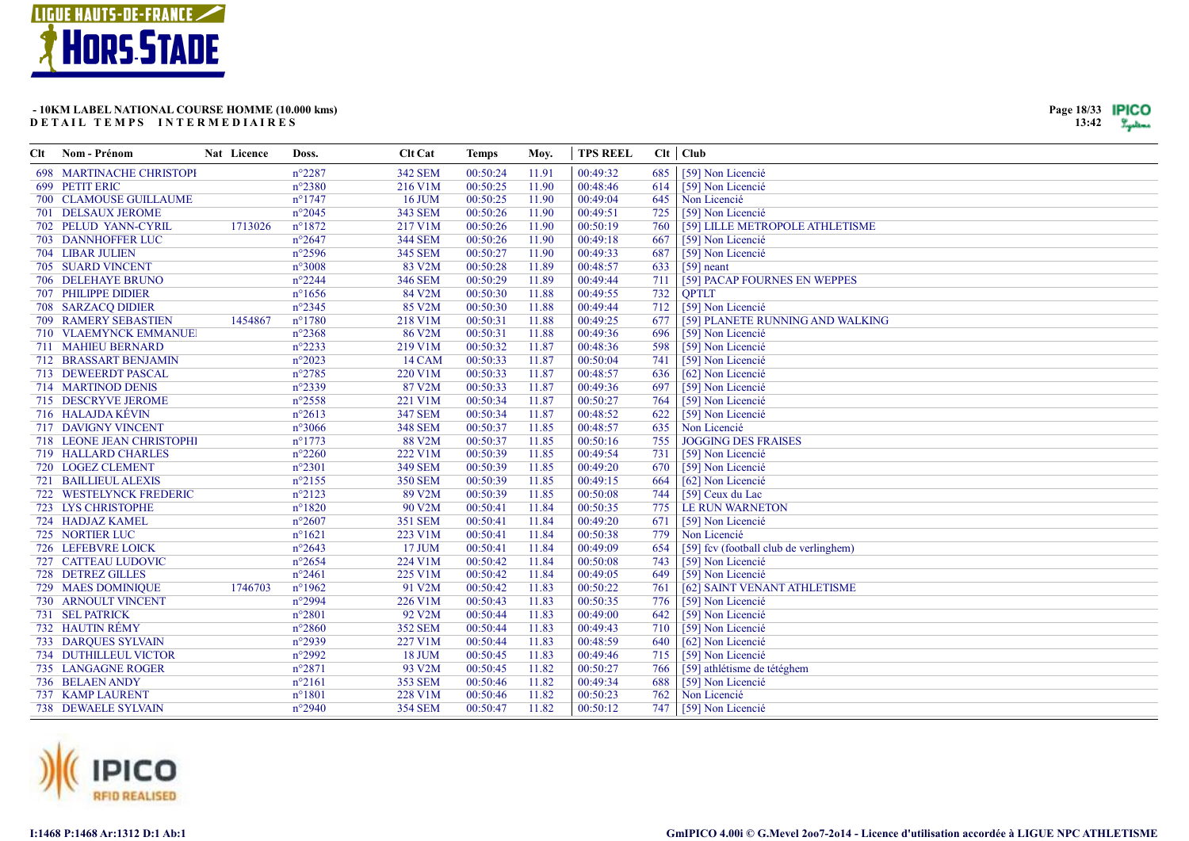**- 10KM LABEL NATIONAL COURSE HOMME (10.000 kms)**
**DETAIL TEMPS INTERMEDIAIRES**

| Clt | Nom - Prénom | Nat | Licence | Doss. | Clt Cat | Temps | Moy. | TPS REEL | Clt | Club |
|---|---|---|---|---|---|---|---|---|---|---|
| 698 | MARTINACHE CHRISTOPI | | | n°2287 | 342 SEM | 00:50:24 | 11.91 | 00:49:32 | 685 | [59] Non Licencié |
| 699 | PETIT ERIC | | | n°2380 | 216 V1M | 00:50:25 | 11.90 | 00:48:46 | 614 | [59] Non Licencié |
| 700 | CLAMOUSE GUILLAUME | | | n°1747 | 16 JUM | 00:50:25 | 11.90 | 00:49:04 | 645 | Non Licencié |
| 701 | DELSAUX JEROME | | | n°2045 | 343 SEM | 00:50:26 | 11.90 | 00:49:51 | 725 | [59] Non Licencié |
| 702 | PELUD YANN-CYRIL | | 1713026 | n°1872 | 217 V1M | 00:50:26 | 11.90 | 00:50:19 | 760 | [59] LILLE METROPOLE ATHLETISME |
| 703 | DANNHOFFER LUC | | | n°2647 | 344 SEM | 00:50:26 | 11.90 | 00:49:18 | 667 | [59] Non Licencié |
| 704 | LIBAR JULIEN | | | n°2596 | 345 SEM | 00:50:27 | 11.90 | 00:49:33 | 687 | [59] Non Licencié |
| 705 | SUARD VINCENT | | | n°3008 | 83 V2M | 00:50:28 | 11.89 | 00:48:57 | 633 | [59] neant |
| 706 | DELEHAYE BRUNO | | | n°2244 | 346 SEM | 00:50:29 | 11.89 | 00:49:44 | 711 | [59] PACAP FOURNES EN WEPPES |
| 707 | PHILIPPE DIDIER | | | n°1656 | 84 V2M | 00:50:30 | 11.88 | 00:49:55 | 732 | QPTLT |
| 708 | SARZACQ DIDIER | | | n°2345 | 85 V2M | 00:50:30 | 11.88 | 00:49:44 | 712 | [59] Non Licencié |
| 709 | RAMERY SEBASTIEN | | 1454867 | n°1780 | 218 V1M | 00:50:31 | 11.88 | 00:49:25 | 677 | [59] PLANETE RUNNING AND WALKING |
| 710 | VLAEMYNCK EMMANUEI | | | n°2368 | 86 V2M | 00:50:31 | 11.88 | 00:49:36 | 696 | [59] Non Licencié |
| 711 | MAHIEU BERNARD | | | n°2233 | 219 V1M | 00:50:32 | 11.87 | 00:48:36 | 598 | [59] Non Licencié |
| 712 | BRASSART BENJAMIN | | | n°2023 | 14 CAM | 00:50:33 | 11.87 | 00:50:04 | 741 | [59] Non Licencié |
| 713 | DEWEERDT PASCAL | | | n°2785 | 220 V1M | 00:50:33 | 11.87 | 00:48:57 | 636 | [62] Non Licencié |
| 714 | MARTINOD DENIS | | | n°2339 | 87 V2M | 00:50:33 | 11.87 | 00:49:36 | 697 | [59] Non Licencié |
| 715 | DESCRYVE JEROME | | | n°2558 | 221 V1M | 00:50:34 | 11.87 | 00:50:27 | 764 | [59] Non Licencié |
| 716 | HALAJDA KÉVIN | | | n°2613 | 347 SEM | 00:50:34 | 11.87 | 00:48:52 | 622 | [59] Non Licencié |
| 717 | DAVIGNY VINCENT | | | n°3066 | 348 SEM | 00:50:37 | 11.85 | 00:48:57 | 635 | Non Licencié |
| 718 | LEONE JEAN CHRISTOPHI | | | n°1773 | 88 V2M | 00:50:37 | 11.85 | 00:50:16 | 755 | JOGGING DES FRAISES |
| 719 | HALLARD CHARLES | | | n°2260 | 222 V1M | 00:50:39 | 11.85 | 00:49:54 | 731 | [59] Non Licencié |
| 720 | LOGEZ CLEMENT | | | n°2301 | 349 SEM | 00:50:39 | 11.85 | 00:49:20 | 670 | [59] Non Licencié |
| 721 | BAILLIEUL ALEXIS | | | n°2155 | 350 SEM | 00:50:39 | 11.85 | 00:49:15 | 664 | [62] Non Licencié |
| 722 | WESTELYNCK FREDERIC | | | n°2123 | 89 V2M | 00:50:39 | 11.85 | 00:50:08 | 744 | [59] Ceux du Lac |
| 723 | LYS CHRISTOPHE | | | n°1820 | 90 V2M | 00:50:41 | 11.84 | 00:50:35 | 775 | LE RUN WARNETON |
| 724 | HADJAZ KAMEL | | | n°2607 | 351 SEM | 00:50:41 | 11.84 | 00:49:20 | 671 | [59] Non Licencié |
| 725 | NORTIER LUC | | | n°1621 | 223 V1M | 00:50:41 | 11.84 | 00:50:38 | 779 | Non Licencié |
| 726 | LEFEBVRE LOICK | | | n°2643 | 17 JUM | 00:50:41 | 11.84 | 00:49:09 | 654 | [59] fcv (football club de verlinghem) |
| 727 | CATTEAU LUDOVIC | | | n°2654 | 224 V1M | 00:50:42 | 11.84 | 00:50:08 | 743 | [59] Non Licencié |
| 728 | DETREZ GILLES | | | n°2461 | 225 V1M | 00:50:42 | 11.84 | 00:49:05 | 649 | [59] Non Licencié |
| 729 | MAES DOMINIQUE | | 1746703 | n°1962 | 91 V2M | 00:50:42 | 11.83 | 00:50:22 | 761 | [62] SAINT VENANT ATHLETISME |
| 730 | ARNOULT VINCENT | | | n°2994 | 226 V1M | 00:50:43 | 11.83 | 00:50:35 | 776 | [59] Non Licencié |
| 731 | SEL PATRICK | | | n°2801 | 92 V2M | 00:50:44 | 11.83 | 00:49:00 | 642 | [59] Non Licencié |
| 732 | HAUTIN RÉMY | | | n°2860 | 352 SEM | 00:50:44 | 11.83 | 00:49:43 | 710 | [59] Non Licencié |
| 733 | DARQUES SYLVAIN | | | n°2939 | 227 V1M | 00:50:44 | 11.83 | 00:48:59 | 640 | [62] Non Licencié |
| 734 | DUTHILLEUL VICTOR | | | n°2992 | 18 JUM | 00:50:45 | 11.83 | 00:49:46 | 715 | [59] Non Licencié |
| 735 | LANGAGNE ROGER | | | n°2871 | 93 V2M | 00:50:45 | 11.82 | 00:50:27 | 766 | [59] athlétisme de tétéghem |
| 736 | BELAEN ANDY | | | n°2161 | 353 SEM | 00:50:46 | 11.82 | 00:49:34 | 688 | [59] Non Licencié |
| 737 | KAMP LAURENT | | | n°1801 | 228 V1M | 00:50:46 | 11.82 | 00:50:23 | 762 | Non Licencié |
| 738 | DEWAELE SYLVAIN | | | n°2940 | 354 SEM | 00:50:47 | 11.82 | 00:50:12 | 747 | [59] Non Licencié |

I:1468 P:1468 Ar:1312 D:1 Ab:1

GmIPICO 4.00i © G.Mevel 2oo7-2o14 - Licence d'utilisation accordée à LIGUE NPC ATHLETISME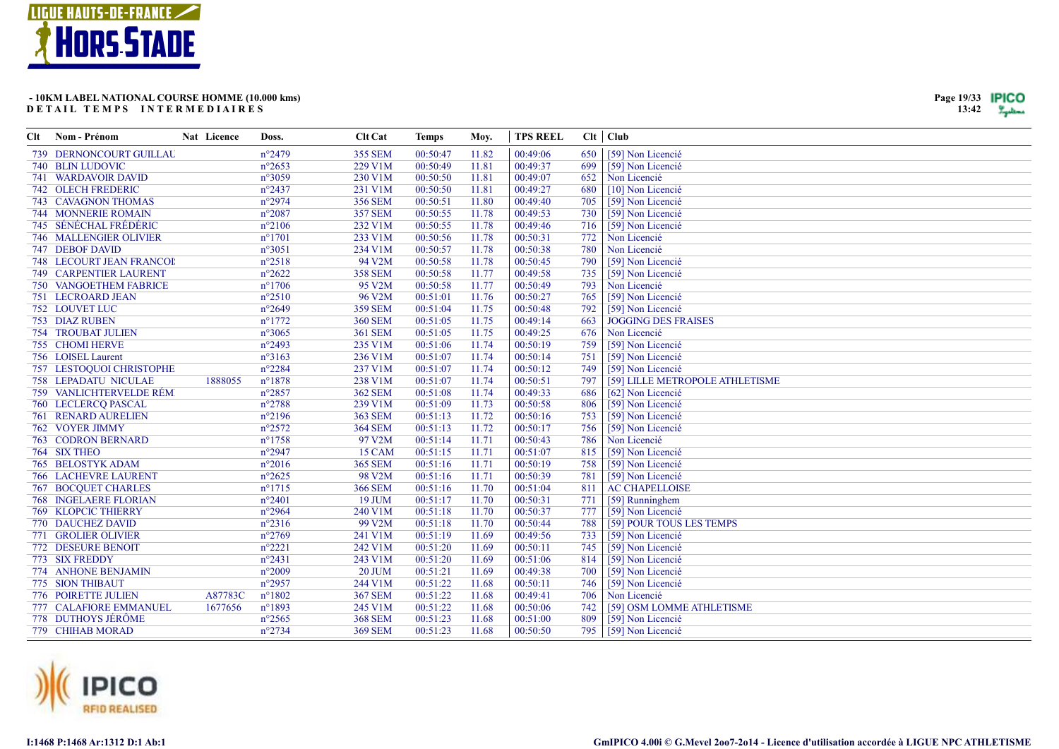**- 10KM LABEL NATIONAL COURSE HOMME (10.000 kms)**
**DETAIL TEMPS INTERMEDIAIRES**

| Clt | Nom - Prénom | Nat | Licence | Doss. | Clt Cat | Temps | Moy. | TPS REEL | Clt | Club |
|---|---|---|---|---|---|---|---|---|---|---|
| 739 | DERNONCOURT GUILLAU | | | n°2479 | 355 SEM | 00:50:47 | 11.82 | 00:49:06 | 650 | [59] Non Licencié |
| 740 | BLIN LUDOVIC | | | n°2653 | 229 V1M | 00:50:49 | 11.81 | 00:49:37 | 699 | [59] Non Licencié |
| 741 | WARDAVOIR DAVID | | | n°3059 | 230 V1M | 00:50:50 | 11.81 | 00:49:07 | 652 | Non Licencié |
| 742 | OLECH FREDERIC | | | n°2437 | 231 V1M | 00:50:50 | 11.81 | 00:49:27 | 680 | [10] Non Licencié |
| 743 | CAVAGNON THOMAS | | | n°2974 | 356 SEM | 00:50:51 | 11.80 | 00:49:40 | 705 | [59] Non Licencié |
| 744 | MONNERIE ROMAIN | | | n°2087 | 357 SEM | 00:50:55 | 11.78 | 00:49:53 | 730 | [59] Non Licencié |
| 745 | SÉNÉCHAL FRÉDÉRIC | | | n°2106 | 232 V1M | 00:50:55 | 11.78 | 00:49:46 | 716 | [59] Non Licencié |
| 746 | MALLENGIER OLIVIER | | | n°1701 | 233 V1M | 00:50:56 | 11.78 | 00:50:31 | 772 | Non Licencié |
| 747 | DEBOF DAVID | | | n°3051 | 234 V1M | 00:50:57 | 11.78 | 00:50:38 | 780 | Non Licencié |
| 748 | LECOURT JEAN FRANCOI | | | n°2518 | 94 V2M | 00:50:58 | 11.78 | 00:50:45 | 790 | [59] Non Licencié |
| 749 | CARPENTIER LAURENT | | | n°2622 | 358 SEM | 00:50:58 | 11.77 | 00:49:58 | 735 | [59] Non Licencié |
| 750 | VANGOETHEM FABRICE | | | n°1706 | 95 V2M | 00:50:58 | 11.77 | 00:50:49 | 793 | Non Licencié |
| 751 | LECROARD JEAN | | | n°2510 | 96 V2M | 00:51:01 | 11.76 | 00:50:27 | 765 | [59] Non Licencié |
| 752 | LOUVET LUC | | | n°2649 | 359 SEM | 00:51:04 | 11.75 | 00:50:48 | 792 | [59] Non Licencié |
| 753 | DIAZ RUBEN | | | n°1772 | 360 SEM | 00:51:05 | 11.75 | 00:49:14 | 663 | JOGGING DES FRAISES |
| 754 | TROUBAT JULIEN | | | n°3065 | 361 SEM | 00:51:05 | 11.75 | 00:49:25 | 676 | Non Licencié |
| 755 | CHOMI HERVE | | | n°2493 | 235 V1M | 00:51:06 | 11.74 | 00:50:19 | 759 | [59] Non Licencié |
| 756 | LOISEL Laurent | | | n°3163 | 236 V1M | 00:51:07 | 11.74 | 00:50:14 | 751 | [59] Non Licencié |
| 757 | LESTOQUOI CHRISTOPHE | | | n°2284 | 237 V1M | 00:51:07 | 11.74 | 00:50:12 | 749 | [59] Non Licencié |
| 758 | LEPADATU NICULAE | | 1888055 | n°1878 | 238 V1M | 00:51:07 | 11.74 | 00:50:51 | 797 | [59] LILLE METROPOLE ATHLETISME |
| 759 | VANLICHTERVELDE RÉM | | | n°2857 | 362 SEM | 00:51:08 | 11.74 | 00:49:33 | 686 | [62] Non Licencié |
| 760 | LECLERCQ PASCAL | | | n°2788 | 239 V1M | 00:51:09 | 11.73 | 00:50:58 | 806 | [59] Non Licencié |
| 761 | RENARD AURELIEN | | | n°2196 | 363 SEM | 00:51:13 | 11.72 | 00:50:16 | 753 | [59] Non Licencié |
| 762 | VOYER JIMMY | | | n°2572 | 364 SEM | 00:51:13 | 11.72 | 00:50:17 | 756 | [59] Non Licencié |
| 763 | CODRON BERNARD | | | n°1758 | 97 V2M | 00:51:14 | 11.71 | 00:50:43 | 786 | Non Licencié |
| 764 | SIX THEO | | | n°2947 | 15 CAM | 00:51:15 | 11.71 | 00:51:07 | 815 | [59] Non Licencié |
| 765 | BELOSTYK ADAM | | | n°2016 | 365 SEM | 00:51:16 | 11.71 | 00:50:19 | 758 | [59] Non Licencié |
| 766 | LACHEVRE LAURENT | | | n°2625 | 98 V2M | 00:51:16 | 11.71 | 00:50:39 | 781 | [59] Non Licencié |
| 767 | BOCQUET CHARLES | | | n°1715 | 366 SEM | 00:51:16 | 11.70 | 00:51:04 | 811 | AC CHAPELLOISE |
| 768 | INGELAERE FLORIAN | | | n°2401 | 19 JUM | 00:51:17 | 11.70 | 00:50:31 | 771 | [59] Runninghem |
| 769 | KLOPCIC THIERRY | | | n°2964 | 240 V1M | 00:51:18 | 11.70 | 00:50:37 | 777 | [59] Non Licencié |
| 770 | DAUCHEZ DAVID | | | n°2316 | 99 V2M | 00:51:18 | 11.70 | 00:50:44 | 788 | [59] POUR TOUS LES TEMPS |
| 771 | GROLIER OLIVIER | | | n°2769 | 241 V1M | 00:51:19 | 11.69 | 00:49:56 | 733 | [59] Non Licencié |
| 772 | DESEURE BENOIT | | | n°2221 | 242 V1M | 00:51:20 | 11.69 | 00:50:11 | 745 | [59] Non Licencié |
| 773 | SIX FREDDY | | | n°2431 | 243 V1M | 00:51:20 | 11.69 | 00:51:06 | 814 | [59] Non Licencié |
| 774 | ANHONE BENJAMIN | | | n°2009 | 20 JUM | 00:51:21 | 11.69 | 00:49:38 | 700 | [59] Non Licencié |
| 775 | SION THIBAUT | | | n°2957 | 244 V1M | 00:51:22 | 11.68 | 00:50:11 | 746 | [59] Non Licencié |
| 776 | POIRETTE JULIEN | | A87783C | n°1802 | 367 SEM | 00:51:22 | 11.68 | 00:49:41 | 706 | Non Licencié |
| 777 | CALAFIORE EMMANUEL | | 1677656 | n°1893 | 245 V1M | 00:51:22 | 11.68 | 00:50:06 | 742 | [59] OSM LOMME ATHLETISME |
| 778 | DUTHOYS JÉRÔME | | | n°2565 | 368 SEM | 00:51:23 | 11.68 | 00:51:00 | 809 | [59] Non Licencié |
| 779 | CHIHAB MORAD | | | n°2734 | 369 SEM | 00:51:23 | 11.68 | 00:50:50 | 795 | [59] Non Licencié |

I:1468 P:1468 Ar:1312 D:1 Ab:1

GmIPICO 4.00i © G.Mevel 2oo7-2o14 - Licence d'utilisation accordée à LIGUE NPC ATHLETISME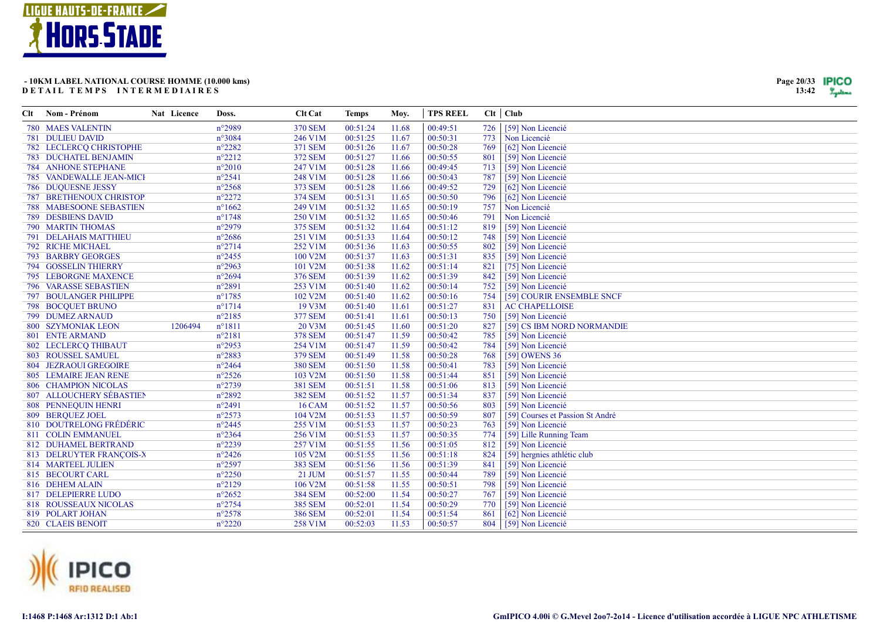**- 10KM LABEL NATIONAL COURSE HOMME (10.000 kms)**
**DETAIL TEMPS INTERMEDIAIRES**

| Clt | Nom - Prénom | Nat | Licence | Doss. | Clt Cat | Temps | Moy. | TPS REEL | Clt | Club |
|---|---|---|---|---|---|---|---|---|---|---|
| 780 | MAES VALENTIN | | | n°2989 | 370 SEM | 00:51:24 | 11.68 | 00:49:51 | 726 | [59] Non Licencié |
| 781 | DULIEU DAVID | | | n°3084 | 246 V1M | 00:51:25 | 11.67 | 00:50:31 | 773 | Non Licencié |
| 782 | LECLERCQ CHRISTOPHE | | | n°2282 | 371 SEM | 00:51:26 | 11.67 | 00:50:28 | 769 | [62] Non Licencié |
| 783 | DUCHATEL BENJAMIN | | | n°2212 | 372 SEM | 00:51:27 | 11.66 | 00:50:55 | 801 | [59] Non Licencié |
| 784 | ANHONE STEPHANE | | | n°2010 | 247 V1M | 00:51:28 | 11.66 | 00:49:45 | 713 | [59] Non Licencié |
| 785 | VANDEWALLE JEAN-MICH | | | n°2541 | 248 V1M | 00:51:28 | 11.66 | 00:50:43 | 787 | [59] Non Licencié |
| 786 | DUQUESNE JESSY | | | n°2568 | 373 SEM | 00:51:28 | 11.66 | 00:49:52 | 729 | [62] Non Licencié |
| 787 | BRETHENOUX CHRISTOP | | | n°2272 | 374 SEM | 00:51:31 | 11.65 | 00:50:50 | 796 | [62] Non Licencié |
| 788 | MABESOONE SEBASTIEN | | | n°1662 | 249 V1M | 00:51:32 | 11.65 | 00:50:19 | 757 | Non Licencié |
| 789 | DESBIENS DAVID | | | n°1748 | 250 V1M | 00:51:32 | 11.65 | 00:50:46 | 791 | Non Licencié |
| 790 | MARTIN THOMAS | | | n°2979 | 375 SEM | 00:51:32 | 11.64 | 00:51:12 | 819 | [59] Non Licencié |
| 791 | DELAHAIS MATTHIEU | | | n°2686 | 251 V1M | 00:51:33 | 11.64 | 00:50:12 | 748 | [59] Non Licencié |
| 792 | RICHE MICHAEL | | | n°2714 | 252 V1M | 00:51:36 | 11.63 | 00:50:55 | 802 | [59] Non Licencié |
| 793 | BARBRY GEORGES | | | n°2455 | 100 V2M | 00:51:37 | 11.63 | 00:51:31 | 835 | [59] Non Licencié |
| 794 | GOSSELIN THIERRY | | | n°2963 | 101 V2M | 00:51:38 | 11.62 | 00:51:14 | 821 | [75] Non Licencié |
| 795 | LEBORGNE MAXENCE | | | n°2694 | 376 SEM | 00:51:39 | 11.62 | 00:51:39 | 842 | [59] Non Licencié |
| 796 | VARASSE SEBASTIEN | | | n°2891 | 253 V1M | 00:51:40 | 11.62 | 00:50:14 | 752 | [59] Non Licencié |
| 797 | BOULANGER PHILIPPE | | | n°1785 | 102 V2M | 00:51:40 | 11.62 | 00:50:16 | 754 | [59] COURIR ENSEMBLE SNCF |
| 798 | BOCQUET BRUNO | | | n°1714 | 19 V3M | 00:51:40 | 11.61 | 00:51:27 | 831 | AC CHAPELLOISE |
| 799 | DUMEZ ARNAUD | | | n°2185 | 377 SEM | 00:51:41 | 11.61 | 00:50:13 | 750 | [59] Non Licencié |
| 800 | SZYMONIAK LEON | | 1206494 | n°1811 | 20 V3M | 00:51:45 | 11.60 | 00:51:20 | 827 | [59] CS IBM NORD NORMANDIE |
| 801 | ENTE ARMAND | | | n°2181 | 378 SEM | 00:51:47 | 11.59 | 00:50:42 | 785 | [59] Non Licencié |
| 802 | LECLERCQ THIBAUT | | | n°2953 | 254 V1M | 00:51:47 | 11.59 | 00:50:42 | 784 | [59] Non Licencié |
| 803 | ROUSSEL SAMUEL | | | n°2883 | 379 SEM | 00:51:49 | 11.58 | 00:50:28 | 768 | [59] OWENS 36 |
| 804 | JEZRAOUI GREGOIRE | | | n°2464 | 380 SEM | 00:51:50 | 11.58 | 00:50:41 | 783 | [59] Non Licencié |
| 805 | LEMAIRE JEAN RENE | | | n°2526 | 103 V2M | 00:51:50 | 11.58 | 00:51:44 | 851 | [59] Non Licencié |
| 806 | CHAMPION NICOLAS | | | n°2739 | 381 SEM | 00:51:51 | 11.58 | 00:51:06 | 813 | [59] Non Licencié |
| 807 | ALLOUCHERY SÉBASTIEN | | | n°2892 | 382 SEM | 00:51:52 | 11.57 | 00:51:34 | 837 | [59] Non Licencié |
| 808 | PENNEQUIN HENRI | | | n°2491 | 16 CAM | 00:51:52 | 11.57 | 00:50:56 | 803 | [59] Non Licencié |
| 809 | BERQUEZ JOEL | | | n°2573 | 104 V2M | 00:51:53 | 11.57 | 00:50:59 | 807 | [59] Courses et Passion St André |
| 810 | DOUTRELONG FRÉDÉRIC | | | n°2445 | 255 V1M | 00:51:53 | 11.57 | 00:50:23 | 763 | [59] Non Licencié |
| 811 | COLIN EMMANUEL | | | n°2364 | 256 V1M | 00:51:53 | 11.57 | 00:50:35 | 774 | [59] Lille Running Team |
| 812 | DUHAMEL BERTRAND | | | n°2239 | 257 V1M | 00:51:55 | 11.56 | 00:51:05 | 812 | [59] Non Licencié |
| 813 | DELRUYTER FRANÇOIS-X | | | n°2426 | 105 V2M | 00:51:55 | 11.56 | 00:51:18 | 824 | [59] hergnies athlétic club |
| 814 | MARTEEL JULIEN | | | n°2597 | 383 SEM | 00:51:56 | 11.56 | 00:51:39 | 841 | [59] Non Licencié |
| 815 | BECOURT CARL | | | n°2250 | 21 JUM | 00:51:57 | 11.55 | 00:50:44 | 789 | [59] Non Licencié |
| 816 | DEHEM ALAIN | | | n°2129 | 106 V2M | 00:51:58 | 11.55 | 00:50:51 | 798 | [59] Non Licencié |
| 817 | DELEPIERRE LUDO | | | n°2652 | 384 SEM | 00:52:00 | 11.54 | 00:50:27 | 767 | [59] Non Licencié |
| 818 | ROUSSEAUX NICOLAS | | | n°2754 | 385 SEM | 00:52:01 | 11.54 | 00:50:29 | 770 | [59] Non Licencié |
| 819 | POLART JOHAN | | | n°2578 | 386 SEM | 00:52:01 | 11.54 | 00:51:54 | 861 | [62] Non Licencié |
| 820 | CLAEIS BENOIT | | | n°2220 | 258 V1M | 00:52:03 | 11.53 | 00:50:57 | 804 | [59] Non Licencié |

I:1468 P:1468 Ar:1312 D:1 Ab:1

GmIPICO 4.00i © G.Mevel 2oo7-2o14 - Licence d'utilisation accordée à LIGUE NPC ATHLETISME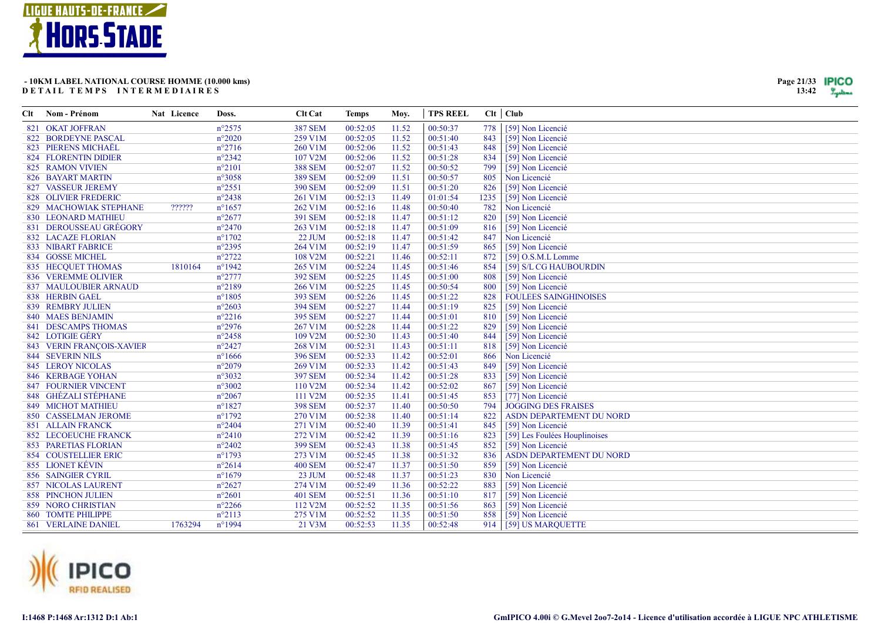**- 10KM LABEL NATIONAL COURSE HOMME (10.000 kms)**
**DETAIL TEMPS INTERMEDIAIRES**

| Clt | Nom - Prénom | Nat | Licence | Doss. | Clt Cat | Temps | Moy. | TPS REEL | Clt | Club |
|---|---|---|---|---|---|---|---|---|---|---|
| 821 | OKAT JOFFRAN | | | n°2575 | 387 SEM | 00:52:05 | 11.52 | 00:50:37 | 778 | [59] Non Licencié |
| 822 | BORDEYNE PASCAL | | | n°2020 | 259 V1M | 00:52:05 | 11.52 | 00:51:40 | 843 | [59] Non Licencié |
| 823 | PIERENS MICHAËL | | | n°2716 | 260 V1M | 00:52:06 | 11.52 | 00:51:43 | 848 | [59] Non Licencié |
| 824 | FLORENTIN DIDIER | | | n°2342 | 107 V2M | 00:52:06 | 11.52 | 00:51:28 | 834 | [59] Non Licencié |
| 825 | RAMON VIVIEN | | | n°2101 | 388 SEM | 00:52:07 | 11.52 | 00:50:52 | 799 | [59] Non Licencié |
| 826 | BAYART MARTIN | | | n°3058 | 389 SEM | 00:52:09 | 11.51 | 00:50:57 | 805 | Non Licencié |
| 827 | VASSEUR JEREMY | | | n°2551 | 390 SEM | 00:52:09 | 11.51 | 00:51:20 | 826 | [59] Non Licencié |
| 828 | OLIVIER FREDERIC | | | n°2438 | 261 V1M | 00:52:13 | 11.49 | 01:01:54 | 1235 | [59] Non Licencié |
| 829 | MACHOWIAK STEPHANE | | ?????? | n°1657 | 262 V1M | 00:52:16 | 11.48 | 00:50:40 | 782 | Non Licencié |
| 830 | LEONARD MATHIEU | | | n°2677 | 391 SEM | 00:52:18 | 11.47 | 00:51:12 | 820 | [59] Non Licencié |
| 831 | DEROUSSEAU GRÉGORY | | | n°2470 | 263 V1M | 00:52:18 | 11.47 | 00:51:09 | 816 | [59] Non Licencié |
| 832 | LACAZE FLORIAN | | | n°1702 | 22 JUM | 00:52:18 | 11.47 | 00:51:42 | 847 | Non Licencié |
| 833 | NIBART FABRICE | | | n°2395 | 264 V1M | 00:52:19 | 11.47 | 00:51:59 | 865 | [59] Non Licencié |
| 834 | GOSSE MICHEL | | | n°2722 | 108 V2M | 00:52:21 | 11.46 | 00:52:11 | 872 | [59] O.S.M.L Lomme |
| 835 | HECQUET THOMAS | | 1810164 | n°1942 | 265 V1M | 00:52:24 | 11.45 | 00:51:46 | 854 | [59] S/L CG HAUBOURDIN |
| 836 | VEREMME OLIVIER | | | n°2777 | 392 SEM | 00:52:25 | 11.45 | 00:51:00 | 808 | [59] Non Licencié |
| 837 | MAULOUBIER ARNAUD | | | n°2189 | 266 V1M | 00:52:25 | 11.45 | 00:50:54 | 800 | [59] Non Licencié |
| 838 | HERBIN GAEL | | | n°1805 | 393 SEM | 00:52:26 | 11.45 | 00:51:22 | 828 | FOULEES SAINGHINOISES |
| 839 | REMBRY JULIEN | | | n°2603 | 394 SEM | 00:52:27 | 11.44 | 00:51:19 | 825 | [59] Non Licencié |
| 840 | MAES BENJAMIN | | | n°2216 | 395 SEM | 00:52:27 | 11.44 | 00:51:01 | 810 | [59] Non Licencié |
| 841 | DESCAMPS THOMAS | | | n°2976 | 267 V1M | 00:52:28 | 11.44 | 00:51:22 | 829 | [59] Non Licencié |
| 842 | LOTIGIE GÉRY | | | n°2458 | 109 V2M | 00:52:30 | 11.43 | 00:51:40 | 844 | [59] Non Licencié |
| 843 | VERIN FRANÇOIS-XAVIER | | | n°2427 | 268 V1M | 00:52:31 | 11.43 | 00:51:11 | 818 | [59] Non Licencié |
| 844 | SEVERIN NILS | | | n°1666 | 396 SEM | 00:52:33 | 11.42 | 00:52:01 | 866 | Non Licencié |
| 845 | LEROY NICOLAS | | | n°2079 | 269 V1M | 00:52:33 | 11.42 | 00:51:43 | 849 | [59] Non Licencié |
| 846 | KERBAGE YOHAN | | | n°3032 | 397 SEM | 00:52:34 | 11.42 | 00:51:28 | 833 | [59] Non Licencié |
| 847 | FOURNIER VINCENT | | | n°3002 | 110 V2M | 00:52:34 | 11.42 | 00:52:02 | 867 | [59] Non Licencié |
| 848 | GHÉZALI STÉPHANE | | | n°2067 | 111 V2M | 00:52:35 | 11.41 | 00:51:45 | 853 | [77] Non Licencié |
| 849 | MICHOT MATHIEU | | | n°1827 | 398 SEM | 00:52:37 | 11.40 | 00:50:50 | 794 | JOGGING DES FRAISES |
| 850 | CASSELMAN JEROME | | | n°1792 | 270 V1M | 00:52:38 | 11.40 | 00:51:14 | 822 | ASDN DEPARTEMENT DU NORD |
| 851 | ALLAIN FRANCK | | | n°2404 | 271 V1M | 00:52:40 | 11.39 | 00:51:41 | 845 | [59] Non Licencié |
| 852 | LECOEUCHE FRANCK | | | n°2410 | 272 V1M | 00:52:42 | 11.39 | 00:51:16 | 823 | [59] Les Foulées Houplinoises |
| 853 | PARETIAS FLORIAN | | | n°2402 | 399 SEM | 00:52:43 | 11.38 | 00:51:45 | 852 | [59] Non Licencié |
| 854 | COUSTELLIER ERIC | | | n°1793 | 273 V1M | 00:52:45 | 11.38 | 00:51:32 | 836 | ASDN DEPARTEMENT DU NORD |
| 855 | LIONET KÉVIN | | | n°2614 | 400 SEM | 00:52:47 | 11.37 | 00:51:50 | 859 | [59] Non Licencié |
| 856 | SAINGIER CYRIL | | | n°1679 | 23 JUM | 00:52:48 | 11.37 | 00:51:23 | 830 | Non Licencié |
| 857 | NICOLAS LAURENT | | | n°2627 | 274 V1M | 00:52:49 | 11.36 | 00:52:22 | 883 | [59] Non Licencié |
| 858 | PINCHON JULIEN | | | n°2601 | 401 SEM | 00:52:51 | 11.36 | 00:51:10 | 817 | [59] Non Licencié |
| 859 | NORO CHRISTIAN | | | n°2266 | 112 V2M | 00:52:52 | 11.35 | 00:51:56 | 863 | [59] Non Licencié |
| 860 | TOMTE PHILIPPE | | | n°2113 | 275 V1M | 00:52:52 | 11.35 | 00:51:50 | 858 | [59] Non Licencié |
| 861 | VERLAINE DANIEL | | 1763294 | n°1994 | 21 V3M | 00:52:53 | 11.35 | 00:52:48 | 914 | [59] US MARQUETTE |

I:1468 P:1468 Ar:1312 D:1 Ab:1

GmIPICO 4.00i © G.Mevel 2oo7-2o14 - Licence d'utilisation accordée à LIGUE NPC ATHLETISME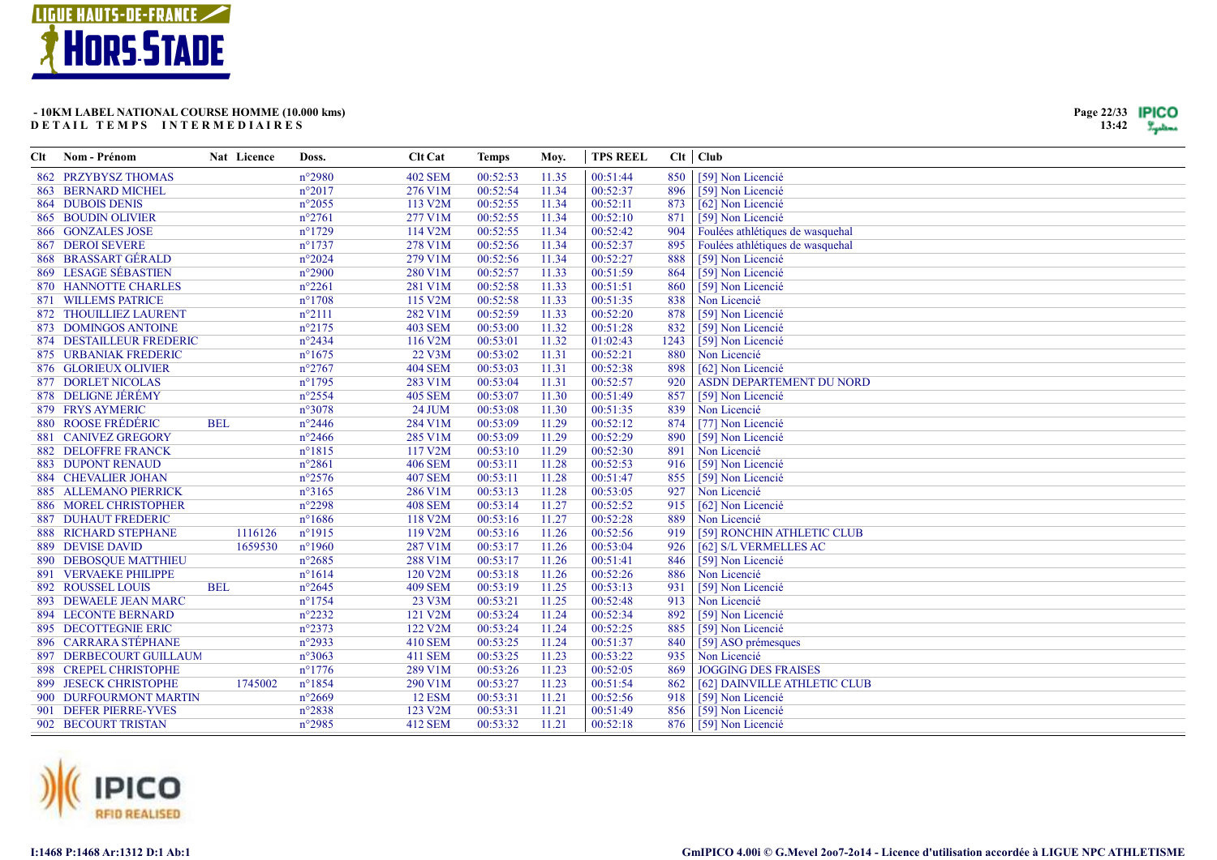**- 10KM LABEL NATIONAL COURSE HOMME (10.000 kms)**
**DETAIL TEMPS INTERMEDIAIRES**

| Clt | Nom - Prénom | Nat | Licence | Doss. | Clt Cat | Temps | Moy. | TPS REEL | Clt | Club |
|---|---|---|---|---|---|---|---|---|---|---|
| 862 | PRZYBYSZ THOMAS | | | n°2980 | 402 SEM | 00:52:53 | 11.35 | 00:51:44 | 850 | [59] Non Licencié |
| 863 | BERNARD MICHEL | | | n°2017 | 276 V1M | 00:52:54 | 11.34 | 00:52:37 | 896 | [59] Non Licencié |
| 864 | DUBOIS DENIS | | | n°2055 | 113 V2M | 00:52:55 | 11.34 | 00:52:11 | 873 | [62] Non Licencié |
| 865 | BOUDIN OLIVIER | | | n°2761 | 277 V1M | 00:52:55 | 11.34 | 00:52:10 | 871 | [59] Non Licencié |
| 866 | GONZALES JOSE | | | n°1729 | 114 V2M | 00:52:55 | 11.34 | 00:52:42 | 904 | Foulées athlétiques de wasquehal |
| 867 | DEROI SEVERE | | | n°1737 | 278 V1M | 00:52:56 | 11.34 | 00:52:37 | 895 | Foulées athlétiques de wasquehal |
| 868 | BRASSART GÉRALD | | | n°2024 | 279 V1M | 00:52:56 | 11.34 | 00:52:27 | 888 | [59] Non Licencié |
| 869 | LESAGE SÉBASTIEN | | | n°2900 | 280 V1M | 00:52:57 | 11.33 | 00:51:59 | 864 | [59] Non Licencié |
| 870 | HANNOTTE CHARLES | | | n°2261 | 281 V1M | 00:52:58 | 11.33 | 00:51:51 | 860 | [59] Non Licencié |
| 871 | WILLEMS PATRICE | | | n°1708 | 115 V2M | 00:52:58 | 11.33 | 00:51:35 | 838 | Non Licencié |
| 872 | THOUILLIEZ LAURENT | | | n°2111 | 282 V1M | 00:52:59 | 11.33 | 00:52:20 | 878 | [59] Non Licencié |
| 873 | DOMINGOS ANTOINE | | | n°2175 | 403 SEM | 00:53:00 | 11.32 | 00:51:28 | 832 | [59] Non Licencié |
| 874 | DESTAILLEUR FREDERIC | | | n°2434 | 116 V2M | 00:53:01 | 11.32 | 01:02:43 | 1243 | [59] Non Licencié |
| 875 | URBANIAK FREDERIC | | | n°1675 | 22 V3M | 00:53:02 | 11.31 | 00:52:21 | 880 | Non Licencié |
| 876 | GLORIEUX OLIVIER | | | n°2767 | 404 SEM | 00:53:03 | 11.31 | 00:52:38 | 898 | [62] Non Licencié |
| 877 | DORLET NICOLAS | | | n°1795 | 283 V1M | 00:53:04 | 11.31 | 00:52:57 | 920 | ASDN DEPARTEMENT DU NORD |
| 878 | DELIGNE JÉRÉMY | | | n°2554 | 405 SEM | 00:53:07 | 11.30 | 00:51:49 | 857 | [59] Non Licencié |
| 879 | FRYS AYMERIC | | | n°3078 | 24 JUM | 00:53:08 | 11.30 | 00:51:35 | 839 | Non Licencié |
| 880 | ROOSE FRÉDÉRIC | BEL | | n°2446 | 284 V1M | 00:53:09 | 11.29 | 00:52:12 | 874 | [77] Non Licencié |
| 881 | CANIVEZ GREGORY | | | n°2466 | 285 V1M | 00:53:09 | 11.29 | 00:52:29 | 890 | [59] Non Licencié |
| 882 | DELOFFRE FRANCK | | | n°1815 | 117 V2M | 00:53:10 | 11.29 | 00:52:30 | 891 | Non Licencié |
| 883 | DUPONT RENAUD | | | n°2861 | 406 SEM | 00:53:11 | 11.28 | 00:52:53 | 916 | [59] Non Licencié |
| 884 | CHEVALIER JOHAN | | | n°2576 | 407 SEM | 00:53:11 | 11.28 | 00:51:47 | 855 | [59] Non Licencié |
| 885 | ALLEMANO PIERRICK | | | n°3165 | 286 V1M | 00:53:13 | 11.28 | 00:53:05 | 927 | Non Licencié |
| 886 | MOREL CHRISTOPHER | | | n°2298 | 408 SEM | 00:53:14 | 11.27 | 00:52:52 | 915 | [62] Non Licencié |
| 887 | DUHAUT FREDERIC | | | n°1686 | 118 V2M | 00:53:16 | 11.27 | 00:52:28 | 889 | Non Licencié |
| 888 | RICHARD STEPHANE | | 1116126 | n°1915 | 119 V2M | 00:53:16 | 11.26 | 00:52:56 | 919 | [59] RONCHIN ATHLETIC CLUB |
| 889 | DEVISE DAVID | | 1659530 | n°1960 | 287 V1M | 00:53:17 | 11.26 | 00:53:04 | 926 | [62] S/L VERMELLES AC |
| 890 | DEBOSQUE MATTHIEU | | | n°2685 | 288 V1M | 00:53:17 | 11.26 | 00:51:41 | 846 | [59] Non Licencié |
| 891 | VERVAEKE PHILIPPE | | | n°1614 | 120 V2M | 00:53:18 | 11.26 | 00:52:26 | 886 | Non Licencié |
| 892 | ROUSSEL LOUIS | BEL | | n°2645 | 409 SEM | 00:53:19 | 11.25 | 00:53:13 | 931 | [59] Non Licencié |
| 893 | DEWAELE JEAN MARC | | | n°1754 | 23 V3M | 00:53:21 | 11.25 | 00:52:48 | 913 | Non Licencié |
| 894 | LECONTE BERNARD | | | n°2232 | 121 V2M | 00:53:24 | 11.24 | 00:52:34 | 892 | [59] Non Licencié |
| 895 | DECOTTEGNIE ERIC | | | n°2373 | 122 V2M | 00:53:24 | 11.24 | 00:52:25 | 885 | [59] Non Licencié |
| 896 | CARRARA STÉPHANE | | | n°2933 | 410 SEM | 00:53:25 | 11.24 | 00:51:37 | 840 | [59] ASO prémesques |
| 897 | DERBECOURT GUILLAUM | | | n°3063 | 411 SEM | 00:53:25 | 11.23 | 00:53:22 | 935 | Non Licencié |
| 898 | CREPEL CHRISTOPHE | | | n°1776 | 289 V1M | 00:53:26 | 11.23 | 00:52:05 | 869 | JOGGING DES FRAISES |
| 899 | JESECK CHRISTOPHE | | 1745002 | n°1854 | 290 V1M | 00:53:27 | 11.23 | 00:51:54 | 862 | [62] DAINVILLE ATHLETIC CLUB |
| 900 | DURFOURMONT MARTIN | | | n°2669 | 12 ESM | 00:53:31 | 11.21 | 00:52:56 | 918 | [59] Non Licencié |
| 901 | DEFER PIERRE-YVES | | | n°2838 | 123 V2M | 00:53:31 | 11.21 | 00:51:49 | 856 | [59] Non Licencié |
| 902 | BECOURT TRISTAN | | | n°2985 | 412 SEM | 00:53:32 | 11.21 | 00:52:18 | 876 | [59] Non Licencié |

I:1468 P:1468 Ar:1312 D:1 Ab:1

GmIPICO 4.00i © G.Mevel 2oo7-2o14 - Licence d'utilisation accordée à LIGUE NPC ATHLETISME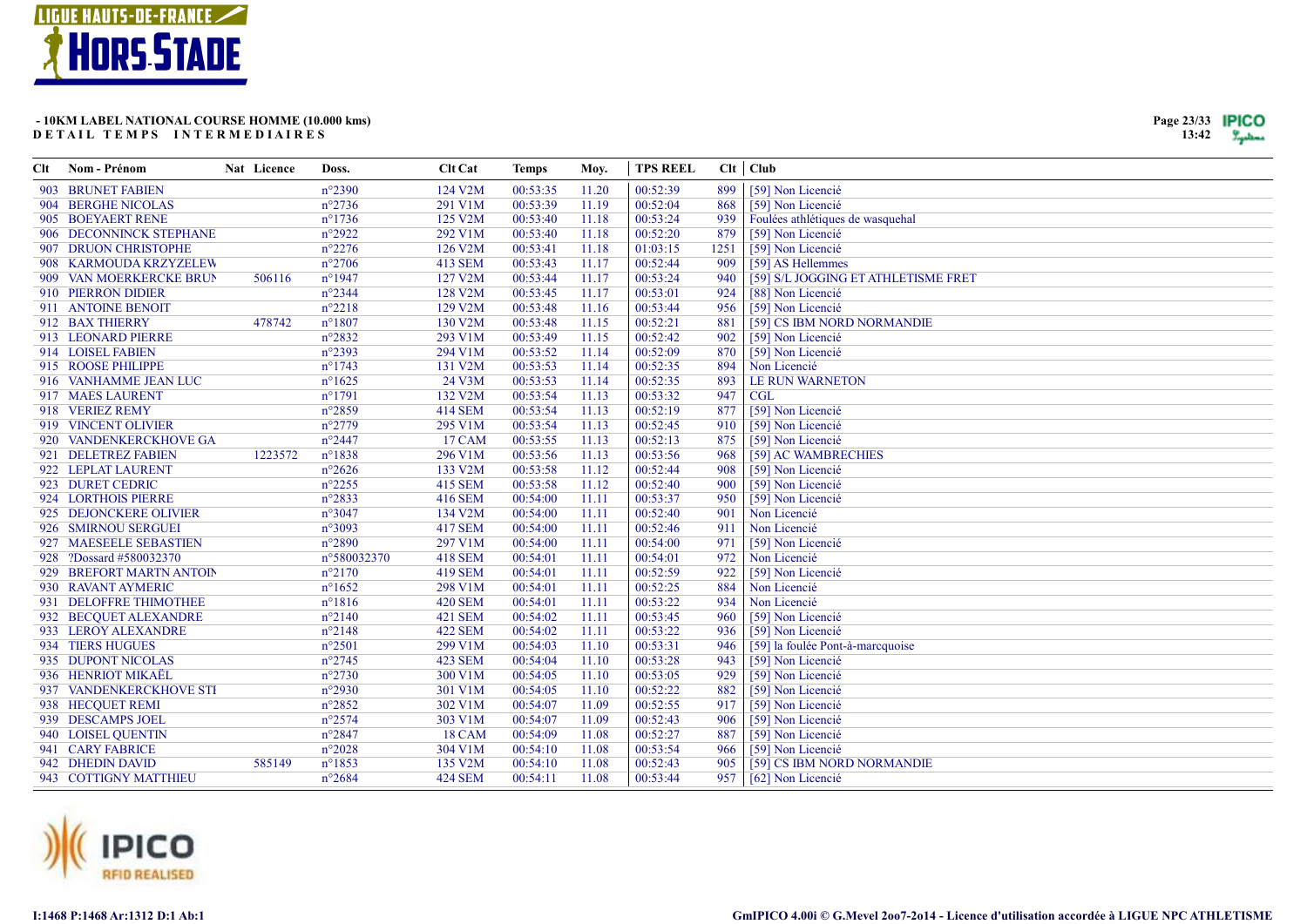**- 10KM LABEL NATIONAL COURSE HOMME (10.000 kms)**
**DETAIL TEMPS INTERMEDIAIRES**

| Clt | Nom - Prénom | Nat | Licence | Doss. | Clt Cat | Temps | Moy. | TPS REEL | Clt | Club |
|---|---|---|---|---|---|---|---|---|---|---|
| 903 | BRUNET FABIEN | | | n°2390 | 124 V2M | 00:53:35 | 11.20 | 00:52:39 | 899 | [59] Non Licencié |
| 904 | BERGHE NICOLAS | | | n°2736 | 291 V1M | 00:53:39 | 11.19 | 00:52:04 | 868 | [59] Non Licencié |
| 905 | BOEYAERT RENE | | | n°1736 | 125 V2M | 00:53:40 | 11.18 | 00:53:24 | 939 | Foulées athlétiques de wasquehal |
| 906 | DECONNINCK STEPHANE | | | n°2922 | 292 V1M | 00:53:40 | 11.18 | 00:52:20 | 879 | [59] Non Licencié |
| 907 | DRUON CHRISTOPHE | | | n°2276 | 126 V2M | 00:53:41 | 11.18 | 01:03:15 | 1251 | [59] Non Licencié |
| 908 | KARMOUDA KRZYZELEW | | | n°2706 | 413 SEM | 00:53:43 | 11.17 | 00:52:44 | 909 | [59] AS Hellemmes |
| 909 | VAN MOERKERCKE BRUN | | 506116 | n°1947 | 127 V2M | 00:53:44 | 11.17 | 00:53:24 | 940 | [59] S/L JOGGING ET ATHLETISME FRET |
| 910 | PIERRON DIDIER | | | n°2344 | 128 V2M | 00:53:45 | 11.17 | 00:53:01 | 924 | [88] Non Licencié |
| 911 | ANTOINE BENOIT | | | n°2218 | 129 V2M | 00:53:48 | 11.16 | 00:53:44 | 956 | [59] Non Licencié |
| 912 | BAX THIERRY | | 478742 | n°1807 | 130 V2M | 00:53:48 | 11.15 | 00:52:21 | 881 | [59] CS IBM NORD NORMANDIE |
| 913 | LEONARD PIERRE | | | n°2832 | 293 V1M | 00:53:49 | 11.15 | 00:52:42 | 902 | [59] Non Licencié |
| 914 | LOISEL FABIEN | | | n°2393 | 294 V1M | 00:53:52 | 11.14 | 00:52:09 | 870 | [59] Non Licencié |
| 915 | ROOSE PHILIPPE | | | n°1743 | 131 V2M | 00:53:53 | 11.14 | 00:52:35 | 894 | Non Licencié |
| 916 | VANHAMME JEAN LUC | | | n°1625 | 24 V3M | 00:53:53 | 11.14 | 00:52:35 | 893 | LE RUN WARNETON |
| 917 | MAES LAURENT | | | n°1791 | 132 V2M | 00:53:54 | 11.13 | 00:53:32 | 947 | CGL |
| 918 | VERIEZ REMY | | | n°2859 | 414 SEM | 00:53:54 | 11.13 | 00:52:19 | 877 | [59] Non Licencié |
| 919 | VINCENT OLIVIER | | | n°2779 | 295 V1M | 00:53:54 | 11.13 | 00:52:45 | 910 | [59] Non Licencié |
| 920 | VANDENKERCKHOVE GA | | | n°2447 | 17 CAM | 00:53:55 | 11.13 | 00:52:13 | 875 | [59] Non Licencié |
| 921 | DELETREZ FABIEN | | 1223572 | n°1838 | 296 V1M | 00:53:56 | 11.13 | 00:53:56 | 968 | [59] AC WAMBRECHIES |
| 922 | LEPLAT LAURENT | | | n°2626 | 133 V2M | 00:53:58 | 11.12 | 00:52:44 | 908 | [59] Non Licencié |
| 923 | DURET CEDRIC | | | n°2255 | 415 SEM | 00:53:58 | 11.12 | 00:52:40 | 900 | [59] Non Licencié |
| 924 | LORTHOIS PIERRE | | | n°2833 | 416 SEM | 00:54:00 | 11.11 | 00:53:37 | 950 | [59] Non Licencié |
| 925 | DEJONCKERE OLIVIER | | | n°3047 | 134 V2M | 00:54:00 | 11.11 | 00:52:40 | 901 | Non Licencié |
| 926 | SMIRNOU SERGUEI | | | n°3093 | 417 SEM | 00:54:00 | 11.11 | 00:52:46 | 911 | Non Licencié |
| 927 | MAESEELE SEBASTIEN | | | n°2890 | 297 V1M | 00:54:00 | 11.11 | 00:54:00 | 971 | [59] Non Licencié |
| 928 | ?Dossard #580032370 | | | n°580032370 | 418 SEM | 00:54:01 | 11.11 | 00:54:01 | 972 | Non Licencié |
| 929 | BREFORT MARTN ANTOIN | | | n°2170 | 419 SEM | 00:54:01 | 11.11 | 00:52:59 | 922 | [59] Non Licencié |
| 930 | RAVANT AYMERIC | | | n°1652 | 298 V1M | 00:54:01 | 11.11 | 00:52:25 | 884 | Non Licencié |
| 931 | DELOFFRE THIMOTHEE | | | n°1816 | 420 SEM | 00:54:01 | 11.11 | 00:53:22 | 934 | Non Licencié |
| 932 | BECQUET ALEXANDRE | | | n°2140 | 421 SEM | 00:54:02 | 11.11 | 00:53:45 | 960 | [59] Non Licencié |
| 933 | LEROY ALEXANDRE | | | n°2148 | 422 SEM | 00:54:02 | 11.11 | 00:53:22 | 936 | [59] Non Licencié |
| 934 | TIERS HUGUES | | | n°2501 | 299 V1M | 00:54:03 | 11.10 | 00:53:31 | 946 | [59] la foulée Pont-à-marcquoise |
| 935 | DUPONT NICOLAS | | | n°2745 | 423 SEM | 00:54:04 | 11.10 | 00:53:28 | 943 | [59] Non Licencié |
| 936 | HENRIOT MIKAËL | | | n°2730 | 300 V1M | 00:54:05 | 11.10 | 00:53:05 | 929 | [59] Non Licencié |
| 937 | VANDENKERCKHOVE STI | | | n°2930 | 301 V1M | 00:54:05 | 11.10 | 00:52:22 | 882 | [59] Non Licencié |
| 938 | HECQUET REMI | | | n°2852 | 302 V1M | 00:54:07 | 11.09 | 00:52:55 | 917 | [59] Non Licencié |
| 939 | DESCAMPS JOEL | | | n°2574 | 303 V1M | 00:54:07 | 11.09 | 00:52:43 | 906 | [59] Non Licencié |
| 940 | LOISEL QUENTIN | | | n°2847 | 18 CAM | 00:54:09 | 11.08 | 00:52:27 | 887 | [59] Non Licencié |
| 941 | CARY FABRICE | | | n°2028 | 304 V1M | 00:54:10 | 11.08 | 00:53:54 | 966 | [59] Non Licencié |
| 942 | DHEDIN DAVID | | 585149 | n°1853 | 135 V2M | 00:54:10 | 11.08 | 00:52:43 | 905 | [59] CS IBM NORD NORMANDIE |
| 943 | COTTIGNY MATTHIEU | | | n°2684 | 424 SEM | 00:54:11 | 11.08 | 00:53:44 | 957 | [62] Non Licencié |

I:1468 P:1468 Ar:1312 D:1 Ab:1

GmIPICO 4.00i © G.Mevel 2oo7-2o14 - Licence d'utilisation accordée à LIGUE NPC ATHLETISME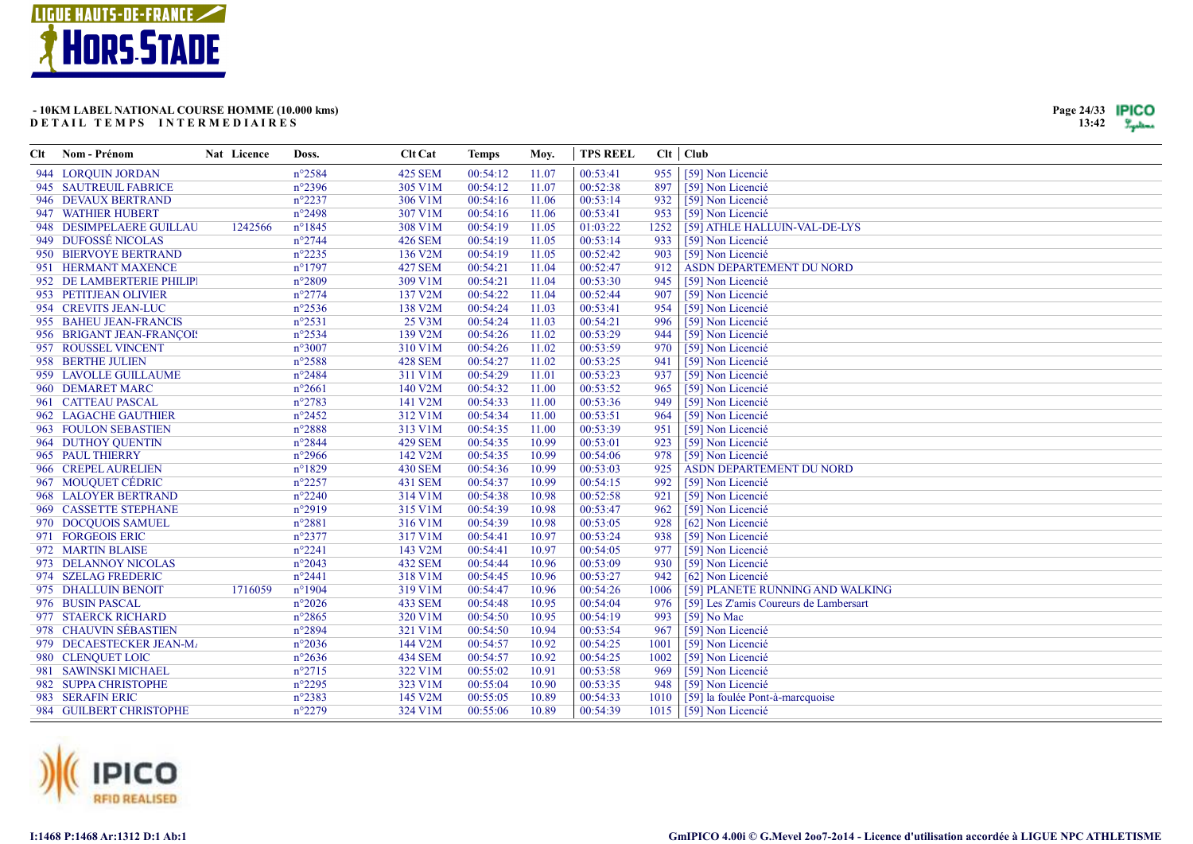**- 10KM LABEL NATIONAL COURSE HOMME (10.000 kms)**
**DETAIL TEMPS INTERMEDIAIRES**

13:42

| Clt | Nom - Prénom | Nat | Licence | Doss. | Clt Cat | Temps | Moy. | TPS REEL | Clt | Club |
|---|---|---|---|---|---|---|---|---|---|---|
| 944 | LORQUIN JORDAN | | | n°2584 | 425 SEM | 00:54:12 | 11.07 | 00:53:41 | 955 | [59] Non Licencié |
| 945 | SAUTREUIL FABRICE | | | n°2396 | 305 V1M | 00:54:12 | 11.07 | 00:52:38 | 897 | [59] Non Licencié |
| 946 | DEVAUX BERTRAND | | | n°2237 | 306 V1M | 00:54:16 | 11.06 | 00:53:14 | 932 | [59] Non Licencié |
| 947 | WATHIER HUBERT | | | n°2498 | 307 V1M | 00:54:16 | 11.06 | 00:53:41 | 953 | [59] Non Licencié |
| 948 | DESIMPELAERE GUILLAU | | 1242566 | n°1845 | 308 V1M | 00:54:19 | 11.05 | 01:03:22 | 1252 | [59] ATHLE HALLUIN-VAL-DE-LYS |
| 949 | DUFOSSÉ NICOLAS | | | n°2744 | 426 SEM | 00:54:19 | 11.05 | 00:53:14 | 933 | [59] Non Licencié |
| 950 | BIERVOYE BERTRAND | | | n°2235 | 136 V2M | 00:54:19 | 11.05 | 00:52:42 | 903 | [59] Non Licencié |
| 951 | HERMANT MAXENCE | | | n°1797 | 427 SEM | 00:54:21 | 11.04 | 00:52:47 | 912 | ASDN DEPARTEMENT DU NORD |
| 952 | DE LAMBERTERIE PHILIPI | | | n°2809 | 309 V1M | 00:54:21 | 11.04 | 00:53:30 | 945 | [59] Non Licencié |
| 953 | PETITJEAN OLIVIER | | | n°2774 | 137 V2M | 00:54:22 | 11.04 | 00:52:44 | 907 | [59] Non Licencié |
| 954 | CREVITS JEAN-LUC | | | n°2536 | 138 V2M | 00:54:24 | 11.03 | 00:53:41 | 954 | [59] Non Licencié |
| 955 | BAHEU JEAN-FRANCIS | | | n°2531 | 25 V3M | 00:54:24 | 11.03 | 00:54:21 | 996 | [59] Non Licencié |
| 956 | BRIGANT JEAN-FRANÇOI! | | | n°2534 | 139 V2M | 00:54:26 | 11.02 | 00:53:29 | 944 | [59] Non Licencié |
| 957 | ROUSSEL VINCENT | | | n°3007 | 310 V1M | 00:54:26 | 11.02 | 00:53:59 | 970 | [59] Non Licencié |
| 958 | BERTHE JULIEN | | | n°2588 | 428 SEM | 00:54:27 | 11.02 | 00:53:25 | 941 | [59] Non Licencié |
| 959 | LAVOLLE GUILLAUME | | | n°2484 | 311 V1M | 00:54:29 | 11.01 | 00:53:23 | 937 | [59] Non Licencié |
| 960 | DEMARET MARC | | | n°2661 | 140 V2M | 00:54:32 | 11.00 | 00:53:52 | 965 | [59] Non Licencié |
| 961 | CATTEAU PASCAL | | | n°2783 | 141 V2M | 00:54:33 | 11.00 | 00:53:36 | 949 | [59] Non Licencié |
| 962 | LAGACHE GAUTHIER | | | n°2452 | 312 V1M | 00:54:34 | 11.00 | 00:53:51 | 964 | [59] Non Licencié |
| 963 | FOULON SEBASTIEN | | | n°2888 | 313 V1M | 00:54:35 | 11.00 | 00:53:39 | 951 | [59] Non Licencié |
| 964 | DUTHOY QUENTIN | | | n°2844 | 429 SEM | 00:54:35 | 10.99 | 00:53:01 | 923 | [59] Non Licencié |
| 965 | PAUL THIERRY | | | n°2966 | 142 V2M | 00:54:35 | 10.99 | 00:54:06 | 978 | [59] Non Licencié |
| 966 | CREPEL AURELIEN | | | n°1829 | 430 SEM | 00:54:36 | 10.99 | 00:53:03 | 925 | ASDN DEPARTEMENT DU NORD |
| 967 | MOUQUET CÉDRIC | | | n°2257 | 431 SEM | 00:54:37 | 10.99 | 00:54:15 | 992 | [59] Non Licencié |
| 968 | LALOYER BERTRAND | | | n°2240 | 314 V1M | 00:54:38 | 10.98 | 00:52:58 | 921 | [59] Non Licencié |
| 969 | CASSETTE STEPHANE | | | n°2919 | 315 V1M | 00:54:39 | 10.98 | 00:53:47 | 962 | [59] Non Licencié |
| 970 | DOCQUOIS SAMUEL | | | n°2881 | 316 V1M | 00:54:39 | 10.98 | 00:53:05 | 928 | [62] Non Licencié |
| 971 | FORGEOIS ERIC | | | n°2377 | 317 V1M | 00:54:41 | 10.97 | 00:53:24 | 938 | [59] Non Licencié |
| 972 | MARTIN BLAISE | | | n°2241 | 143 V2M | 00:54:41 | 10.97 | 00:54:05 | 977 | [59] Non Licencié |
| 973 | DELANNOY NICOLAS | | | n°2043 | 432 SEM | 00:54:44 | 10.96 | 00:53:09 | 930 | [59] Non Licencié |
| 974 | SZELAG FREDERIC | | | n°2441 | 318 V1M | 00:54:45 | 10.96 | 00:53:27 | 942 | [62] Non Licencié |
| 975 | DHALLUIN BENOIT | | 1716059 | n°1904 | 319 V1M | 00:54:47 | 10.96 | 00:54:26 | 1006 | [59] PLANETE RUNNING AND WALKING |
| 976 | BUSIN PASCAL | | | n°2026 | 433 SEM | 00:54:48 | 10.95 | 00:54:04 | 976 | [59] Les Z'amis Coureurs de Lambersart |
| 977 | STAERCK RICHARD | | | n°2865 | 320 V1M | 00:54:50 | 10.95 | 00:54:19 | 993 | [59] No Mac |
| 978 | CHAUVIN SÉBASTIEN | | | n°2894 | 321 V1M | 00:54:50 | 10.94 | 00:53:54 | 967 | [59] Non Licencié |
| 979 | DECAESTECKER JEAN-M. | | | n°2036 | 144 V2M | 00:54:57 | 10.92 | 00:54:25 | 1001 | [59] Non Licencié |
| 980 | CLENQUET LOIC | | | n°2636 | 434 SEM | 00:54:57 | 10.92 | 00:54:25 | 1002 | [59] Non Licencié |
| 981 | SAWINSKI MICHAEL | | | n°2715 | 322 V1M | 00:55:02 | 10.91 | 00:53:58 | 969 | [59] Non Licencié |
| 982 | SUPPA CHRISTOPHE | | | n°2295 | 323 V1M | 00:55:04 | 10.90 | 00:53:35 | 948 | [59] Non Licencié |
| 983 | SERAFIN ERIC | | | n°2383 | 145 V2M | 00:55:05 | 10.89 | 00:54:33 | 1010 | [59] la foulée Pont-à-marcquoise |
| 984 | GUILBERT CHRISTOPHE | | | n°2279 | 324 V1M | 00:55:06 | 10.89 | 00:54:39 | 1015 | [59] Non Licencié |

I:1468 P:1468 Ar:1312 D:1 Ab:1

GmIPICO 4.00i © G.Mevel 2oo7-2o14 - Licence d'utilisation accordée à LIGUE NPC ATHLETISME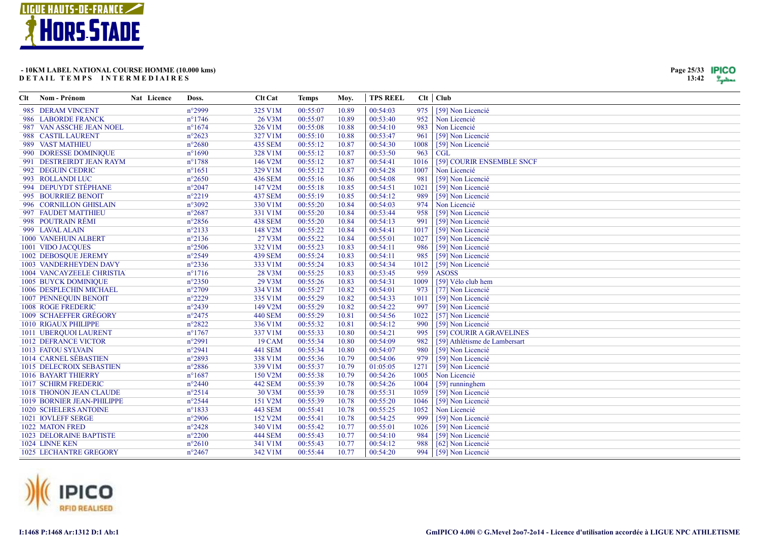**- 10KM LABEL NATIONAL COURSE HOMME (10.000 kms)**
**DETAIL TEMPS INTERMEDIAIRES**

| Clt | Nom - Prénom | Nat | Licence | Doss. | Clt Cat | Temps | Moy. | TPS REEL | Clt | Club |
|---|---|---|---|---|---|---|---|---|---|---|
| 985 | DERAM VINCENT | | | n°2999 | 325 V1M | 00:55:07 | 10.89 | 00:54:03 | 975 | [59] Non Licencié |
| 986 | LABORDE FRANCK | | | n°1746 | 26 V3M | 00:55:07 | 10.89 | 00:53:40 | 952 | Non Licencié |
| 987 | VAN ASSCHE JEAN NOEL | | | n°1674 | 326 V1M | 00:55:08 | 10.88 | 00:54:10 | 983 | Non Licencié |
| 988 | CASTIL LAURENT | | | n°2623 | 327 V1M | 00:55:10 | 10.88 | 00:53:47 | 961 | [59] Non Licencié |
| 989 | VAST MATHIEU | | | n°2680 | 435 SEM | 00:55:12 | 10.87 | 00:54:30 | 1008 | [59] Non Licencié |
| 990 | DORESSE DOMINIQUE | | | n°1690 | 328 V1M | 00:55:12 | 10.87 | 00:53:50 | 963 | CGL |
| 991 | DESTREIRDT JEAN RAYM | | | n°1788 | 146 V2M | 00:55:12 | 10.87 | 00:54:41 | 1016 | [59] COURIR ENSEMBLE SNCF |
| 992 | DEGUIN CEDRIC | | | n°1651 | 329 V1M | 00:55:12 | 10.87 | 00:54:28 | 1007 | Non Licencié |
| 993 | ROLLANDI LUC | | | n°2650 | 436 SEM | 00:55:16 | 10.86 | 00:54:08 | 981 | [59] Non Licencié |
| 994 | DEPUYDT STÉPHANE | | | n°2047 | 147 V2M | 00:55:18 | 10.85 | 00:54:51 | 1021 | [59] Non Licencié |
| 995 | BOURRIEZ BENOIT | | | n°2219 | 437 SEM | 00:55:19 | 10.85 | 00:54:12 | 989 | [59] Non Licencié |
| 996 | CORNILLON GHISLAIN | | | n°3092 | 330 V1M | 00:55:20 | 10.84 | 00:54:03 | 974 | Non Licencié |
| 997 | FAUDET MATTHIEU | | | n°2687 | 331 V1M | 00:55:20 | 10.84 | 00:53:44 | 958 | [59] Non Licencié |
| 998 | POUTRAIN RÉMI | | | n°2856 | 438 SEM | 00:55:20 | 10.84 | 00:54:13 | 991 | [59] Non Licencié |
| 999 | LAVAL ALAIN | | | n°2133 | 148 V2M | 00:55:22 | 10.84 | 00:54:41 | 1017 | [59] Non Licencié |
| 1000 | VANEHUIN ALBERT | | | n°2136 | 27 V3M | 00:55:22 | 10.84 | 00:55:01 | 1027 | [59] Non Licencié |
| 1001 | VIDO JACQUES | | | n°2506 | 332 V1M | 00:55:23 | 10.83 | 00:54:11 | 986 | [59] Non Licencié |
| 1002 | DEBOSQUE JEREMY | | | n°2549 | 439 SEM | 00:55:24 | 10.83 | 00:54:11 | 985 | [59] Non Licencié |
| 1003 | VANDERHEYDEN DAVY | | | n°2336 | 333 V1M | 00:55:24 | 10.83 | 00:54:34 | 1012 | [59] Non Licencié |
| 1004 | VANCAYZEELE CHRISTIA | | | n°1716 | 28 V3M | 00:55:25 | 10.83 | 00:53:45 | 959 | ASOSS |
| 1005 | BUYCK DOMINIQUE | | | n°2350 | 29 V3M | 00:55:26 | 10.83 | 00:54:31 | 1009 | [59] Vélo club hem |
| 1006 | DESPLECHIN MICHAEL | | | n°2709 | 334 V1M | 00:55:27 | 10.82 | 00:54:01 | 973 | [77] Non Licencié |
| 1007 | PENNEQUIN BENOIT | | | n°2229 | 335 V1M | 00:55:29 | 10.82 | 00:54:33 | 1011 | [59] Non Licencié |
| 1008 | ROGE FREDERIC | | | n°2439 | 149 V2M | 00:55:29 | 10.82 | 00:54:22 | 997 | [59] Non Licencié |
| 1009 | SCHAEFFER GRÉGORY | | | n°2475 | 440 SEM | 00:55:29 | 10.81 | 00:54:56 | 1022 | [57] Non Licencié |
| 1010 | RIGAUX PHILIPPE | | | n°2822 | 336 V1M | 00:55:32 | 10.81 | 00:54:12 | 990 | [59] Non Licencié |
| 1011 | UBERQUOI LAURENT | | | n°1767 | 337 V1M | 00:55:33 | 10.80 | 00:54:21 | 995 | [59] COURIR A GRAVELINES |
| 1012 | DEFRANCE VICTOR | | | n°2991 | 19 CAM | 00:55:34 | 10.80 | 00:54:09 | 982 | [59] Athlétisme de Lambersart |
| 1013 | FATOU SYLVAIN | | | n°2941 | 441 SEM | 00:55:34 | 10.80 | 00:54:07 | 980 | [59] Non Licencié |
| 1014 | CARNEL SÉBASTIEN | | | n°2893 | 338 V1M | 00:55:36 | 10.79 | 00:54:06 | 979 | [59] Non Licencié |
| 1015 | DELECROIX SEBASTIEN | | | n°2886 | 339 V1M | 00:55:37 | 10.79 | 01:05:05 | 1271 | [59] Non Licencié |
| 1016 | BAYART THIERRY | | | n°1687 | 150 V2M | 00:55:38 | 10.79 | 00:54:26 | 1005 | Non Licencié |
| 1017 | SCHIRM FREDERIC | | | n°2440 | 442 SEM | 00:55:39 | 10.78 | 00:54:26 | 1004 | [59] runninghem |
| 1018 | THONON JEAN CLAUDE | | | n°2514 | 30 V3M | 00:55:39 | 10.78 | 00:55:31 | 1059 | [59] Non Licencié |
| 1019 | BORNIER JEAN-PHILIPPE | | | n°2544 | 151 V2M | 00:55:39 | 10.78 | 00:55:20 | 1046 | [59] Non Licencié |
| 1020 | SCHELERS ANTOINE | | | n°1833 | 443 SEM | 00:55:41 | 10.78 | 00:55:25 | 1052 | Non Licencié |
| 1021 | IOVLEFF SERGE | | | n°2906 | 152 V2M | 00:55:41 | 10.78 | 00:54:25 | 999 | [59] Non Licencié |
| 1022 | MATON FRED | | | n°2428 | 340 V1M | 00:55:42 | 10.77 | 00:55:01 | 1026 | [59] Non Licencié |
| 1023 | DELORAINE BAPTISTE | | | n°2200 | 444 SEM | 00:55:43 | 10.77 | 00:54:10 | 984 | [59] Non Licencié |
| 1024 | LINNE KEN | | | n°2610 | 341 V1M | 00:55:43 | 10.77 | 00:54:12 | 988 | [62] Non Licencié |
| 1025 | LECHANTRE GREGORY | | | n°2467 | 342 V1M | 00:55:44 | 10.77 | 00:54:20 | 994 | [59] Non Licencié |

I:1468 P:1468 Ar:1312 D:1 Ab:1

GmIPICO 4.00i © G.Mevel 2oo7-2o14 - Licence d'utilisation accordée à LIGUE NPC ATHLETISME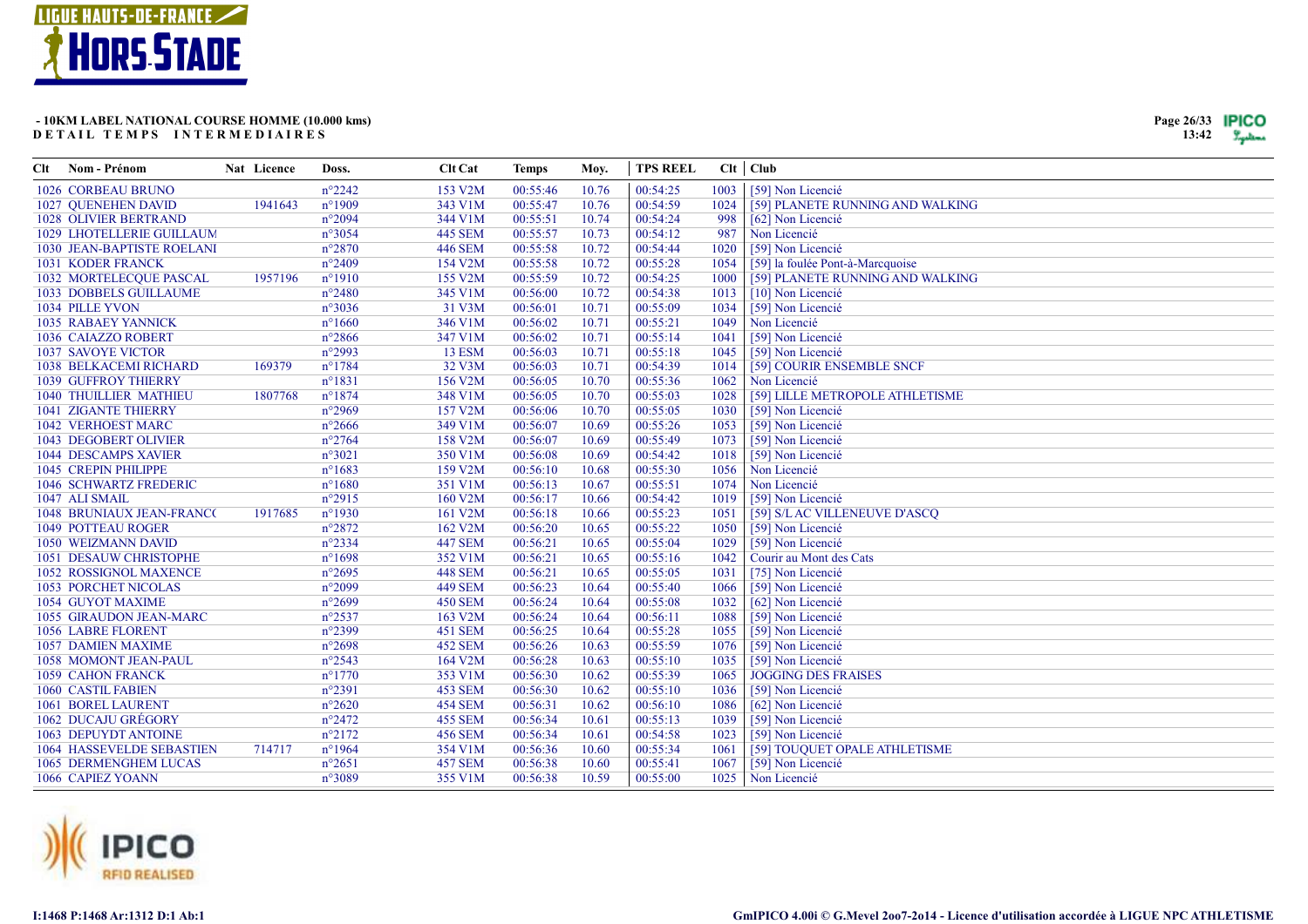**- 10KM LABEL NATIONAL COURSE HOMME (10.000 kms)**
**DETAIL TEMPS INTERMEDIAIRES**

| Clt | Nom - Prénom | Nat | Licence | Doss. | Clt Cat | Temps | Moy. | TPS REEL | Clt | Club |
|---|---|---|---|---|---|---|---|---|---|---|
| 1026 | CORBEAU BRUNO | | | n°2242 | 153 V2M | 00:55:46 | 10.76 | 00:54:25 | 1003 | [59] Non Licencié |
| 1027 | QUENEHEN DAVID | | 1941643 | n°1909 | 343 V1M | 00:55:47 | 10.76 | 00:54:59 | 1024 | [59] PLANETE RUNNING AND WALKING |
| 1028 | OLIVIER BERTRAND | | | n°2094 | 344 V1M | 00:55:51 | 10.74 | 00:54:24 | 998 | [62] Non Licencié |
| 1029 | LHOTELLERIE GUILLAUM | | | n°3054 | 445 SEM | 00:55:57 | 10.73 | 00:54:12 | 987 | Non Licencié |
| 1030 | JEAN-BAPTISTE ROELANI | | | n°2870 | 446 SEM | 00:55:58 | 10.72 | 00:54:44 | 1020 | [59] Non Licencié |
| 1031 | KODER FRANCK | | | n°2409 | 154 V2M | 00:55:58 | 10.72 | 00:55:28 | 1054 | [59] la foulée Pont-à-Marcquoise |
| 1032 | MORTELECQUE PASCAL | | 1957196 | n°1910 | 155 V2M | 00:55:59 | 10.72 | 00:54:25 | 1000 | [59] PLANETE RUNNING AND WALKING |
| 1033 | DOBBELS GUILLAUME | | | n°2480 | 345 V1M | 00:56:00 | 10.72 | 00:54:38 | 1013 | [10] Non Licencié |
| 1034 | PILLE YVON | | | n°3036 | 31 V3M | 00:56:01 | 10.71 | 00:55:09 | 1034 | [59] Non Licencié |
| 1035 | RABAEY YANNICK | | | n°1660 | 346 V1M | 00:56:02 | 10.71 | 00:55:21 | 1049 | Non Licencié |
| 1036 | CAIAZZO ROBERT | | | n°2866 | 347 V1M | 00:56:02 | 10.71 | 00:55:14 | 1041 | [59] Non Licencié |
| 1037 | SAVOYE VICTOR | | | n°2993 | 13 ESM | 00:56:03 | 10.71 | 00:55:18 | 1045 | [59] Non Licencié |
| 1038 | BELKACEMI RICHARD | | 169379 | n°1784 | 32 V3M | 00:56:03 | 10.71 | 00:54:39 | 1014 | [59] COURIR ENSEMBLE SNCF |
| 1039 | GUFFROY THIERRY | | | n°1831 | 156 V2M | 00:56:05 | 10.70 | 00:55:36 | 1062 | Non Licencié |
| 1040 | THUILLIER MATHIEU | | 1807768 | n°1874 | 348 V1M | 00:56:05 | 10.70 | 00:55:03 | 1028 | [59] LILLE METROPOLE ATHLETISME |
| 1041 | ZIGANTE THIERRY | | | n°2969 | 157 V2M | 00:56:06 | 10.70 | 00:55:05 | 1030 | [59] Non Licencié |
| 1042 | VERHOEST MARC | | | n°2666 | 349 V1M | 00:56:07 | 10.69 | 00:55:26 | 1053 | [59] Non Licencié |
| 1043 | DEGOBERT OLIVIER | | | n°2764 | 158 V2M | 00:56:07 | 10.69 | 00:55:49 | 1073 | [59] Non Licencié |
| 1044 | DESCAMPS XAVIER | | | n°3021 | 350 V1M | 00:56:08 | 10.69 | 00:54:42 | 1018 | [59] Non Licencié |
| 1045 | CREPIN PHILIPPE | | | n°1683 | 159 V2M | 00:56:10 | 10.68 | 00:55:30 | 1056 | Non Licencié |
| 1046 | SCHWARTZ FREDERIC | | | n°1680 | 351 V1M | 00:56:13 | 10.67 | 00:55:51 | 1074 | Non Licencié |
| 1047 | ALI SMAIL | | | n°2915 | 160 V2M | 00:56:17 | 10.66 | 00:54:42 | 1019 | [59] Non Licencié |
| 1048 | BRUNIAUX JEAN-FRANC( | | 1917685 | n°1930 | 161 V2M | 00:56:18 | 10.66 | 00:55:23 | 1051 | [59] S/L AC VILLENEUVE D'ASCQ |
| 1049 | POTTEAU ROGER | | | n°2872 | 162 V2M | 00:56:20 | 10.65 | 00:55:22 | 1050 | [59] Non Licencié |
| 1050 | WEIZMANN DAVID | | | n°2334 | 447 SEM | 00:56:21 | 10.65 | 00:55:04 | 1029 | [59] Non Licencié |
| 1051 | DESAUW CHRISTOPHE | | | n°1698 | 352 V1M | 00:56:21 | 10.65 | 00:55:16 | 1042 | Courir au Mont des Cats |
| 1052 | ROSSIGNOL MAXENCE | | | n°2695 | 448 SEM | 00:56:21 | 10.65 | 00:55:05 | 1031 | [75] Non Licencié |
| 1053 | PORCHET NICOLAS | | | n°2099 | 449 SEM | 00:56:23 | 10.64 | 00:55:40 | 1066 | [59] Non Licencié |
| 1054 | GUYOT MAXIME | | | n°2699 | 450 SEM | 00:56:24 | 10.64 | 00:55:08 | 1032 | [62] Non Licencié |
| 1055 | GIRAUDON JEAN-MARC | | | n°2537 | 163 V2M | 00:56:24 | 10.64 | 00:56:11 | 1088 | [59] Non Licencié |
| 1056 | LABRE FLORENT | | | n°2399 | 451 SEM | 00:56:25 | 10.64 | 00:55:28 | 1055 | [59] Non Licencié |
| 1057 | DAMIEN MAXIME | | | n°2698 | 452 SEM | 00:56:26 | 10.63 | 00:55:59 | 1076 | [59] Non Licencié |
| 1058 | MOMONT JEAN-PAUL | | | n°2543 | 164 V2M | 00:56:28 | 10.63 | 00:55:10 | 1035 | [59] Non Licencié |
| 1059 | CAHON FRANCK | | | n°1770 | 353 V1M | 00:56:30 | 10.62 | 00:55:39 | 1065 | JOGGING DES FRAISES |
| 1060 | CASTIL FABIEN | | | n°2391 | 453 SEM | 00:56:30 | 10.62 | 00:55:10 | 1036 | [59] Non Licencié |
| 1061 | BOREL LAURENT | | | n°2620 | 454 SEM | 00:56:31 | 10.62 | 00:56:10 | 1086 | [62] Non Licencié |
| 1062 | DUCAJU GRÉGORY | | | n°2472 | 455 SEM | 00:56:34 | 10.61 | 00:55:13 | 1039 | [59] Non Licencié |
| 1063 | DEPUYDT ANTOINE | | | n°2172 | 456 SEM | 00:56:34 | 10.61 | 00:54:58 | 1023 | [59] Non Licencié |
| 1064 | HASSEVELDE SEBASTIEN | | 714717 | n°1964 | 354 V1M | 00:56:36 | 10.60 | 00:55:34 | 1061 | [59] TOUQUET OPALE ATHLETISME |
| 1065 | DERMENGHEM LUCAS | | | n°2651 | 457 SEM | 00:56:38 | 10.60 | 00:55:41 | 1067 | [59] Non Licencié |
| 1066 | CAPIEZ YOANN | | | n°3089 | 355 V1M | 00:56:38 | 10.59 | 00:55:00 | 1025 | Non Licencié |

I:1468 P:1468 Ar:1312 D:1 Ab:1

GmIPICO 4.00i © G.Mevel 2oo7-2o14 - Licence d'utilisation accordée à LIGUE NPC ATHLETISME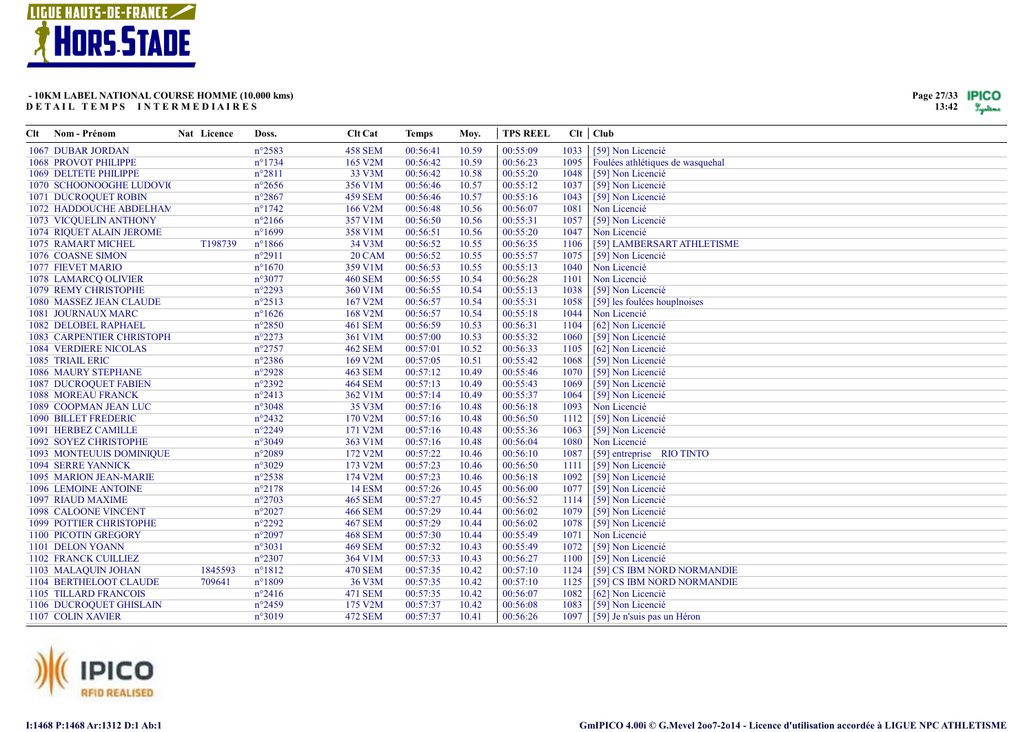**- 10KM LABEL NATIONAL COURSE HOMME (10.000 kms)**
**D E T A I L   T E M P S   I N T E R M E D I A I R E S**

| Clt | Nom - Prénom | Nat | Licence | Doss. | Clt Cat | Temps | Moy. | TPS REEL | Clt | Club |
|---|---|---|---|---|---|---|---|---|---|---|
| 1067 | DUBAR JORDAN | | | n°2583 | 458 SEM | 00:56:41 | 10.59 | 00:55:09 | 1033 | [59] Non Licencié |
| 1068 | PROVOT PHILIPPE | | | n°1734 | 165 V2M | 00:56:42 | 10.59 | 00:56:23 | 1095 | Foulées athlétiques de wasquehal |
| 1069 | DELTETE PHILIPPE | | | n°2811 | 33 V3M | 00:56:42 | 10.58 | 00:55:20 | 1048 | [59] Non Licencié |
| 1070 | SCHOONOOGHE LUDOVIC | | | n°2656 | 356 V1M | 00:56:46 | 10.57 | 00:55:12 | 1037 | [59] Non Licencié |
| 1071 | DUCROQUET ROBIN | | | n°2867 | 459 SEM | 00:56:46 | 10.57 | 00:55:16 | 1043 | [59] Non Licencié |
| 1072 | HADDOUCHE ABDELHAM | | | n°1742 | 166 V2M | 00:56:48 | 10.56 | 00:56:07 | 1081 | Non Licencié |
| 1073 | VICQUELIN ANTHONY | | | n°2166 | 357 V1M | 00:56:50 | 10.56 | 00:55:31 | 1057 | [59] Non Licencié |
| 1074 | RIQUET ALAIN JEROME | | | n°1699 | 358 V1M | 00:56:51 | 10.56 | 00:55:20 | 1047 | Non Licencié |
| 1075 | RAMART MICHEL | | T198739 | n°1866 | 34 V3M | 00:56:52 | 10.55 | 00:56:35 | 1106 | [59] LAMBERSART ATHLETISME |
| 1076 | COASNE SIMON | | | n°2911 | 20 CAM | 00:56:52 | 10.55 | 00:55:57 | 1075 | [59] Non Licencié |
| 1077 | FIEVET MARIO | | | n°1670 | 359 V1M | 00:56:53 | 10.55 | 00:55:13 | 1040 | Non Licencié |
| 1078 | LAMARCQ OLIVIER | | | n°3077 | 460 SEM | 00:56:55 | 10.54 | 00:56:28 | 1101 | Non Licencié |
| 1079 | REMY CHRISTOPHE | | | n°2293 | 360 V1M | 00:56:55 | 10.54 | 00:55:13 | 1038 | [59] Non Licencié |
| 1080 | MASSEZ JEAN CLAUDE | | | n°2513 | 167 V2M | 00:56:57 | 10.54 | 00:55:31 | 1058 | [59] les foulées houplnoises |
| 1081 | JOURNAUX MARC | | | n°1626 | 168 V2M | 00:56:57 | 10.54 | 00:55:18 | 1044 | Non Licencié |
| 1082 | DELOBEL RAPHAEL | | | n°2850 | 461 SEM | 00:56:59 | 10.53 | 00:56:31 | 1104 | [62] Non Licencié |
| 1083 | CARPENTIER CHRISTOPH | | | n°2273 | 361 V1M | 00:57:00 | 10.53 | 00:55:32 | 1060 | [59] Non Licencié |
| 1084 | VERDIERE NICOLAS | | | n°2757 | 462 SEM | 00:57:01 | 10.52 | 00:56:33 | 1105 | [62] Non Licencié |
| 1085 | TRIAIL ERIC | | | n°2386 | 169 V2M | 00:57:05 | 10.51 | 00:55:42 | 1068 | [59] Non Licencié |
| 1086 | MAURY STEPHANE | | | n°2928 | 463 SEM | 00:57:12 | 10.49 | 00:55:46 | 1070 | [59] Non Licencié |
| 1087 | DUCROQUET FABIEN | | | n°2392 | 464 SEM | 00:57:13 | 10.49 | 00:55:43 | 1069 | [59] Non Licencié |
| 1088 | MOREAU FRANCK | | | n°2413 | 362 V1M | 00:57:14 | 10.49 | 00:55:37 | 1064 | [59] Non Licencié |
| 1089 | COOPMAN JEAN LUC | | | n°3048 | 35 V3M | 00:57:16 | 10.48 | 00:56:18 | 1093 | Non Licencié |
| 1090 | BILLET FREDERIC | | | n°2432 | 170 V2M | 00:57:16 | 10.48 | 00:56:50 | 1112 | [59] Non Licencié |
| 1091 | HERBEZ CAMILLE | | | n°2249 | 171 V2M | 00:57:16 | 10.48 | 00:55:36 | 1063 | [59] Non Licencié |
| 1092 | SOYEZ CHRISTOPHE | | | n°3049 | 363 V1M | 00:57:16 | 10.48 | 00:56:04 | 1080 | Non Licencié |
| 1093 | MONTEUUIS DOMINIQUE | | | n°2089 | 172 V2M | 00:57:22 | 10.46 | 00:56:10 | 1087 | [59] entreprise RIO TINTO |
| 1094 | SERRE YANNICK | | | n°3029 | 173 V2M | 00:57:23 | 10.46 | 00:56:50 | 1111 | [59] Non Licencié |
| 1095 | MARION JEAN-MARIE | | | n°2538 | 174 V2M | 00:57:23 | 10.46 | 00:56:18 | 1092 | [59] Non Licencié |
| 1096 | LEMOINE ANTOINE | | | n°2178 | 14 ESM | 00:57:26 | 10.45 | 00:56:00 | 1077 | [59] Non Licencié |
| 1097 | RIAUD MAXIME | | | n°2703 | 465 SEM | 00:57:27 | 10.45 | 00:56:52 | 1114 | [59] Non Licencié |
| 1098 | CALOONE VINCENT | | | n°2027 | 466 SEM | 00:57:29 | 10.44 | 00:56:02 | 1079 | [59] Non Licencié |
| 1099 | POTTIER CHRISTOPHE | | | n°2292 | 467 SEM | 00:57:29 | 10.44 | 00:56:02 | 1078 | [59] Non Licencié |
| 1100 | PICOTIN GREGORY | | | n°2097 | 468 SEM | 00:57:30 | 10.44 | 00:55:49 | 1071 | Non Licencié |
| 1101 | DELON YOANN | | | n°3031 | 469 SEM | 00:57:32 | 10.43 | 00:55:49 | 1072 | [59] Non Licencié |
| 1102 | FRANCK CUILLIEZ | | | n°2307 | 364 V1M | 00:57:33 | 10.43 | 00:56:27 | 1100 | [59] Non Licencié |
| 1103 | MALAQUIN JOHAN | | 1845593 | n°1812 | 470 SEM | 00:57:35 | 10.42 | 00:57:10 | 1124 | [59] CS IBM NORD NORMANDIE |
| 1104 | BERTHELOOT CLAUDE | | 709641 | n°1809 | 36 V3M | 00:57:35 | 10.42 | 00:57:10 | 1125 | [59] CS IBM NORD NORMANDIE |
| 1105 | TILLARD FRANCOIS | | | n°2416 | 471 SEM | 00:57:35 | 10.42 | 00:56:07 | 1082 | [62] Non Licencié |
| 1106 | DUCROQUET GHISLAIN | | | n°2459 | 175 V2M | 00:57:37 | 10.42 | 00:56:08 | 1083 | [59] Non Licencié |
| 1107 | COLIN XAVIER | | | n°3019 | 472 SEM | 00:57:37 | 10.41 | 00:56:26 | 1097 | [59] Je n'suis pas un Héron |

I:1468 P:1468 Ar:1312 D:1 Ab:1

GmIPICO 4.00i © G.Mevel 2oo7-2o14 - Licence d'utilisation accordée à LIGUE NPC ATHLETISME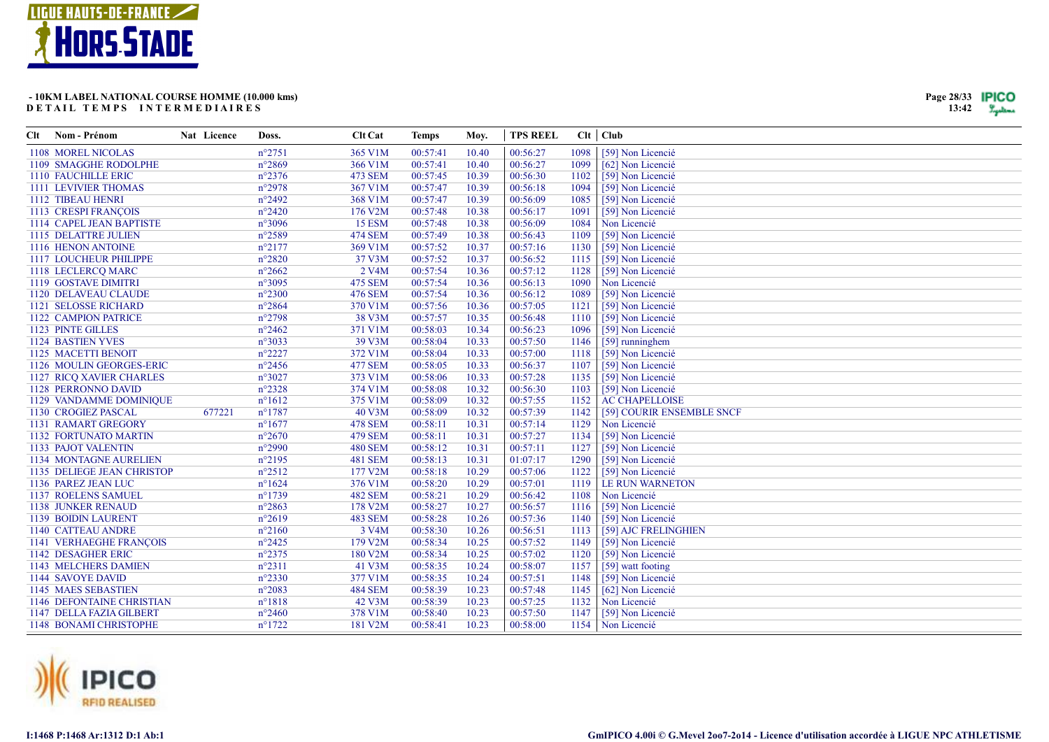**- 10KM LABEL NATIONAL COURSE HOMME (10.000 kms)**
**DETAIL TEMPS INTERMEDIAIRES**

| Clt | Nom - Prénom | Nat | Licence | Doss. | Clt Cat | Temps | Moy. | TPS REEL | Clt | Club |
|---|---|---|---|---|---|---|---|---|---|---|
| 1108 | MOREL NICOLAS | | | n°2751 | 365 V1M | 00:57:41 | 10.40 | 00:56:27 | 1098 | [59] Non Licencié |
| 1109 | SMAGGHE RODOLPHE | | | n°2869 | 366 V1M | 00:57:41 | 10.40 | 00:56:27 | 1099 | [62] Non Licencié |
| 1110 | FAUCHILLE ERIC | | | n°2376 | 473 SEM | 00:57:45 | 10.39 | 00:56:30 | 1102 | [59] Non Licencié |
| 1111 | LEVIVIER THOMAS | | | n°2978 | 367 V1M | 00:57:47 | 10.39 | 00:56:18 | 1094 | [59] Non Licencié |
| 1112 | TIBEAU HENRI | | | n°2492 | 368 V1M | 00:57:47 | 10.39 | 00:56:09 | 1085 | [59] Non Licencié |
| 1113 | CRESPI FRANÇOIS | | | n°2420 | 176 V2M | 00:57:48 | 10.38 | 00:56:17 | 1091 | [59] Non Licencié |
| 1114 | CAPEL JEAN BAPTISTE | | | n°3096 | 15 ESM | 00:57:48 | 10.38 | 00:56:09 | 1084 | Non Licencié |
| 1115 | DELATTRE JULIEN | | | n°2589 | 474 SEM | 00:57:49 | 10.38 | 00:56:43 | 1109 | [59] Non Licencié |
| 1116 | HENON ANTOINE | | | n°2177 | 369 V1M | 00:57:52 | 10.37 | 00:57:16 | 1130 | [59] Non Licencié |
| 1117 | LOUCHEUR PHILIPPE | | | n°2820 | 37 V3M | 00:57:52 | 10.37 | 00:56:52 | 1115 | [59] Non Licencié |
| 1118 | LECLERCQ MARC | | | n°2662 | 2 V4M | 00:57:54 | 10.36 | 00:57:12 | 1128 | [59] Non Licencié |
| 1119 | GOSTAVE DIMITRI | | | n°3095 | 475 SEM | 00:57:54 | 10.36 | 00:56:13 | 1090 | Non Licencié |
| 1120 | DELAVEAU CLAUDE | | | n°2300 | 476 SEM | 00:57:54 | 10.36 | 00:56:12 | 1089 | [59] Non Licencié |
| 1121 | SELOSSE RICHARD | | | n°2864 | 370 V1M | 00:57:56 | 10.36 | 00:57:05 | 1121 | [59] Non Licencié |
| 1122 | CAMPION PATRICE | | | n°2798 | 38 V3M | 00:57:57 | 10.35 | 00:56:48 | 1110 | [59] Non Licencié |
| 1123 | PINTE GILLES | | | n°2462 | 371 V1M | 00:58:03 | 10.34 | 00:56:23 | 1096 | [59] Non Licencié |
| 1124 | BASTIEN YVES | | | n°3033 | 39 V3M | 00:58:04 | 10.33 | 00:57:50 | 1146 | [59] runninghem |
| 1125 | MACETTI BENOIT | | | n°2227 | 372 V1M | 00:58:04 | 10.33 | 00:57:00 | 1118 | [59] Non Licencié |
| 1126 | MOULIN GEORGES-ERIC | | | n°2456 | 477 SEM | 00:58:05 | 10.33 | 00:56:37 | 1107 | [59] Non Licencié |
| 1127 | RICQ XAVIER CHARLES | | | n°3027 | 373 V1M | 00:58:06 | 10.33 | 00:57:28 | 1135 | [59] Non Licencié |
| 1128 | PERRONNO DAVID | | | n°2328 | 374 V1M | 00:58:08 | 10.32 | 00:56:30 | 1103 | [59] Non Licencié |
| 1129 | VANDAMME DOMINIQUE | | | n°1612 | 375 V1M | 00:58:09 | 10.32 | 00:57:55 | 1152 | AC CHAPELLOISE |
| 1130 | CROGIEZ PASCAL | | 677221 | n°1787 | 40 V3M | 00:58:09 | 10.32 | 00:57:39 | 1142 | [59] COURIR ENSEMBLE SNCF |
| 1131 | RAMART GREGORY | | | n°1677 | 478 SEM | 00:58:11 | 10.31 | 00:57:14 | 1129 | Non Licencié |
| 1132 | FORTUNATO MARTIN | | | n°2670 | 479 SEM | 00:58:11 | 10.31 | 00:57:27 | 1134 | [59] Non Licencié |
| 1133 | PAJOT VALENTIN | | | n°2990 | 480 SEM | 00:58:12 | 10.31 | 00:57:11 | 1127 | [59] Non Licencié |
| 1134 | MONTAGNE AURELIEN | | | n°2195 | 481 SEM | 00:58:13 | 10.31 | 01:07:17 | 1290 | [59] Non Licencié |
| 1135 | DELIEGE JEAN CHRISTOP | | | n°2512 | 177 V2M | 00:58:18 | 10.29 | 00:57:06 | 1122 | [59] Non Licencié |
| 1136 | PAREZ JEAN LUC | | | n°1624 | 376 V1M | 00:58:20 | 10.29 | 00:57:01 | 1119 | LE RUN WARNETON |
| 1137 | ROELENS SAMUEL | | | n°1739 | 482 SEM | 00:58:21 | 10.29 | 00:56:42 | 1108 | Non Licencié |
| 1138 | JUNKER RENAUD | | | n°2863 | 178 V2M | 00:58:27 | 10.27 | 00:56:57 | 1116 | [59] Non Licencié |
| 1139 | BOIDIN LAURENT | | | n°2619 | 483 SEM | 00:58:28 | 10.26 | 00:57:36 | 1140 | [59] Non Licencié |
| 1140 | CATTEAU ANDRE | | | n°2160 | 3 V4M | 00:58:30 | 10.26 | 00:56:51 | 1113 | [59] AJC FRELINGHIEN |
| 1141 | VERHAEGHE FRANÇOIS | | | n°2425 | 179 V2M | 00:58:34 | 10.25 | 00:57:52 | 1149 | [59] Non Licencié |
| 1142 | DESAGHER ERIC | | | n°2375 | 180 V2M | 00:58:34 | 10.25 | 00:57:02 | 1120 | [59] Non Licencié |
| 1143 | MELCHERS DAMIEN | | | n°2311 | 41 V3M | 00:58:35 | 10.24 | 00:58:07 | 1157 | [59] watt footing |
| 1144 | SAVOYE DAVID | | | n°2330 | 377 V1M | 00:58:35 | 10.24 | 00:57:51 | 1148 | [59] Non Licencié |
| 1145 | MAES SEBASTIEN | | | n°2083 | 484 SEM | 00:58:39 | 10.23 | 00:57:48 | 1145 | [62] Non Licencié |
| 1146 | DEFONTAINE CHRISTIAN | | | n°1818 | 42 V3M | 00:58:39 | 10.23 | 00:57:25 | 1132 | Non Licencié |
| 1147 | DELLA FAZIA GILBERT | | | n°2460 | 378 V1M | 00:58:40 | 10.23 | 00:57:50 | 1147 | [59] Non Licencié |
| 1148 | BONAMI CHRISTOPHE | | | n°1722 | 181 V2M | 00:58:41 | 10.23 | 00:58:00 | 1154 | Non Licencié |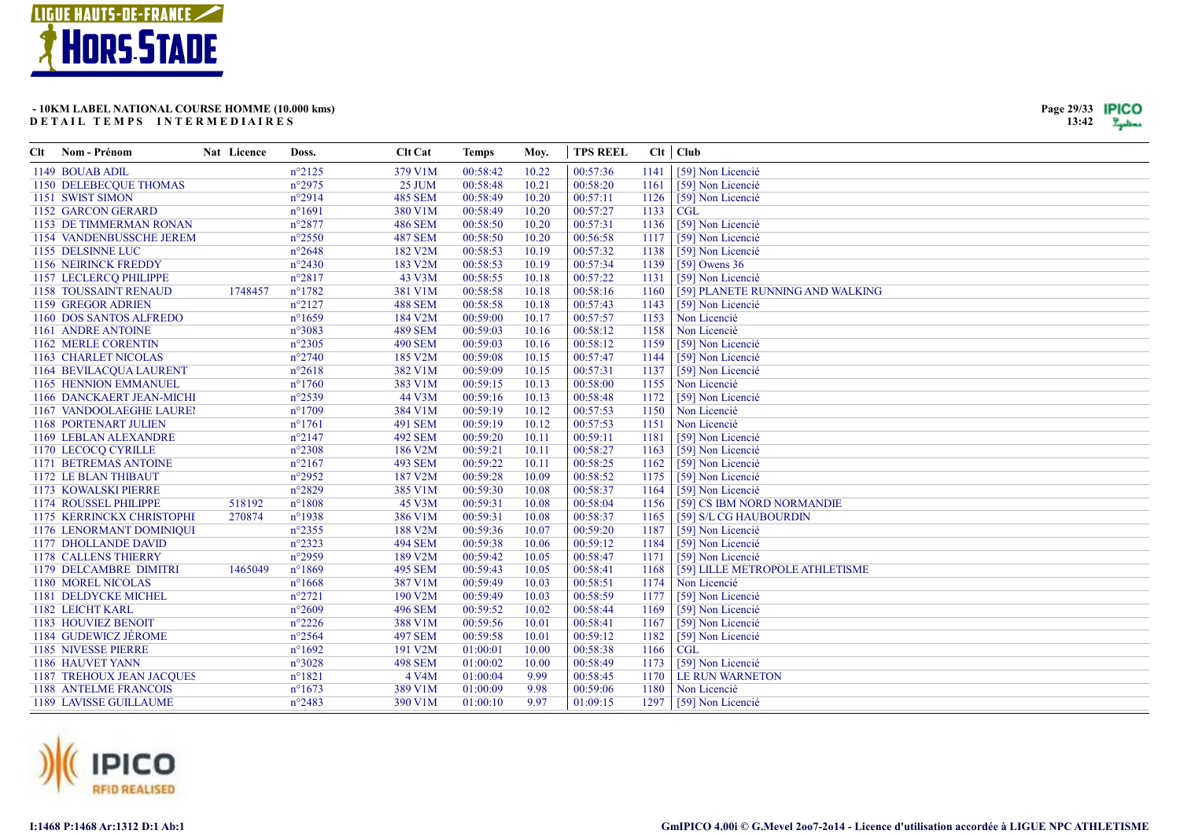# - 10KM LABEL NATIONAL COURSE HOMME (10.000 kms)

## DETAIL TEMPS INTERMEDIAIRES

| Clt | Nom - Prénom | Nat | Licence | Doss. | Clt Cat | Temps | Moy. | TPS REEL | Clt | Club |
|---|---|---|---|---|---|---|---|---|---|---|
| 1149 | BOUAB ADIL | | | n°2125 | 379 V1M | 00:58:42 | 10.22 | 00:57:36 | 1141 | [59] Non Licencié |
| 1150 | DELEBECQUE THOMAS | | | n°2975 | 25 JUM | 00:58:48 | 10.21 | 00:58:20 | 1161 | [59] Non Licencié |
| 1151 | SWIST SIMON | | | n°2914 | 485 SEM | 00:58:49 | 10.20 | 00:57:11 | 1126 | [59] Non Licencié |
| 1152 | GARCON GERARD | | | n°1691 | 380 V1M | 00:58:49 | 10.20 | 00:57:27 | 1133 | CGL |
| 1153 | DE TIMMERMAN RONAN | | | n°2877 | 486 SEM | 00:58:50 | 10.20 | 00:57:31 | 1136 | [59] Non Licencié |
| 1154 | VANDENBUSSCHE JEREM | | | n°2550 | 487 SEM | 00:58:50 | 10.20 | 00:56:58 | 1117 | [59] Non Licencié |
| 1155 | DELSINNE LUC | | | n°2648 | 182 V2M | 00:58:53 | 10.19 | 00:57:32 | 1138 | [59] Non Licencié |
| 1156 | NEIRINCK FREDDY | | | n°2430 | 183 V2M | 00:58:53 | 10.19 | 00:57:34 | 1139 | [59] Owens 36 |
| 1157 | LECLERCQ PHILIPPE | | | n°2817 | 43 V3M | 00:58:55 | 10.18 | 00:57:22 | 1131 | [59] Non Licencié |
| 1158 | TOUSSAINT RENAUD | | 1748457 | n°1782 | 381 V1M | 00:58:58 | 10.18 | 00:58:16 | 1160 | [59] PLANETE RUNNING AND WALKING |
| 1159 | GREGOR ADRIEN | | | n°2127 | 488 SEM | 00:58:58 | 10.18 | 00:57:43 | 1143 | [59] Non Licencié |
| 1160 | DOS SANTOS ALFREDO | | | n°1659 | 184 V2M | 00:59:00 | 10.17 | 00:57:57 | 1153 | Non Licencié |
| 1161 | ANDRE ANTOINE | | | n°3083 | 489 SEM | 00:59:03 | 10.16 | 00:58:12 | 1158 | Non Licencié |
| 1162 | MERLE CORENTIN | | | n°2305 | 490 SEM | 00:59:03 | 10.16 | 00:58:12 | 1159 | [59] Non Licencié |
| 1163 | CHARLET NICOLAS | | | n°2740 | 185 V2M | 00:59:08 | 10.15 | 00:57:47 | 1144 | [59] Non Licencié |
| 1164 | BEVILACQUA LAURENT | | | n°2618 | 382 V1M | 00:59:09 | 10.15 | 00:57:31 | 1137 | [59] Non Licencié |
| 1165 | HENNION EMMANUEL | | | n°1760 | 383 V1M | 00:59:15 | 10.13 | 00:58:00 | 1155 | Non Licencié |
| 1166 | DANCKAERT JEAN-MICHI | | | n°2539 | 44 V3M | 00:59:16 | 10.13 | 00:58:48 | 1172 | [59] Non Licencié |
| 1167 | VANDOOLAEGHE LAURE! | | | n°1709 | 384 V1M | 00:59:19 | 10.12 | 00:57:53 | 1150 | Non Licencié |
| 1168 | PORTENART JULIEN | | | n°1761 | 491 SEM | 00:59:19 | 10.12 | 00:57:53 | 1151 | Non Licencié |
| 1169 | LEBLAN ALEXANDRE | | | n°2147 | 492 SEM | 00:59:20 | 10.11 | 00:59:11 | 1181 | [59] Non Licencié |
| 1170 | LECOCQ CYRILLE | | | n°2308 | 186 V2M | 00:59:21 | 10.11 | 00:58:27 | 1163 | [59] Non Licencié |
| 1171 | BETREMAS ANTOINE | | | n°2167 | 493 SEM | 00:59:22 | 10.11 | 00:58:25 | 1162 | [59] Non Licencié |
| 1172 | LE BLAN THIBAUT | | | n°2952 | 187 V2M | 00:59:28 | 10.09 | 00:58:52 | 1175 | [59] Non Licencié |
| 1173 | KOWALSKI PIERRE | | | n°2829 | 385 V1M | 00:59:30 | 10.08 | 00:58:37 | 1164 | [59] Non Licencié |
| 1174 | ROUSSEL PHILIPPE | | 518192 | n°1808 | 45 V3M | 00:59:31 | 10.08 | 00:58:04 | 1156 | [59] CS IBM NORD NORMANDIE |
| 1175 | KERRINCKX CHRISTOPHI | | 270874 | n°1938 | 386 V1M | 00:59:31 | 10.08 | 00:58:37 | 1165 | [59] S/L CG HAUBOURDIN |
| 1176 | LENORMANT DOMINIQUI | | | n°2355 | 188 V2M | 00:59:36 | 10.07 | 00:59:20 | 1187 | [59] Non Licencié |
| 1177 | DHOLLANDE DAVID | | | n°2323 | 494 SEM | 00:59:38 | 10.06 | 00:59:12 | 1184 | [59] Non Licencié |
| 1178 | CALLENS THIERRY | | | n°2959 | 189 V2M | 00:59:42 | 10.05 | 00:58:47 | 1171 | [59] Non Licencié |
| 1179 | DELCAMBRE DIMITRI | | 1465049 | n°1869 | 495 SEM | 00:59:43 | 10.05 | 00:58:41 | 1168 | [59] LILLE METROPOLE ATHLETISME |
| 1180 | MOREL NICOLAS | | | n°1668 | 387 V1M | 00:59:49 | 10.03 | 00:58:51 | 1174 | Non Licencié |
| 1181 | DELDYCKE MICHEL | | | n°2721 | 190 V2M | 00:59:49 | 10.03 | 00:58:59 | 1177 | [59] Non Licencié |
| 1182 | LEICHT KARL | | | n°2609 | 496 SEM | 00:59:52 | 10.02 | 00:58:44 | 1169 | [59] Non Licencié |
| 1183 | HOUVIEZ BENOIT | | | n°2226 | 388 V1M | 00:59:56 | 10.01 | 00:58:41 | 1167 | [59] Non Licencié |
| 1184 | GUDEWICZ JÉROME | | | n°2564 | 497 SEM | 00:59:58 | 10.01 | 00:59:12 | 1182 | [59] Non Licencié |
| 1185 | NIVESSE PIERRE | | | n°1692 | 191 V2M | 01:00:01 | 10.00 | 00:58:38 | 1166 | CGL |
| 1186 | HAUVET YANN | | | n°3028 | 498 SEM | 01:00:02 | 10.00 | 00:58:49 | 1173 | [59] Non Licencié |
| 1187 | TREHOUX JEAN JACQUES | | | n°1821 | 4 V4M | 01:00:04 | 9.99 | 00:58:45 | 1170 | LE RUN WARNETON |
| 1188 | ANTELME FRANCOIS | | | n°1673 | 389 V1M | 01:00:09 | 9.98 | 00:59:06 | 1180 | Non Licencié |
| 1189 | LAVISSE GUILLAUME | | | n°2483 | 390 V1M | 01:00:10 | 9.97 | 01:09:15 | 1297 | [59] Non Licencié |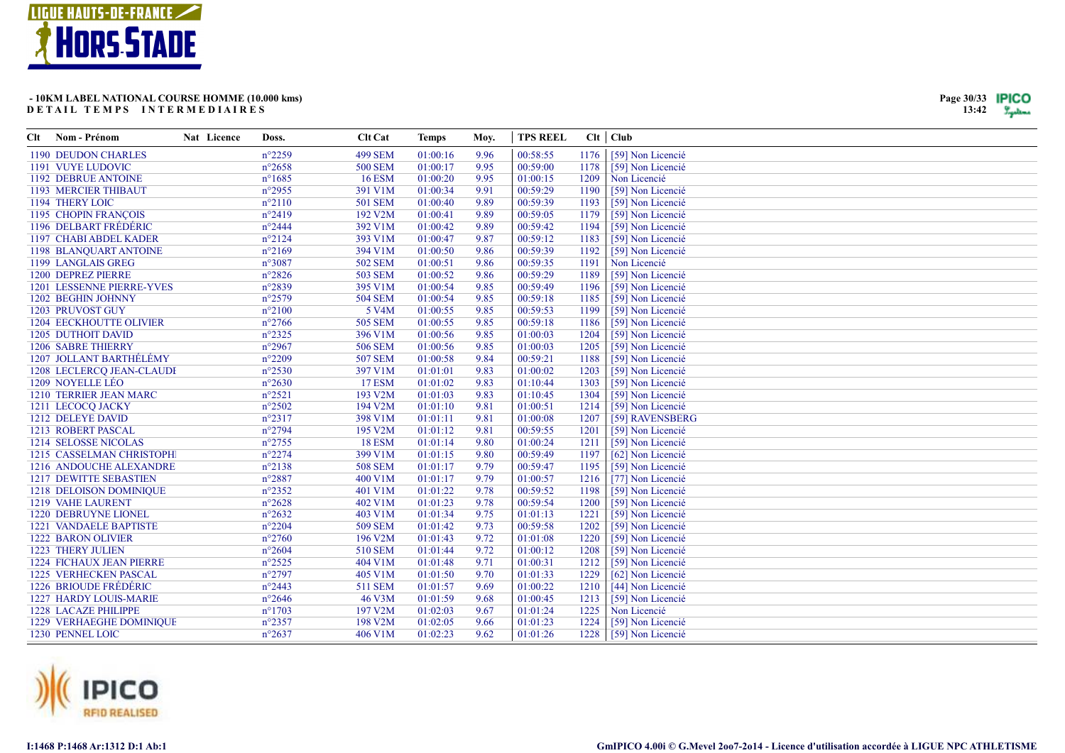**- 10KM LABEL NATIONAL COURSE HOMME (10.000 kms)**
**DETAIL TEMPS INTERMEDIAIRES**

| Clt | Nom - Prénom | Nat | Licence | Doss. | Clt Cat | Temps | Moy. | TPS REEL | Clt | Club |
|---|---|---|---|---|---|---|---|---|---|---|
| 1190 | DEUDON CHARLES | | | n°2259 | 499 SEM | 01:00:16 | 9.96 | 00:58:55 | 1176 | [59] Non Licencié |
| 1191 | VUYE LUDOVIC | | | n°2658 | 500 SEM | 01:00:17 | 9.95 | 00:59:00 | 1178 | [59] Non Licencié |
| 1192 | DEBRUE ANTOINE | | | n°1685 | 16 ESM | 01:00:20 | 9.95 | 01:00:15 | 1209 | Non Licencié |
| 1193 | MERCIER THIBAUT | | | n°2955 | 391 V1M | 01:00:34 | 9.91 | 00:59:29 | 1190 | [59] Non Licencié |
| 1194 | THERY LOIC | | | n°2110 | 501 SEM | 01:00:40 | 9.89 | 00:59:39 | 1193 | [59] Non Licencié |
| 1195 | CHOPIN FRANÇOIS | | | n°2419 | 192 V2M | 01:00:41 | 9.89 | 00:59:05 | 1179 | [59] Non Licencié |
| 1196 | DELBART FRÉDÉRIC | | | n°2444 | 392 V1M | 01:00:42 | 9.89 | 00:59:42 | 1194 | [59] Non Licencié |
| 1197 | CHABI ABDEL KADER | | | n°2124 | 393 V1M | 01:00:47 | 9.87 | 00:59:12 | 1183 | [59] Non Licencié |
| 1198 | BLANQUART ANTOINE | | | n°2169 | 394 V1M | 01:00:50 | 9.86 | 00:59:39 | 1192 | [59] Non Licencié |
| 1199 | LANGLAIS GREG | | | n°3087 | 502 SEM | 01:00:51 | 9.86 | 00:59:35 | 1191 | Non Licencié |
| 1200 | DEPREZ PIERRE | | | n°2826 | 503 SEM | 01:00:52 | 9.86 | 00:59:29 | 1189 | [59] Non Licencié |
| 1201 | LESSENNE PIERRE-YVES | | | n°2839 | 395 V1M | 01:00:54 | 9.85 | 00:59:49 | 1196 | [59] Non Licencié |
| 1202 | BEGHIN JOHNNY | | | n°2579 | 504 SEM | 01:00:54 | 9.85 | 00:59:18 | 1185 | [59] Non Licencié |
| 1203 | PRUVOST GUY | | | n°2100 | 5 V4M | 01:00:55 | 9.85 | 00:59:53 | 1199 | [59] Non Licencié |
| 1204 | EECKHOUTTE OLIVIER | | | n°2766 | 505 SEM | 01:00:55 | 9.85 | 00:59:18 | 1186 | [59] Non Licencié |
| 1205 | DUTHOIT DAVID | | | n°2325 | 396 V1M | 01:00:56 | 9.85 | 01:00:03 | 1204 | [59] Non Licencié |
| 1206 | SABRE THIERRY | | | n°2967 | 506 SEM | 01:00:56 | 9.85 | 01:00:03 | 1205 | [59] Non Licencié |
| 1207 | JOLLANT BARTHÉLÉMY | | | n°2209 | 507 SEM | 01:00:58 | 9.84 | 00:59:21 | 1188 | [59] Non Licencié |
| 1208 | LECLERCQ JEAN-CLAUDI | | | n°2530 | 397 V1M | 01:01:01 | 9.83 | 01:00:02 | 1203 | [59] Non Licencié |
| 1209 | NOYELLE LÉO | | | n°2630 | 17 ESM | 01:01:02 | 9.83 | 01:10:44 | 1303 | [59] Non Licencié |
| 1210 | TERRIER JEAN MARC | | | n°2521 | 193 V2M | 01:01:03 | 9.83 | 01:10:45 | 1304 | [59] Non Licencié |
| 1211 | LECOCQ JACKY | | | n°2502 | 194 V2M | 01:01:10 | 9.81 | 01:00:51 | 1214 | [59] Non Licencié |
| 1212 | DELEYE DAVID | | | n°2317 | 398 V1M | 01:01:11 | 9.81 | 01:00:08 | 1207 | [59] RAVENSBERG |
| 1213 | ROBERT PASCAL | | | n°2794 | 195 V2M | 01:01:12 | 9.81 | 00:59:55 | 1201 | [59] Non Licencié |
| 1214 | SELOSSE NICOLAS | | | n°2755 | 18 ESM | 01:01:14 | 9.80 | 01:00:24 | 1211 | [59] Non Licencié |
| 1215 | CASSELMAN CHRISTOPHI | | | n°2274 | 399 V1M | 01:01:15 | 9.80 | 00:59:49 | 1197 | [62] Non Licencié |
| 1216 | ANDOUCHE ALEXANDRE | | | n°2138 | 508 SEM | 01:01:17 | 9.79 | 00:59:47 | 1195 | [59] Non Licencié |
| 1217 | DEWITTE SEBASTIEN | | | n°2887 | 400 V1M | 01:01:17 | 9.79 | 01:00:57 | 1216 | [77] Non Licencié |
| 1218 | DELOISON DOMINIQUE | | | n°2352 | 401 V1M | 01:01:22 | 9.78 | 00:59:52 | 1198 | [59] Non Licencié |
| 1219 | VAHE LAURENT | | | n°2628 | 402 V1M | 01:01:23 | 9.78 | 00:59:54 | 1200 | [59] Non Licencié |
| 1220 | DEBRUYNE LIONEL | | | n°2632 | 403 V1M | 01:01:34 | 9.75 | 01:01:13 | 1221 | [59] Non Licencié |
| 1221 | VANDAELE BAPTISTE | | | n°2204 | 509 SEM | 01:01:42 | 9.73 | 00:59:58 | 1202 | [59] Non Licencié |
| 1222 | BARON OLIVIER | | | n°2760 | 196 V2M | 01:01:43 | 9.72 | 01:01:08 | 1220 | [59] Non Licencié |
| 1223 | THERY JULIEN | | | n°2604 | 510 SEM | 01:01:44 | 9.72 | 01:00:12 | 1208 | [59] Non Licencié |
| 1224 | FICHAUX JEAN PIERRE | | | n°2525 | 404 V1M | 01:01:48 | 9.71 | 01:00:31 | 1212 | [59] Non Licencié |
| 1225 | VERHECKEN PASCAL | | | n°2797 | 405 V1M | 01:01:50 | 9.70 | 01:01:33 | 1229 | [62] Non Licencié |
| 1226 | BRIOUDE FRÉDÉRIC | | | n°2443 | 511 SEM | 01:01:57 | 9.69 | 01:00:22 | 1210 | [44] Non Licencié |
| 1227 | HARDY LOUIS-MARIE | | | n°2646 | 46 V3M | 01:01:59 | 9.68 | 01:00:45 | 1213 | [59] Non Licencié |
| 1228 | LACAZE PHILIPPE | | | n°1703 | 197 V2M | 01:02:03 | 9.67 | 01:01:24 | 1225 | Non Licencié |
| 1229 | VERHAEGHE DOMINIQUE | | | n°2357 | 198 V2M | 01:02:05 | 9.66 | 01:01:23 | 1224 | [59] Non Licencié |
| 1230 | PENNEL LOIC | | | n°2637 | 406 V1M | 01:02:23 | 9.62 | 01:01:26 | 1228 | [59] Non Licencié |

I:1468 P:1468 Ar:1312 D:1 Ab:1

GmIPICO 4.00i © G.Mevel 2oo7-2o14 - Licence d'utilisation accordée à LIGUE NPC ATHLETISME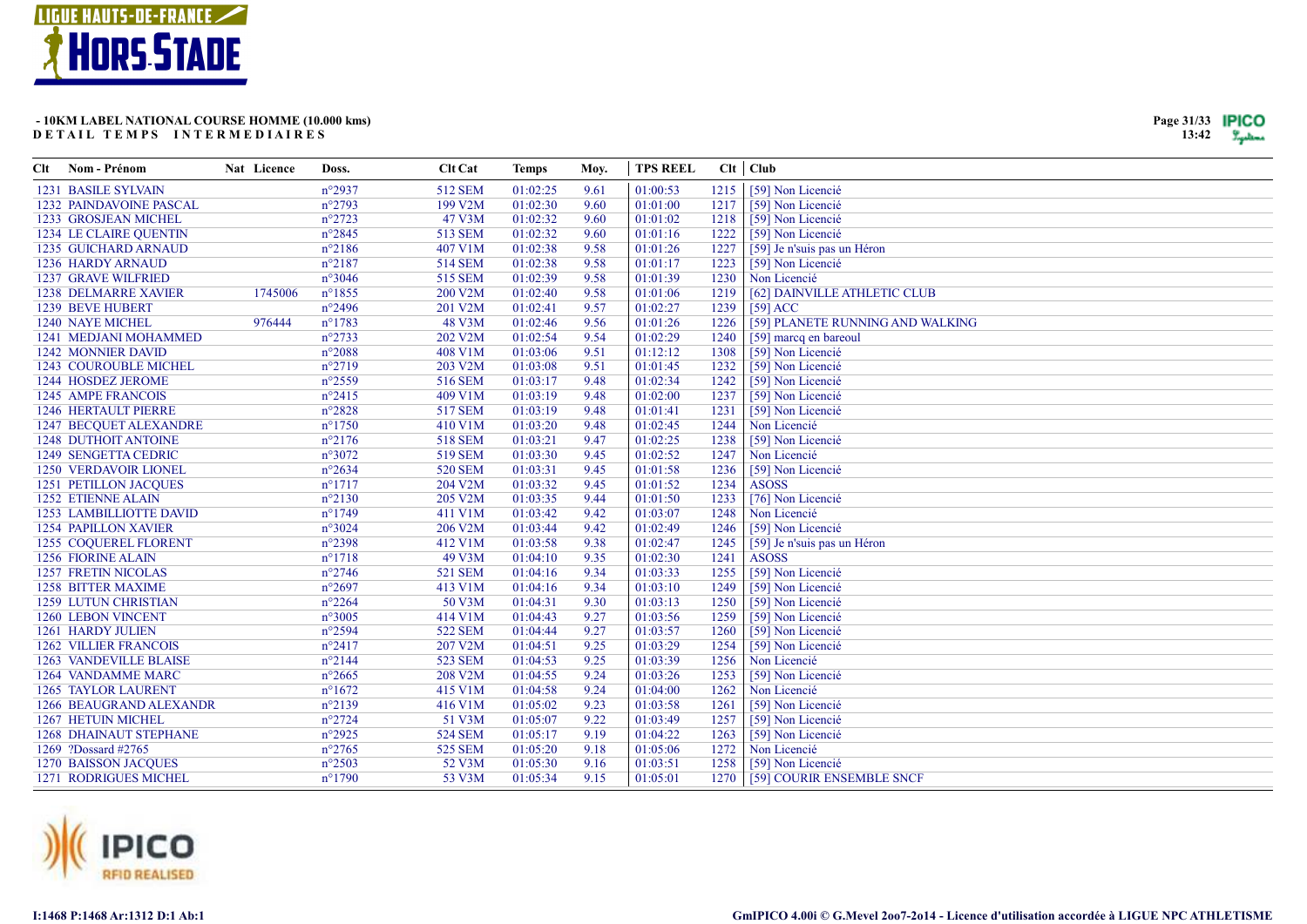# - 10KM LABEL NATIONAL COURSE HOMME (10.000 kms)

**DETAIL TEMPS INTERMEDIAIRES**

| Clt | Nom - Prénom | Nat | Licence | Doss. | Clt Cat | Temps | Moy. | TPS REEL | Clt | Club |
|---|---|---|---|---|---|---|---|---|---|---|
| 1231 | BASILE SYLVAIN | | | n°2937 | 512 SEM | 01:02:25 | 9.61 | 01:00:53 | 1215 | [59] Non Licencié |
| 1232 | PAINDAVOINE PASCAL | | | n°2793 | 199 V2M | 01:02:30 | 9.60 | 01:01:00 | 1217 | [59] Non Licencié |
| 1233 | GROSJEAN MICHEL | | | n°2723 | 47 V3M | 01:02:32 | 9.60 | 01:01:02 | 1218 | [59] Non Licencié |
| 1234 | LE CLAIRE QUENTIN | | | n°2845 | 513 SEM | 01:02:32 | 9.60 | 01:01:16 | 1222 | [59] Non Licencié |
| 1235 | GUICHARD ARNAUD | | | n°2186 | 407 V1M | 01:02:38 | 9.58 | 01:01:26 | 1227 | [59] Je n'suis pas un Héron |
| 1236 | HARDY ARNAUD | | | n°2187 | 514 SEM | 01:02:38 | 9.58 | 01:01:17 | 1223 | [59] Non Licencié |
| 1237 | GRAVE WILFRIED | | | n°3046 | 515 SEM | 01:02:39 | 9.58 | 01:01:39 | 1230 | Non Licencié |
| 1238 | DELMARRE XAVIER | | 1745006 | n°1855 | 200 V2M | 01:02:40 | 9.58 | 01:01:06 | 1219 | [62] DAINVILLE ATHLETIC CLUB |
| 1239 | BEVE HUBERT | | | n°2496 | 201 V2M | 01:02:41 | 9.57 | 01:02:27 | 1239 | [59] ACC |
| 1240 | NAYE MICHEL | | 976444 | n°1783 | 48 V3M | 01:02:46 | 9.56 | 01:01:26 | 1226 | [59] PLANETE RUNNING AND WALKING |
| 1241 | MEDJANI MOHAMMED | | | n°2733 | 202 V2M | 01:02:54 | 9.54 | 01:02:29 | 1240 | [59] marcq en bareoul |
| 1242 | MONNIER DAVID | | | n°2088 | 408 V1M | 01:03:06 | 9.51 | 01:12:12 | 1308 | [59] Non Licencié |
| 1243 | COUROUBLE MICHEL | | | n°2719 | 203 V2M | 01:03:08 | 9.51 | 01:01:45 | 1232 | [59] Non Licencié |
| 1244 | HOSDEZ JEROME | | | n°2559 | 516 SEM | 01:03:17 | 9.48 | 01:02:34 | 1242 | [59] Non Licencié |
| 1245 | AMPE FRANCOIS | | | n°2415 | 409 V1M | 01:03:19 | 9.48 | 01:02:00 | 1237 | [59] Non Licencié |
| 1246 | HERTAULT PIERRE | | | n°2828 | 517 SEM | 01:03:19 | 9.48 | 01:01:41 | 1231 | [59] Non Licencié |
| 1247 | BECQUET ALEXANDRE | | | n°1750 | 410 V1M | 01:03:20 | 9.48 | 01:02:45 | 1244 | Non Licencié |
| 1248 | DUTHOIT ANTOINE | | | n°2176 | 518 SEM | 01:03:21 | 9.47 | 01:02:25 | 1238 | [59] Non Licencié |
| 1249 | SENGETTA CEDRIC | | | n°3072 | 519 SEM | 01:03:30 | 9.45 | 01:02:52 | 1247 | Non Licencié |
| 1250 | VERDAVOIR LIONEL | | | n°2634 | 520 SEM | 01:03:31 | 9.45 | 01:01:58 | 1236 | [59] Non Licencié |
| 1251 | PETILLON JACQUES | | | n°1717 | 204 V2M | 01:03:32 | 9.45 | 01:01:52 | 1234 | ASOSS |
| 1252 | ETIENNE ALAIN | | | n°2130 | 205 V2M | 01:03:35 | 9.44 | 01:01:50 | 1233 | [76] Non Licencié |
| 1253 | LAMBILLIOTTE DAVID | | | n°1749 | 411 V1M | 01:03:42 | 9.42 | 01:03:07 | 1248 | Non Licencié |
| 1254 | PAPILLON XAVIER | | | n°3024 | 206 V2M | 01:03:44 | 9.42 | 01:02:49 | 1246 | [59] Non Licencié |
| 1255 | COQUEREL FLORENT | | | n°2398 | 412 V1M | 01:03:58 | 9.38 | 01:02:47 | 1245 | [59] Je n'suis pas un Héron |
| 1256 | FIORINE ALAIN | | | n°1718 | 49 V3M | 01:04:10 | 9.35 | 01:02:30 | 1241 | ASOSS |
| 1257 | FRETIN NICOLAS | | | n°2746 | 521 SEM | 01:04:16 | 9.34 | 01:03:33 | 1255 | [59] Non Licencié |
| 1258 | BITTER MAXIME | | | n°2697 | 413 V1M | 01:04:16 | 9.34 | 01:03:10 | 1249 | [59] Non Licencié |
| 1259 | LUTUN CHRISTIAN | | | n°2264 | 50 V3M | 01:04:31 | 9.30 | 01:03:13 | 1250 | [59] Non Licencié |
| 1260 | LEBON VINCENT | | | n°3005 | 414 V1M | 01:04:43 | 9.27 | 01:03:56 | 1259 | [59] Non Licencié |
| 1261 | HARDY JULIEN | | | n°2594 | 522 SEM | 01:04:44 | 9.27 | 01:03:57 | 1260 | [59] Non Licencié |
| 1262 | VILLIER FRANCOIS | | | n°2417 | 207 V2M | 01:04:51 | 9.25 | 01:03:29 | 1254 | [59] Non Licencié |
| 1263 | VANDEVILLE BLAISE | | | n°2144 | 523 SEM | 01:04:53 | 9.25 | 01:03:39 | 1256 | Non Licencié |
| 1264 | VANDAMME MARC | | | n°2665 | 208 V2M | 01:04:55 | 9.24 | 01:03:26 | 1253 | [59] Non Licencié |
| 1265 | TAYLOR LAURENT | | | n°1672 | 415 V1M | 01:04:58 | 9.24 | 01:04:00 | 1262 | Non Licencié |
| 1266 | BEAUGRAND ALEXANDR | | | n°2139 | 416 V1M | 01:05:02 | 9.23 | 01:03:58 | 1261 | [59] Non Licencié |
| 1267 | HETUIN MICHEL | | | n°2724 | 51 V3M | 01:05:07 | 9.22 | 01:03:49 | 1257 | [59] Non Licencié |
| 1268 | DHAINAUT STEPHANE | | | n°2925 | 524 SEM | 01:05:17 | 9.19 | 01:04:22 | 1263 | [59] Non Licencié |
| 1269 | ?Dossard #2765 | | | n°2765 | 525 SEM | 01:05:20 | 9.18 | 01:05:06 | 1272 | Non Licencié |
| 1270 | BAISSON JACQUES | | | n°2503 | 52 V3M | 01:05:30 | 9.16 | 01:03:51 | 1258 | [59] Non Licencié |
| 1271 | RODRIGUES MICHEL | | | n°1790 | 53 V3M | 01:05:34 | 9.15 | 01:05:01 | 1270 | [59] COURIR ENSEMBLE SNCF |

I:1468 P:1468 Ar:1312 D:1 Ab:1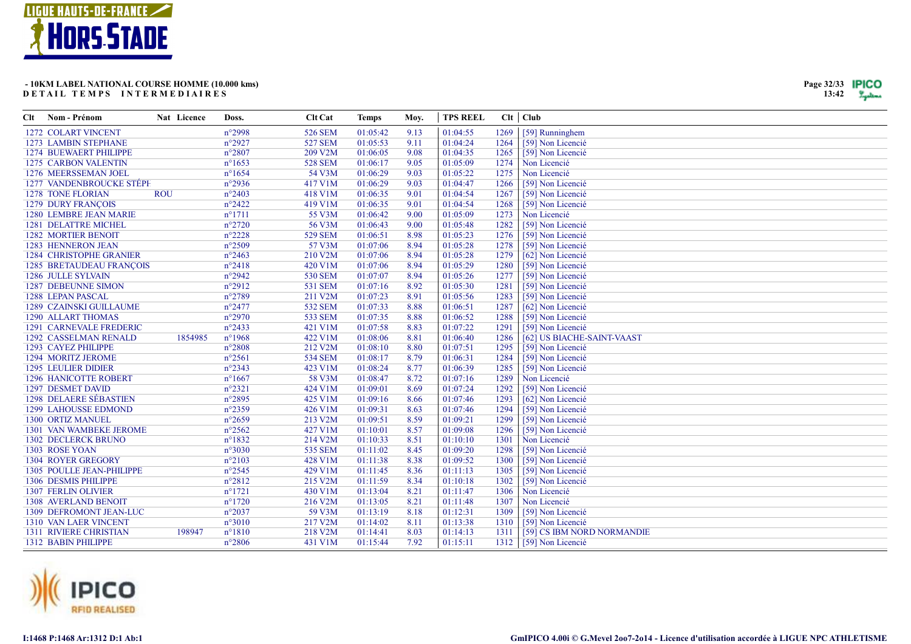**- 10KM LABEL NATIONAL COURSE HOMME (10.000 kms)**
**DETAIL TEMPS INTERMEDIAIRES**

| Clt | Nom - Prénom | Nat | Licence | Doss. | Clt Cat | Temps | Moy. | TPS REEL | Clt | Club |
|---|---|---|---|---|---|---|---|---|---|---|
| 1272 | COLART VINCENT | | | n°2998 | 526 SEM | 01:05:42 | 9.13 | 01:04:55 | 1269 | [59] Runninghem |
| 1273 | LAMBIN STEPHANE | | | n°2927 | 527 SEM | 01:05:53 | 9.11 | 01:04:24 | 1264 | [59] Non Licencié |
| 1274 | BUEWAERT PHILIPPE | | | n°2807 | 209 V2M | 01:06:05 | 9.08 | 01:04:35 | 1265 | [59] Non Licencié |
| 1275 | CARBON VALENTIN | | | n°1653 | 528 SEM | 01:06:17 | 9.05 | 01:05:09 | 1274 | Non Licencié |
| 1276 | MEERSSEMAN JOEL | | | n°1654 | 54 V3M | 01:06:29 | 9.03 | 01:05:22 | 1275 | Non Licencié |
| 1277 | VANDENBROUCKE STÉPH | | | n°2936 | 417 V1M | 01:06:29 | 9.03 | 01:04:47 | 1266 | [59] Non Licencié |
| 1278 | TONE FLORIAN | ROU | | n°2403 | 418 V1M | 01:06:35 | 9.01 | 01:04:54 | 1267 | [59] Non Licencié |
| 1279 | DURY FRANÇOIS | | | n°2422 | 419 V1M | 01:06:35 | 9.01 | 01:04:54 | 1268 | [59] Non Licencié |
| 1280 | LEMBRE JEAN MARIE | | | n°1711 | 55 V3M | 01:06:42 | 9.00 | 01:05:09 | 1273 | Non Licencié |
| 1281 | DELATTRE MICHEL | | | n°2720 | 56 V3M | 01:06:43 | 9.00 | 01:05:48 | 1282 | [59] Non Licencié |
| 1282 | MORTIER BENOIT | | | n°2228 | 529 SEM | 01:06:51 | 8.98 | 01:05:23 | 1276 | [59] Non Licencié |
| 1283 | HENNERON JEAN | | | n°2509 | 57 V3M | 01:07:06 | 8.94 | 01:05:28 | 1278 | [59] Non Licencié |
| 1284 | CHRISTOPHE GRANIER | | | n°2463 | 210 V2M | 01:07:06 | 8.94 | 01:05:28 | 1279 | [62] Non Licencié |
| 1285 | BRETAUDEAU FRANÇOIS | | | n°2418 | 420 V1M | 01:07:06 | 8.94 | 01:05:29 | 1280 | [59] Non Licencié |
| 1286 | JULLE SYLVAIN | | | n°2942 | 530 SEM | 01:07:07 | 8.94 | 01:05:26 | 1277 | [59] Non Licencié |
| 1287 | DEBEUNNE SIMON | | | n°2912 | 531 SEM | 01:07:16 | 8.92 | 01:05:30 | 1281 | [59] Non Licencié |
| 1288 | LEPAN PASCAL | | | n°2789 | 211 V2M | 01:07:23 | 8.91 | 01:05:56 | 1283 | [59] Non Licencié |
| 1289 | CZAINSKI GUILLAUME | | | n°2477 | 532 SEM | 01:07:33 | 8.88 | 01:06:51 | 1287 | [62] Non Licencié |
| 1290 | ALLART THOMAS | | | n°2970 | 533 SEM | 01:07:35 | 8.88 | 01:06:52 | 1288 | [59] Non Licencié |
| 1291 | CARNEVALE FREDERIC | | | n°2433 | 421 V1M | 01:07:58 | 8.83 | 01:07:22 | 1291 | [59] Non Licencié |
| 1292 | CASSELMAN RENALD | | 1854985 | n°1968 | 422 V1M | 01:08:06 | 8.81 | 01:06:40 | 1286 | [62] US BIACHE-SAINT-VAAST |
| 1293 | CAYEZ PHILIPPE | | | n°2808 | 212 V2M | 01:08:10 | 8.80 | 01:07:51 | 1295 | [59] Non Licencié |
| 1294 | MORITZ JEROME | | | n°2561 | 534 SEM | 01:08:17 | 8.79 | 01:06:31 | 1284 | [59] Non Licencié |
| 1295 | LEULIER DIDIER | | | n°2343 | 423 V1M | 01:08:24 | 8.77 | 01:06:39 | 1285 | [59] Non Licencié |
| 1296 | HANICOTTE ROBERT | | | n°1667 | 58 V3M | 01:08:47 | 8.72 | 01:07:16 | 1289 | Non Licencié |
| 1297 | DESMET DAVID | | | n°2321 | 424 V1M | 01:09:01 | 8.69 | 01:07:24 | 1292 | [59] Non Licencié |
| 1298 | DELAERE SÉBASTIEN | | | n°2895 | 425 V1M | 01:09:16 | 8.66 | 01:07:46 | 1293 | [62] Non Licencié |
| 1299 | LAHOUSSE EDMOND | | | n°2359 | 426 V1M | 01:09:31 | 8.63 | 01:07:46 | 1294 | [59] Non Licencié |
| 1300 | ORTIZ MANUEL | | | n°2659 | 213 V2M | 01:09:51 | 8.59 | 01:09:21 | 1299 | [59] Non Licencié |
| 1301 | VAN WAMBEKE JEROME | | | n°2562 | 427 V1M | 01:10:01 | 8.57 | 01:09:08 | 1296 | [59] Non Licencié |
| 1302 | DECLERCK BRUNO | | | n°1832 | 214 V2M | 01:10:33 | 8.51 | 01:10:10 | 1301 | Non Licencié |
| 1303 | ROSE YOAN | | | n°3030 | 535 SEM | 01:11:02 | 8.45 | 01:09:20 | 1298 | [59] Non Licencié |
| 1304 | ROYER GREGORY | | | n°2103 | 428 V1M | 01:11:38 | 8.38 | 01:09:52 | 1300 | [59] Non Licencié |
| 1305 | POULLE JEAN-PHILIPPE | | | n°2545 | 429 V1M | 01:11:45 | 8.36 | 01:11:13 | 1305 | [59] Non Licencié |
| 1306 | DESMIS PHILIPPE | | | n°2812 | 215 V2M | 01:11:59 | 8.34 | 01:10:18 | 1302 | [59] Non Licencié |
| 1307 | FERLIN OLIVIER | | | n°1721 | 430 V1M | 01:13:04 | 8.21 | 01:11:47 | 1306 | Non Licencié |
| 1308 | AVERLAND BENOIT | | | n°1720 | 216 V2M | 01:13:05 | 8.21 | 01:11:48 | 1307 | Non Licencié |
| 1309 | DEFROMONT JEAN-LUC | | | n°2037 | 59 V3M | 01:13:19 | 8.18 | 01:12:31 | 1309 | [59] Non Licencié |
| 1310 | VAN LAER VINCENT | | | n°3010 | 217 V2M | 01:14:02 | 8.11 | 01:13:38 | 1310 | [59] Non Licencié |
| 1311 | RIVIERE CHRISTIAN | | 198947 | n°1810 | 218 V2M | 01:14:41 | 8.03 | 01:14:13 | 1311 | [59] CS IBM NORD NORMANDIE |
| 1312 | BABIN PHILIPPE | | | n°2806 | 431 V1M | 01:15:44 | 7.92 | 01:15:11 | 1312 | [59] Non Licencié |

I:1468 P:1468 Ar:1312 D:1 Ab:1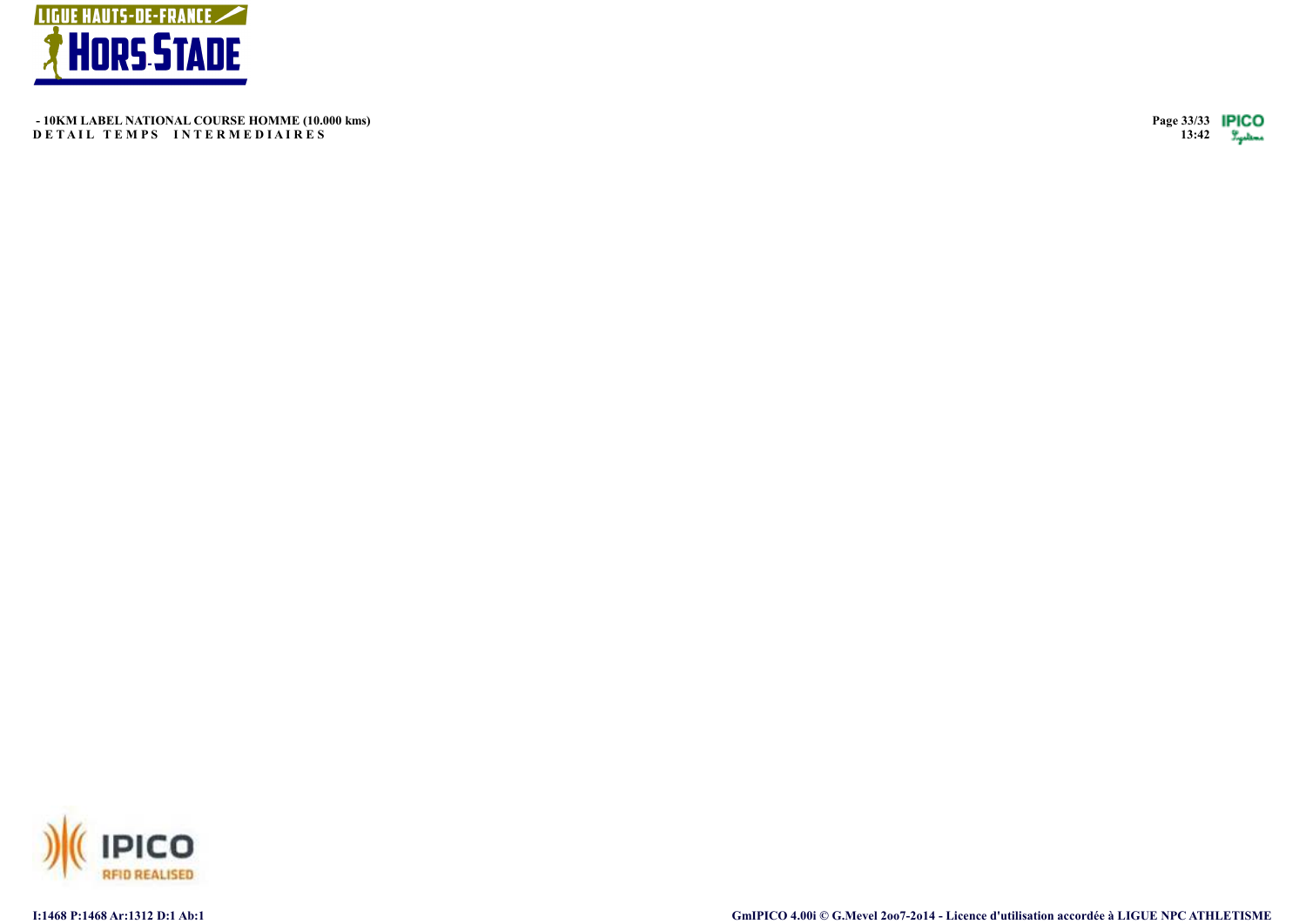- 10KM LABEL NATIONAL COURSE HOMME (10.000 kms)

D E T A I L   T E M P S   I N T E R M E D I A I R E S

I:1468 P:1468 Ar:1312 D:1 Ab:1

GmIPICO 4.00i © G.Mevel 2oo7-2o14 - Licence d'utilisation accordée à LIGUE NPC ATHLETISME